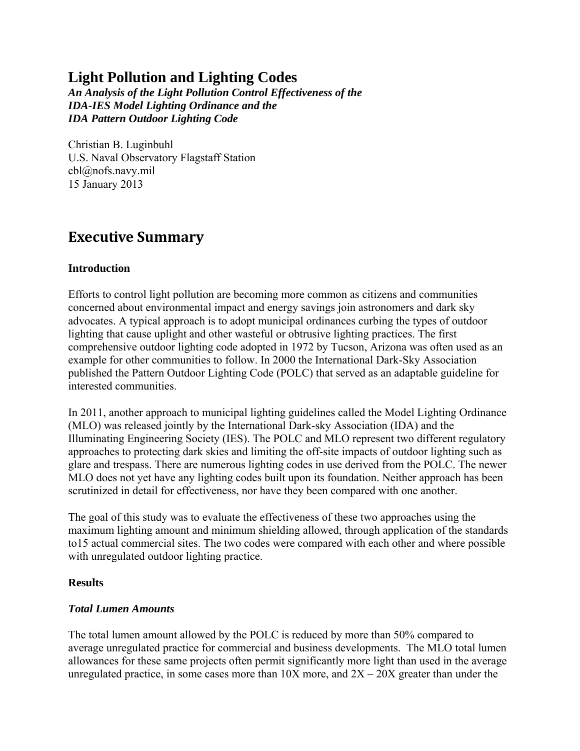# Light Pollution and Lighting Codes

***An Analysis of the Light Pollution Control Effectiveness of the IDA-IES Model Lighting Ordinance and the IDA Pattern Outdoor Lighting Code***

Christian B. Luginbuhl
U.S. Naval Observatory Flagstaff Station
cbl@nofs.navy.mil
15 January 2013

## Executive Summary

### Introduction

Efforts to control light pollution are becoming more common as citizens and communities concerned about environmental impact and energy savings join astronomers and dark sky advocates. A typical approach is to adopt municipal ordinances curbing the types of outdoor lighting that cause uplight and other wasteful or obtrusive lighting practices. The first comprehensive outdoor lighting code adopted in 1972 by Tucson, Arizona was often used as an example for other communities to follow. In 2000 the International Dark-Sky Association published the Pattern Outdoor Lighting Code (POLC) that served as an adaptable guideline for interested communities.

In 2011, another approach to municipal lighting guidelines called the Model Lighting Ordinance (MLO) was released jointly by the International Dark-sky Association (IDA) and the Illuminating Engineering Society (IES). The POLC and MLO represent two different regulatory approaches to protecting dark skies and limiting the off-site impacts of outdoor lighting such as glare and trespass. There are numerous lighting codes in use derived from the POLC. The newer MLO does not yet have any lighting codes built upon its foundation. Neither approach has been scrutinized in detail for effectiveness, nor have they been compared with one another.

The goal of this study was to evaluate the effectiveness of these two approaches using the maximum lighting amount and minimum shielding allowed, through application of the standards to15 actual commercial sites. The two codes were compared with each other and where possible with unregulated outdoor lighting practice.

### Results

#### *Total Lumen Amounts*

The total lumen amount allowed by the POLC is reduced by more than 50% compared to average unregulated practice for commercial and business developments. The MLO total lumen allowances for these same projects often permit significantly more light than used in the average unregulated practice, in some cases more than 10X more, and 2X – 20X greater than under the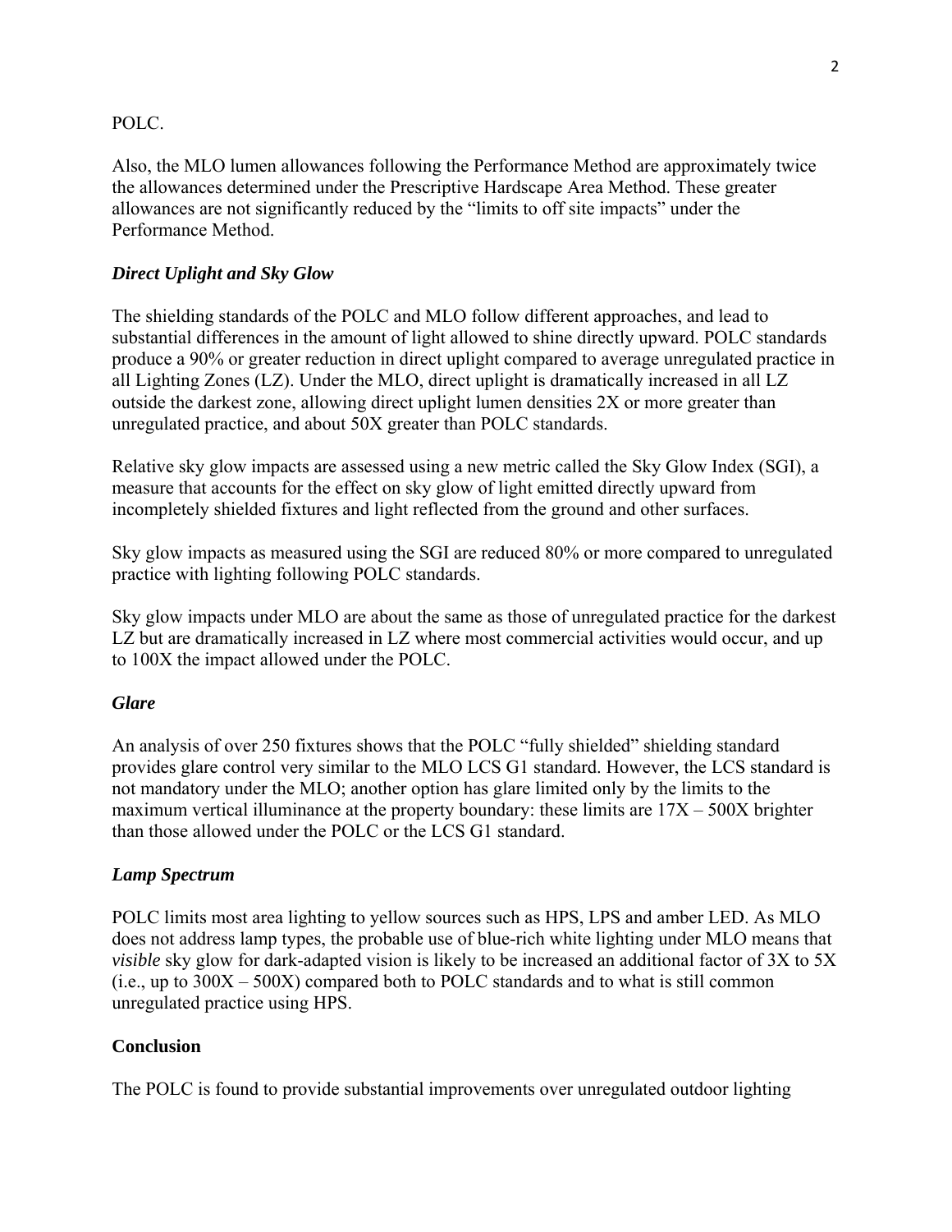POLC.

Also, the MLO lumen allowances following the Performance Method are approximately twice the allowances determined under the Prescriptive Hardscape Area Method. These greater allowances are not significantly reduced by the "limits to off site impacts" under the Performance Method.

### *Direct Uplight and Sky Glow*

The shielding standards of the POLC and MLO follow different approaches, and lead to substantial differences in the amount of light allowed to shine directly upward. POLC standards produce a 90% or greater reduction in direct uplight compared to average unregulated practice in all Lighting Zones (LZ). Under the MLO, direct uplight is dramatically increased in all LZ outside the darkest zone, allowing direct uplight lumen densities 2X or more greater than unregulated practice, and about 50X greater than POLC standards.

Relative sky glow impacts are assessed using a new metric called the Sky Glow Index (SGI), a measure that accounts for the effect on sky glow of light emitted directly upward from incompletely shielded fixtures and light reflected from the ground and other surfaces.

Sky glow impacts as measured using the SGI are reduced 80% or more compared to unregulated practice with lighting following POLC standards.

Sky glow impacts under MLO are about the same as those of unregulated practice for the darkest LZ but are dramatically increased in LZ where most commercial activities would occur, and up to 100X the impact allowed under the POLC.

### *Glare*

An analysis of over 250 fixtures shows that the POLC "fully shielded" shielding standard provides glare control very similar to the MLO LCS G1 standard. However, the LCS standard is not mandatory under the MLO; another option has glare limited only by the limits to the maximum vertical illuminance at the property boundary: these limits are 17X – 500X brighter than those allowed under the POLC or the LCS G1 standard.

### *Lamp Spectrum*

POLC limits most area lighting to yellow sources such as HPS, LPS and amber LED. As MLO does not address lamp types, the probable use of blue-rich white lighting under MLO means that *visible* sky glow for dark-adapted vision is likely to be increased an additional factor of 3X to 5X (i.e., up to 300X – 500X) compared both to POLC standards and to what is still common unregulated practice using HPS.

## **Conclusion**

The POLC is found to provide substantial improvements over unregulated outdoor lighting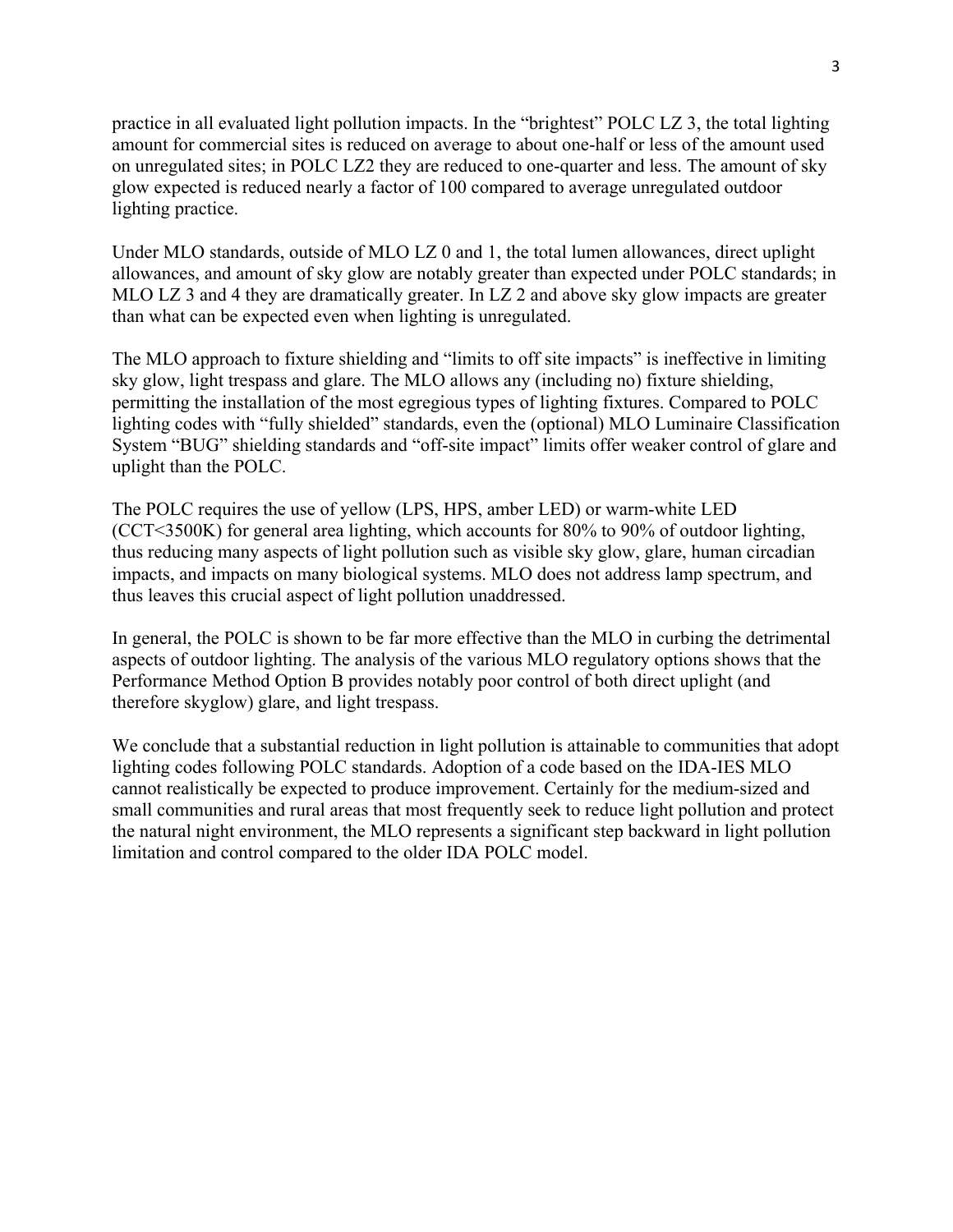practice in all evaluated light pollution impacts. In the "brightest" POLC LZ 3, the total lighting amount for commercial sites is reduced on average to about one-half or less of the amount used on unregulated sites; in POLC LZ2 they are reduced to one-quarter and less. The amount of sky glow expected is reduced nearly a factor of 100 compared to average unregulated outdoor lighting practice.

Under MLO standards, outside of MLO LZ 0 and 1, the total lumen allowances, direct uplight allowances, and amount of sky glow are notably greater than expected under POLC standards; in MLO LZ 3 and 4 they are dramatically greater. In LZ 2 and above sky glow impacts are greater than what can be expected even when lighting is unregulated.

The MLO approach to fixture shielding and "limits to off site impacts" is ineffective in limiting sky glow, light trespass and glare. The MLO allows any (including no) fixture shielding, permitting the installation of the most egregious types of lighting fixtures. Compared to POLC lighting codes with "fully shielded" standards, even the (optional) MLO Luminaire Classification System "BUG" shielding standards and "off-site impact" limits offer weaker control of glare and uplight than the POLC.

The POLC requires the use of yellow (LPS, HPS, amber LED) or warm-white LED (CCT<3500K) for general area lighting, which accounts for 80% to 90% of outdoor lighting, thus reducing many aspects of light pollution such as visible sky glow, glare, human circadian impacts, and impacts on many biological systems. MLO does not address lamp spectrum, and thus leaves this crucial aspect of light pollution unaddressed.

In general, the POLC is shown to be far more effective than the MLO in curbing the detrimental aspects of outdoor lighting. The analysis of the various MLO regulatory options shows that the Performance Method Option B provides notably poor control of both direct uplight (and therefore skyglow) glare, and light trespass.

We conclude that a substantial reduction in light pollution is attainable to communities that adopt lighting codes following POLC standards. Adoption of a code based on the IDA-IES MLO cannot realistically be expected to produce improvement. Certainly for the medium-sized and small communities and rural areas that most frequently seek to reduce light pollution and protect the natural night environment, the MLO represents a significant step backward in light pollution limitation and control compared to the older IDA POLC model.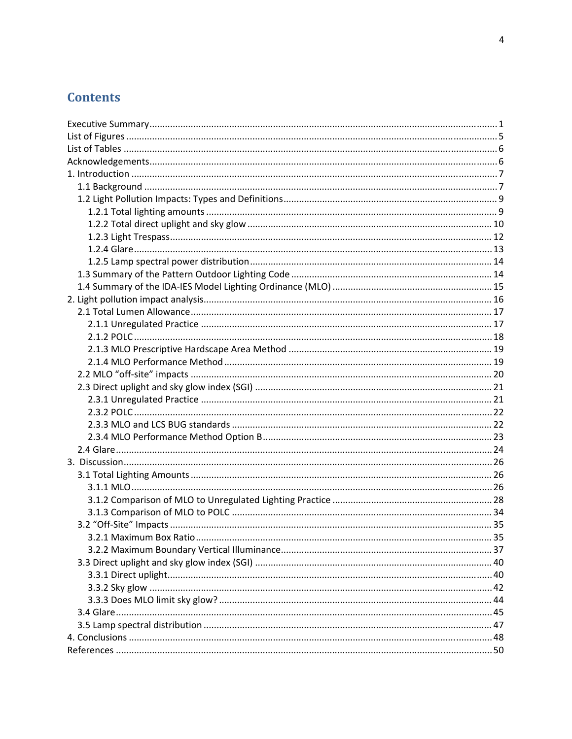# Contents

Executive Summary ..... 1
List of Figures ..... 5
List of Tables ..... 6
Acknowledgements ..... 6
1. Introduction ..... 7
    1.1 Background ..... 7
    1.2 Light Pollution Impacts: Types and Definitions ..... 9
        1.2.1 Total lighting amounts ..... 9
        1.2.2 Total direct uplight and sky glow ..... 10
        1.2.3 Light Trespass ..... 12
        1.2.4 Glare ..... 13
        1.2.5 Lamp spectral power distribution ..... 14
    1.3 Summary of the Pattern Outdoor Lighting Code ..... 14
    1.4 Summary of the IDA-IES Model Lighting Ordinance (MLO) ..... 15
2. Light pollution impact analysis ..... 16
    2.1 Total Lumen Allowance ..... 17
        2.1.1 Unregulated Practice ..... 17
        2.1.2 POLC ..... 18
        2.1.3 MLO Prescriptive Hardscape Area Method ..... 19
        2.1.4 MLO Performance Method ..... 19
    2.2 MLO "off-site" impacts ..... 20
    2.3 Direct uplight and sky glow index (SGI) ..... 21
        2.3.1 Unregulated Practice ..... 21
        2.3.2 POLC ..... 22
        2.3.3 MLO and LCS BUG standards ..... 22
        2.3.4 MLO Performance Method Option B ..... 23
    2.4 Glare ..... 24
3. Discussion ..... 26
    3.1 Total Lighting Amounts ..... 26
        3.1.1 MLO ..... 26
        3.1.2 Comparison of MLO to Unregulated Lighting Practice ..... 28
        3.1.3 Comparison of MLO to POLC ..... 34
    3.2 "Off-Site" Impacts ..... 35
        3.2.1 Maximum Box Ratio ..... 35
        3.2.2 Maximum Boundary Vertical Illuminance ..... 37
    3.3 Direct uplight and sky glow index (SGI) ..... 40
        3.3.1 Direct uplight ..... 40
        3.3.2 Sky glow ..... 42
        3.3.3 Does MLO limit sky glow? ..... 44
    3.4 Glare ..... 45
    3.5 Lamp spectral distribution ..... 47
4. Conclusions ..... 48
References ..... 50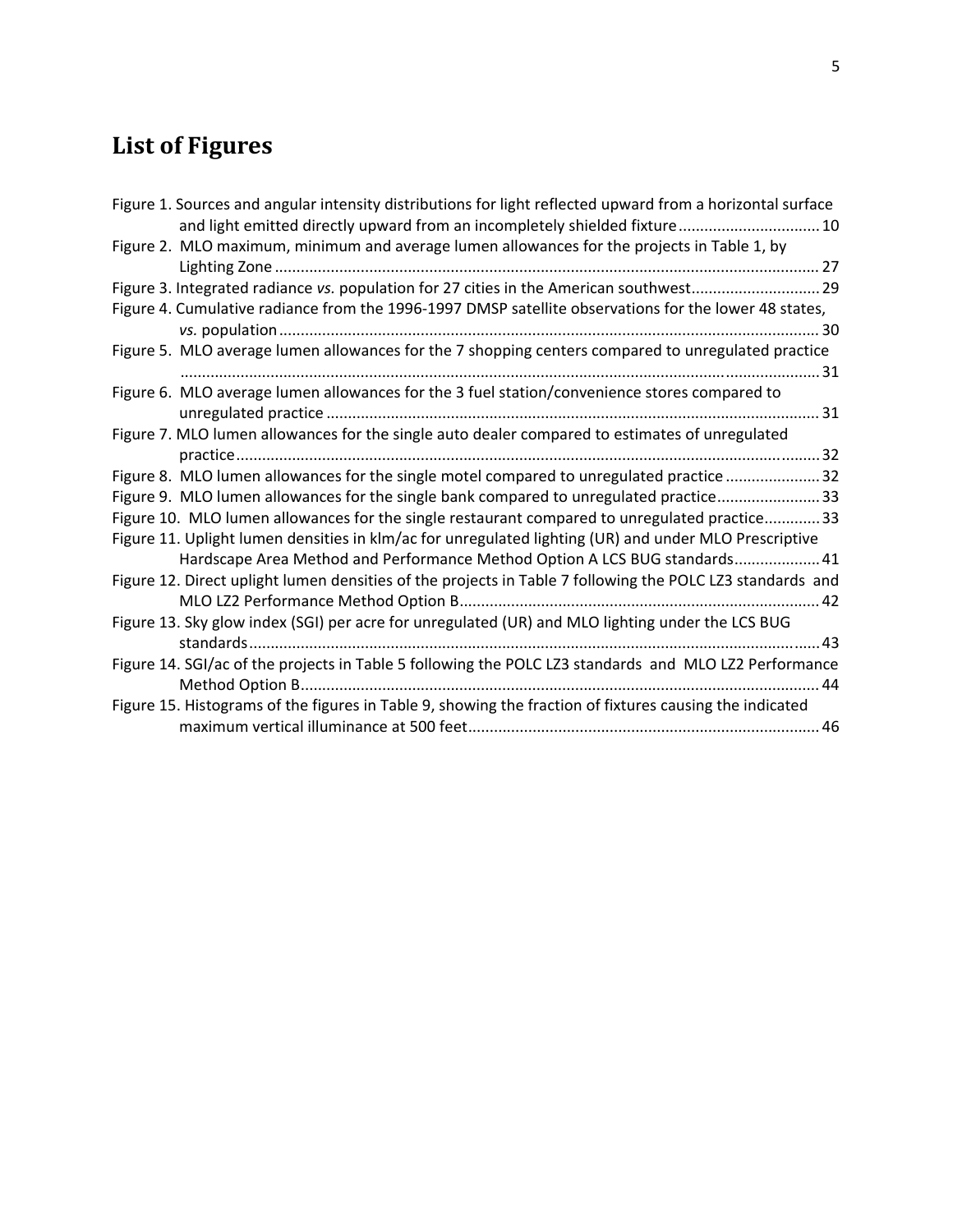# List of Figures

Figure 1. Sources and angular intensity distributions for light reflected upward from a horizontal surface and light emitted directly upward from an incompletely shielded fixture ................................ 10

Figure 2. MLO maximum, minimum and average lumen allowances for the projects in Table 1, by Lighting Zone ............................................................................................................................. 27

Figure 3. Integrated radiance *vs.* population for 27 cities in the American southwest............................. 29

Figure 4. Cumulative radiance from the 1996-1997 DMSP satellite observations for the lower 48 states, *vs.* population ............................................................................................................................ 30

Figure 5. MLO average lumen allowances for the 7 shopping centers compared to unregulated practice .................................................................................................................................................... 31

Figure 6. MLO average lumen allowances for the 3 fuel station/convenience stores compared to unregulated practice ................................................................................................................. 31

Figure 7. MLO lumen allowances for the single auto dealer compared to estimates of unregulated practice....................................................................................................................................... 32

Figure 8. MLO lumen allowances for the single motel compared to unregulated practice ...................... 32

Figure 9. MLO lumen allowances for the single bank compared to unregulated practice........................ 33

Figure 10. MLO lumen allowances for the single restaurant compared to unregulated practice............. 33

Figure 11. Uplight lumen densities in klm/ac for unregulated lighting (UR) and under MLO Prescriptive Hardscape Area Method and Performance Method Option A LCS BUG standards.................... 41

Figure 12. Direct uplight lumen densities of the projects in Table 7 following the POLC LZ3 standards and MLO LZ2 Performance Method Option B.................................................................................. 42

Figure 13. Sky glow index (SGI) per acre for unregulated (UR) and MLO lighting under the LCS BUG standards ................................................................................................................................... 43

Figure 14. SGI/ac of the projects in Table 5 following the POLC LZ3 standards and MLO LZ2 Performance Method Option B....................................................................................................................... 44

Figure 15. Histograms of the figures in Table 9, showing the fraction of fixtures causing the indicated maximum vertical illuminance at 500 feet................................................................................. 46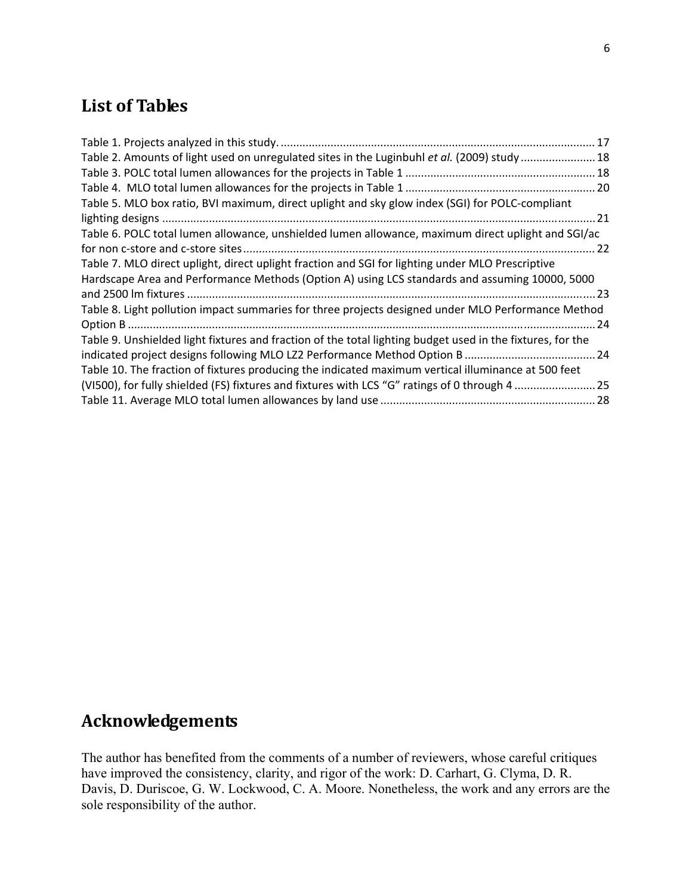## List of Tables

Table 1. Projects analyzed in this study. .................................................................................................... 17
Table 2. Amounts of light used on unregulated sites in the Luginbuhl *et al.* (2009) study ........................ 18
Table 3. POLC total lumen allowances for the projects in Table 1 ............................................................ 18
Table 4. MLO total lumen allowances for the projects in Table 1 ............................................................ 20
Table 5. MLO box ratio, BVI maximum, direct uplight and sky glow index (SGI) for POLC-compliant lighting designs ......................................................................................................................................... 21
Table 6. POLC total lumen allowance, unshielded lumen allowance, maximum direct uplight and SGI/ac for non c-store and c-store sites ................................................................................................................ 22
Table 7. MLO direct uplight, direct uplight fraction and SGI for lighting under MLO Prescriptive Hardscape Area and Performance Methods (Option A) using LCS standards and assuming 10000, 5000 and 2500 lm fixtures ................................................................................................................................. 23
Table 8. Light pollution impact summaries for three projects designed under MLO Performance Method Option B .................................................................................................................................................... 24
Table 9. Unshielded light fixtures and fraction of the total lighting budget used in the fixtures, for the indicated project designs following MLO LZ2 Performance Method Option B .......................................... 24
Table 10. The fraction of fixtures producing the indicated maximum vertical illuminance at 500 feet (VI500), for fully shielded (FS) fixtures and fixtures with LCS "G" ratings of 0 through 4 .......................... 25
Table 11. Average MLO total lumen allowances by land use .................................................................... 28

## Acknowledgements

The author has benefited from the comments of a number of reviewers, whose careful critiques have improved the consistency, clarity, and rigor of the work: D. Carhart, G. Clyma, D. R. Davis, D. Duriscoe, G. W. Lockwood, C. A. Moore. Nonetheless, the work and any errors are the sole responsibility of the author.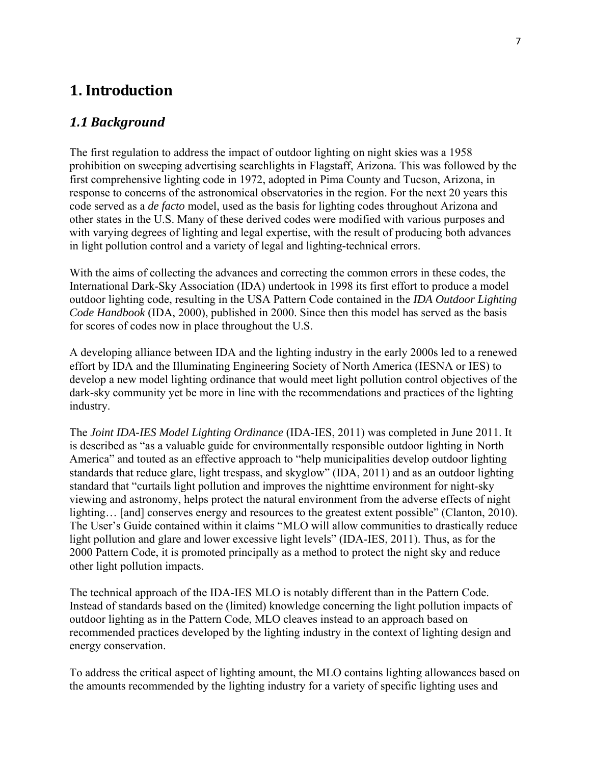# 1. Introduction

## *1.1 Background*

The first regulation to address the impact of outdoor lighting on night skies was a 1958 prohibition on sweeping advertising searchlights in Flagstaff, Arizona. This was followed by the first comprehensive lighting code in 1972, adopted in Pima County and Tucson, Arizona, in response to concerns of the astronomical observatories in the region. For the next 20 years this code served as a *de facto* model, used as the basis for lighting codes throughout Arizona and other states in the U.S. Many of these derived codes were modified with various purposes and with varying degrees of lighting and legal expertise, with the result of producing both advances in light pollution control and a variety of legal and lighting-technical errors.

With the aims of collecting the advances and correcting the common errors in these codes, the International Dark-Sky Association (IDA) undertook in 1998 its first effort to produce a model outdoor lighting code, resulting in the USA Pattern Code contained in the *IDA Outdoor Lighting Code Handbook* (IDA, 2000), published in 2000. Since then this model has served as the basis for scores of codes now in place throughout the U.S.

A developing alliance between IDA and the lighting industry in the early 2000s led to a renewed effort by IDA and the Illuminating Engineering Society of North America (IESNA or IES) to develop a new model lighting ordinance that would meet light pollution control objectives of the dark-sky community yet be more in line with the recommendations and practices of the lighting industry.

The *Joint IDA-IES Model Lighting Ordinance* (IDA-IES, 2011) was completed in June 2011. It is described as "as a valuable guide for environmentally responsible outdoor lighting in North America" and touted as an effective approach to "help municipalities develop outdoor lighting standards that reduce glare, light trespass, and skyglow" (IDA, 2011) and as an outdoor lighting standard that "curtails light pollution and improves the nighttime environment for night-sky viewing and astronomy, helps protect the natural environment from the adverse effects of night lighting… [and] conserves energy and resources to the greatest extent possible" (Clanton, 2010). The User's Guide contained within it claims "MLO will allow communities to drastically reduce light pollution and glare and lower excessive light levels" (IDA-IES, 2011). Thus, as for the 2000 Pattern Code, it is promoted principally as a method to protect the night sky and reduce other light pollution impacts.

The technical approach of the IDA-IES MLO is notably different than in the Pattern Code. Instead of standards based on the (limited) knowledge concerning the light pollution impacts of outdoor lighting as in the Pattern Code, MLO cleaves instead to an approach based on recommended practices developed by the lighting industry in the context of lighting design and energy conservation.

To address the critical aspect of lighting amount, the MLO contains lighting allowances based on the amounts recommended by the lighting industry for a variety of specific lighting uses and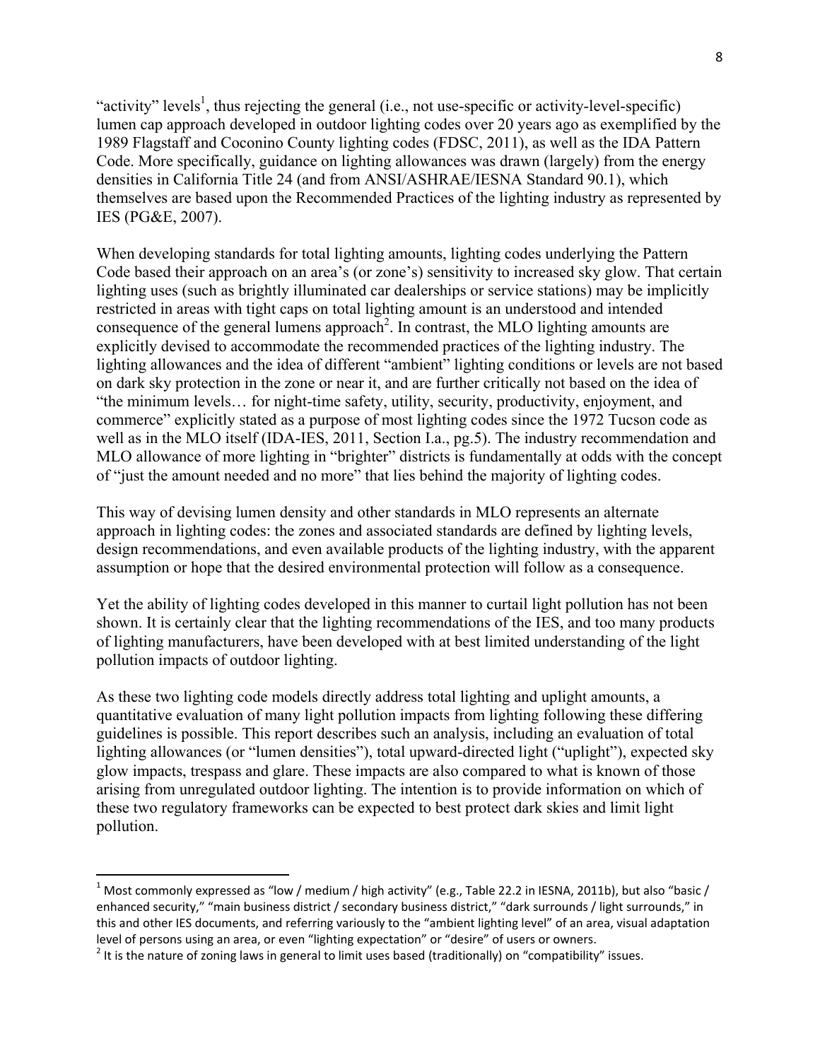"activity" levels[1], thus rejecting the general (i.e., not use-specific or activity-level-specific) lumen cap approach developed in outdoor lighting codes over 20 years ago as exemplified by the 1989 Flagstaff and Coconino County lighting codes (FDSC, 2011), as well as the IDA Pattern Code. More specifically, guidance on lighting allowances was drawn (largely) from the energy densities in California Title 24 (and from ANSI/ASHRAE/IESNA Standard 90.1), which themselves are based upon the Recommended Practices of the lighting industry as represented by IES (PG&E, 2007).

When developing standards for total lighting amounts, lighting codes underlying the Pattern Code based their approach on an area's (or zone's) sensitivity to increased sky glow. That certain lighting uses (such as brightly illuminated car dealerships or service stations) may be implicitly restricted in areas with tight caps on total lighting amount is an understood and intended consequence of the general lumens approach[2]. In contrast, the MLO lighting amounts are explicitly devised to accommodate the recommended practices of the lighting industry. The lighting allowances and the idea of different "ambient" lighting conditions or levels are not based on dark sky protection in the zone or near it, and are further critically not based on the idea of "the minimum levels… for night-time safety, utility, security, productivity, enjoyment, and commerce" explicitly stated as a purpose of most lighting codes since the 1972 Tucson code as well as in the MLO itself (IDA-IES, 2011, Section I.a., pg.5). The industry recommendation and MLO allowance of more lighting in "brighter" districts is fundamentally at odds with the concept of "just the amount needed and no more" that lies behind the majority of lighting codes.

This way of devising lumen density and other standards in MLO represents an alternate approach in lighting codes: the zones and associated standards are defined by lighting levels, design recommendations, and even available products of the lighting industry, with the apparent assumption or hope that the desired environmental protection will follow as a consequence.

Yet the ability of lighting codes developed in this manner to curtail light pollution has not been shown. It is certainly clear that the lighting recommendations of the IES, and too many products of lighting manufacturers, have been developed with at best limited understanding of the light pollution impacts of outdoor lighting.

As these two lighting code models directly address total lighting and uplight amounts, a quantitative evaluation of many light pollution impacts from lighting following these differing guidelines is possible. This report describes such an analysis, including an evaluation of total lighting allowances (or "lumen densities"), total upward-directed light ("uplight"), expected sky glow impacts, trespass and glare. These impacts are also compared to what is known of those arising from unregulated outdoor lighting. The intention is to provide information on which of these two regulatory frameworks can be expected to best protect dark skies and limit light pollution.

---

[1] Most commonly expressed as "low / medium / high activity" (e.g., Table 22.2 in IESNA, 2011b), but also "basic / enhanced security," "main business district / secondary business district," "dark surrounds / light surrounds," in this and other IES documents, and referring variously to the "ambient lighting level" of an area, visual adaptation level of persons using an area, or even "lighting expectation" or "desire" of users or owners.

[2] It is the nature of zoning laws in general to limit uses based (traditionally) on "compatibility" issues.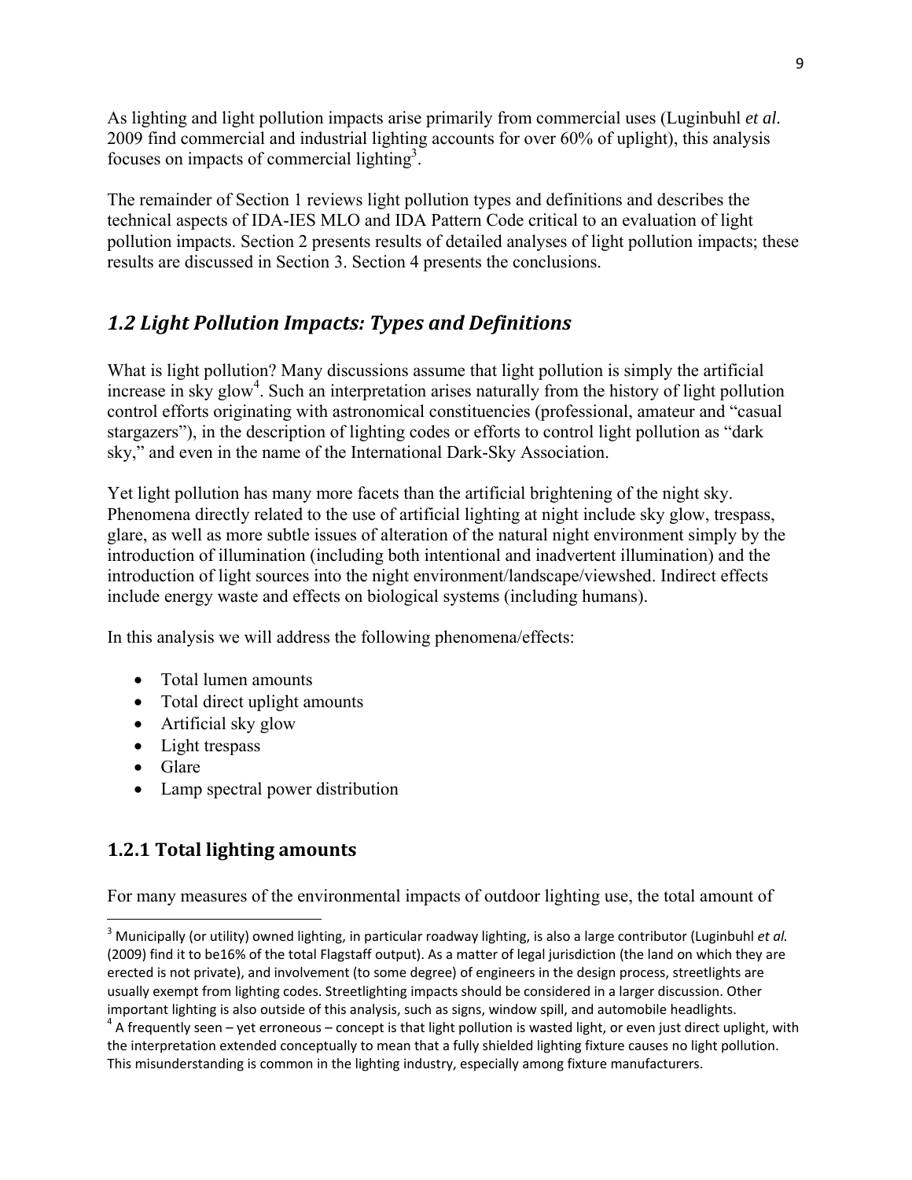As lighting and light pollution impacts arise primarily from commercial uses (Luginbuhl *et al.* 2009 find commercial and industrial lighting accounts for over 60% of uplight), this analysis focuses on impacts of commercial lighting[3].

The remainder of Section 1 reviews light pollution types and definitions and describes the technical aspects of IDA-IES MLO and IDA Pattern Code critical to an evaluation of light pollution impacts. Section 2 presents results of detailed analyses of light pollution impacts; these results are discussed in Section 3. Section 4 presents the conclusions.

## *1.2 Light Pollution Impacts: Types and Definitions*

What is light pollution? Many discussions assume that light pollution is simply the artificial increase in sky glow[4]. Such an interpretation arises naturally from the history of light pollution control efforts originating with astronomical constituencies (professional, amateur and "casual stargazers"), in the description of lighting codes or efforts to control light pollution as "dark sky," and even in the name of the International Dark-Sky Association.

Yet light pollution has many more facets than the artificial brightening of the night sky. Phenomena directly related to the use of artificial lighting at night include sky glow, trespass, glare, as well as more subtle issues of alteration of the natural night environment simply by the introduction of illumination (including both intentional and inadvertent illumination) and the introduction of light sources into the night environment/landscape/viewshed. Indirect effects include energy waste and effects on biological systems (including humans).

In this analysis we will address the following phenomena/effects:

- Total lumen amounts
- Total direct uplight amounts
- Artificial sky glow
- Light trespass
- Glare
- Lamp spectral power distribution

### 1.2.1 Total lighting amounts

For many measures of the environmental impacts of outdoor lighting use, the total amount of

---

[3] Municipally (or utility) owned lighting, in particular roadway lighting, is also a large contributor (Luginbuhl *et al.* (2009) find it to be16% of the total Flagstaff output). As a matter of legal jurisdiction (the land on which they are erected is not private), and involvement (to some degree) of engineers in the design process, streetlights are usually exempt from lighting codes. Streetlighting impacts should be considered in a larger discussion. Other important lighting is also outside of this analysis, such as signs, window spill, and automobile headlights.

[4] A frequently seen – yet erroneous – concept is that light pollution is wasted light, or even just direct uplight, with the interpretation extended conceptually to mean that a fully shielded lighting fixture causes no light pollution. This misunderstanding is common in the lighting industry, especially among fixture manufacturers.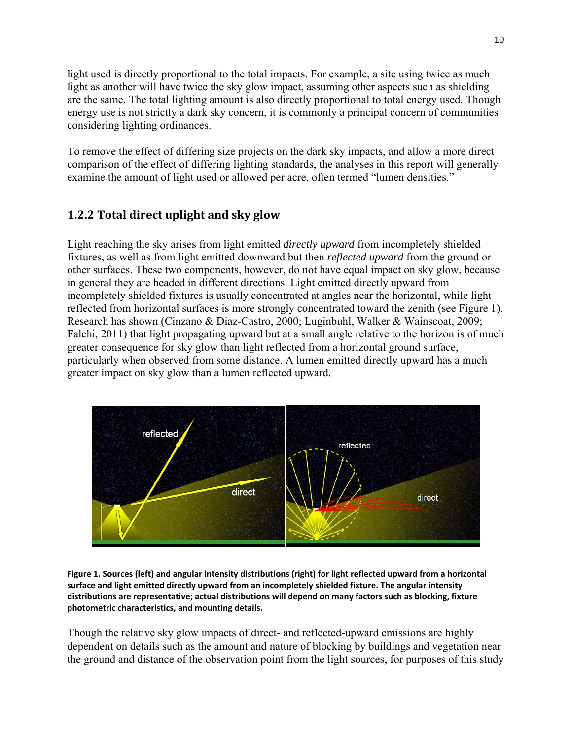light used is directly proportional to the total impacts. For example, a site using twice as much light as another will have twice the sky glow impact, assuming other aspects such as shielding are the same. The total lighting amount is also directly proportional to total energy used. Though energy use is not strictly a dark sky concern, it is commonly a principal concern of communities considering lighting ordinances.

To remove the effect of differing size projects on the dark sky impacts, and allow a more direct comparison of the effect of differing lighting standards, the analyses in this report will generally examine the amount of light used or allowed per acre, often termed "lumen densities."

### 1.2.2 Total direct uplight and sky glow

Light reaching the sky arises from light emitted *directly upward* from incompletely shielded fixtures, as well as from light emitted downward but then *reflected upward* from the ground or other surfaces. These two components, however, do not have equal impact on sky glow, because in general they are headed in different directions. Light emitted directly upward from incompletely shielded fixtures is usually concentrated at angles near the horizontal, while light reflected from horizontal surfaces is more strongly concentrated toward the zenith (see Figure 1). Research has shown (Cinzano & Diaz-Castro, 2000; Luginbuhl, Walker & Wainscoat, 2009; Falchi, 2011) that light propagating upward but at a small angle relative to the horizon is of much greater consequence for sky glow than light reflected from a horizontal ground surface, particularly when observed from some distance. A lumen emitted directly upward has a much greater impact on sky glow than a lumen reflected upward.

**Figure 1. Sources (left) and angular intensity distributions (right) for light reflected upward from a horizontal surface and light emitted directly upward from an incompletely shielded fixture. The angular intensity distributions are representative; actual distributions will depend on many factors such as blocking, fixture photometric characteristics, and mounting details.**

Though the relative sky glow impacts of direct- and reflected-upward emissions are highly dependent on details such as the amount and nature of blocking by buildings and vegetation near the ground and distance of the observation point from the light sources, for purposes of this study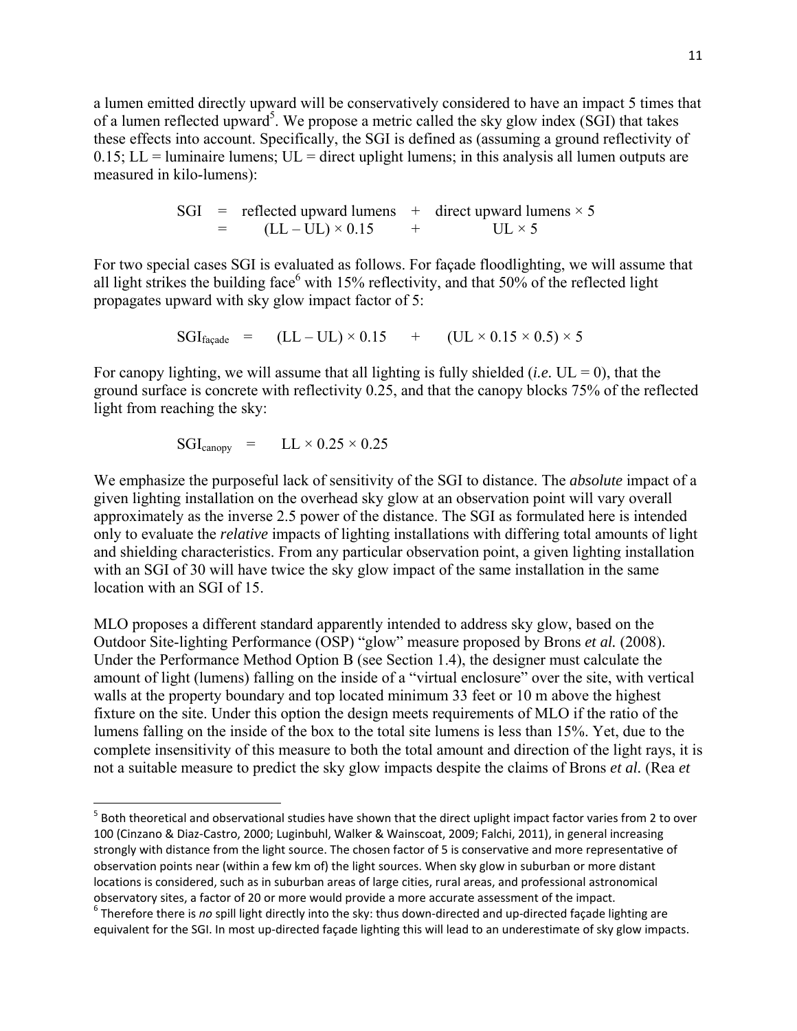a lumen emitted directly upward will be conservatively considered to have an impact 5 times that of a lumen reflected upward[5]. We propose a metric called the sky glow index (SGI) that takes these effects into account. Specifically, the SGI is defined as (assuming a ground reflectivity of 0.15; LL = luminaire lumens; UL = direct uplight lumens; in this analysis all lumen outputs are measured in kilo-lumens):

$$\begin{aligned} \text{SGI} &= \text{reflected upward lumens} + \text{direct upward lumens} \times 5 \\ &= (\text{LL} - \text{UL}) \times 0.15 + \text{UL} \times 5 \end{aligned}$$

For two special cases SGI is evaluated as follows. For façade floodlighting, we will assume that all light strikes the building face[6] with 15% reflectivity, and that 50% of the reflected light propagates upward with sky glow impact factor of 5:

$$\text{SGI}_{\text{façade}} = (\text{LL} - \text{UL}) \times 0.15 + (\text{UL} \times 0.15 \times 0.5) \times 5$$

For canopy lighting, we will assume that all lighting is fully shielded (*i.e.* UL = 0), that the ground surface is concrete with reflectivity 0.25, and that the canopy blocks 75% of the reflected light from reaching the sky:

$$\text{SGI}_{\text{canopy}} = \text{LL} \times 0.25 \times 0.25$$

We emphasize the purposeful lack of sensitivity of the SGI to distance. The *absolute* impact of a given lighting installation on the overhead sky glow at an observation point will vary overall approximately as the inverse 2.5 power of the distance. The SGI as formulated here is intended only to evaluate the *relative* impacts of lighting installations with differing total amounts of light and shielding characteristics. From any particular observation point, a given lighting installation with an SGI of 30 will have twice the sky glow impact of the same installation in the same location with an SGI of 15.

MLO proposes a different standard apparently intended to address sky glow, based on the Outdoor Site-lighting Performance (OSP) "glow" measure proposed by Brons *et al.* (2008). Under the Performance Method Option B (see Section 1.4), the designer must calculate the amount of light (lumens) falling on the inside of a "virtual enclosure" over the site, with vertical walls at the property boundary and top located minimum 33 feet or 10 m above the highest fixture on the site. Under this option the design meets requirements of MLO if the ratio of the lumens falling on the inside of the box to the total site lumens is less than 15%. Yet, due to the complete insensitivity of this measure to both the total amount and direction of the light rays, it is not a suitable measure to predict the sky glow impacts despite the claims of Brons *et al.* (Rea *et*

---

[5] Both theoretical and observational studies have shown that the direct uplight impact factor varies from 2 to over 100 (Cinzano & Diaz-Castro, 2000; Luginbuhl, Walker & Wainscoat, 2009; Falchi, 2011), in general increasing strongly with distance from the light source. The chosen factor of 5 is conservative and more representative of observation points near (within a few km of) the light sources. When sky glow in suburban or more distant locations is considered, such as in suburban areas of large cities, rural areas, and professional astronomical observatory sites, a factor of 20 or more would provide a more accurate assessment of the impact.

[6] Therefore there is *no* spill light directly into the sky: thus down-directed and up-directed façade lighting are equivalent for the SGI. In most up-directed façade lighting this will lead to an underestimate of sky glow impacts.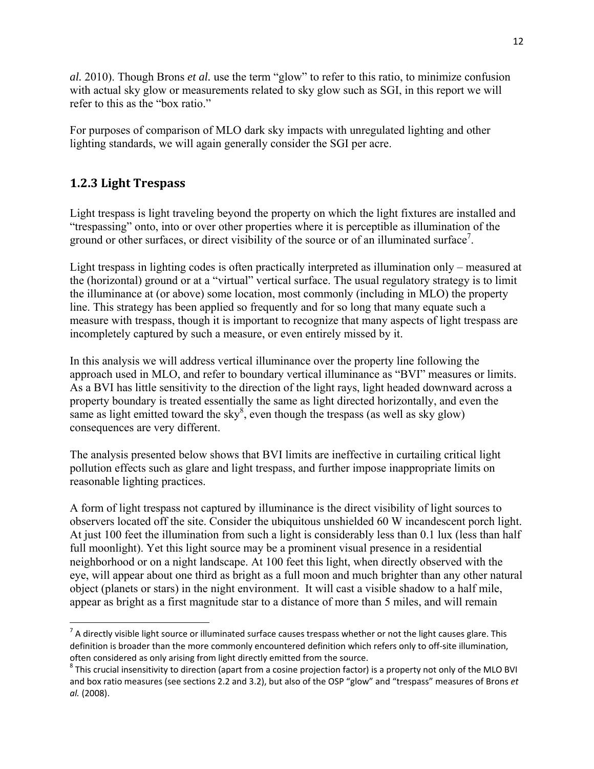*al.* 2010). Though Brons *et al.* use the term "glow" to refer to this ratio, to minimize confusion with actual sky glow or measurements related to sky glow such as SGI, in this report we will refer to this as the "box ratio."

For purposes of comparison of MLO dark sky impacts with unregulated lighting and other lighting standards, we will again generally consider the SGI per acre.

### 1.2.3 Light Trespass

Light trespass is light traveling beyond the property on which the light fixtures are installed and "trespassing" onto, into or over other properties where it is perceptible as illumination of the ground or other surfaces, or direct visibility of the source or of an illuminated surface[7].

Light trespass in lighting codes is often practically interpreted as illumination only – measured at the (horizontal) ground or at a "virtual" vertical surface. The usual regulatory strategy is to limit the illuminance at (or above) some location, most commonly (including in MLO) the property line. This strategy has been applied so frequently and for so long that many equate such a measure with trespass, though it is important to recognize that many aspects of light trespass are incompletely captured by such a measure, or even entirely missed by it.

In this analysis we will address vertical illuminance over the property line following the approach used in MLO, and refer to boundary vertical illuminance as "BVI" measures or limits. As a BVI has little sensitivity to the direction of the light rays, light headed downward across a property boundary is treated essentially the same as light directed horizontally, and even the same as light emitted toward the sky[8], even though the trespass (as well as sky glow) consequences are very different.

The analysis presented below shows that BVI limits are ineffective in curtailing critical light pollution effects such as glare and light trespass, and further impose inappropriate limits on reasonable lighting practices.

A form of light trespass not captured by illuminance is the direct visibility of light sources to observers located off the site. Consider the ubiquitous unshielded 60 W incandescent porch light. At just 100 feet the illumination from such a light is considerably less than 0.1 lux (less than half full moonlight). Yet this light source may be a prominent visual presence in a residential neighborhood or on a night landscape. At 100 feet this light, when directly observed with the eye, will appear about one third as bright as a full moon and much brighter than any other natural object (planets or stars) in the night environment. It will cast a visible shadow to a half mile, appear as bright as a first magnitude star to a distance of more than 5 miles, and will remain

---

[7] A directly visible light source or illuminated surface causes trespass whether or not the light causes glare. This definition is broader than the more commonly encountered definition which refers only to off-site illumination, often considered as only arising from light directly emitted from the source.

[8] This crucial insensitivity to direction (apart from a cosine projection factor) is a property not only of the MLO BVI and box ratio measures (see sections 2.2 and 3.2), but also of the OSP "glow" and "trespass" measures of Brons *et al.* (2008).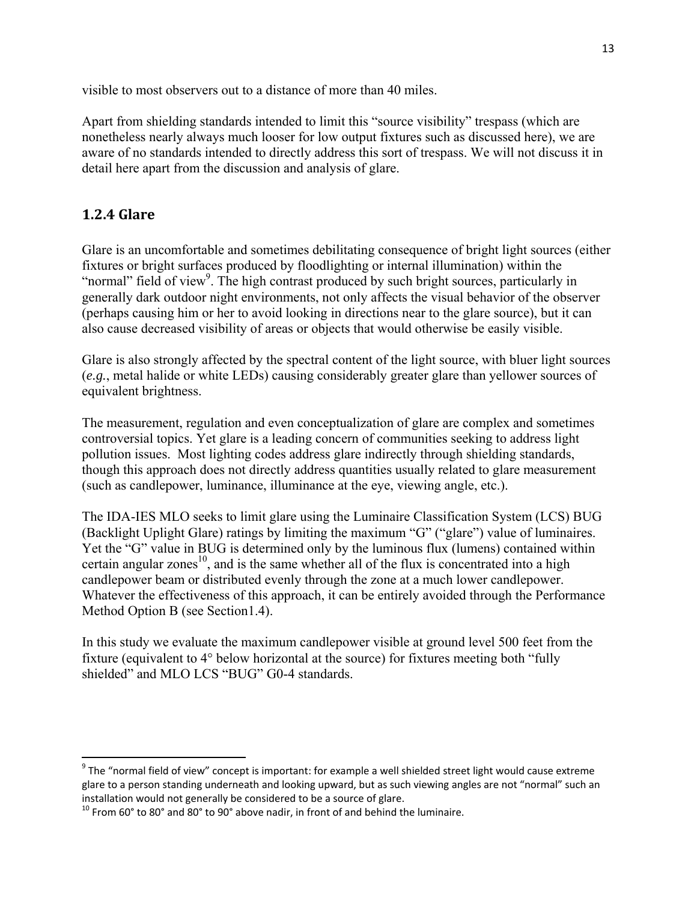visible to most observers out to a distance of more than 40 miles.

Apart from shielding standards intended to limit this "source visibility" trespass (which are nonetheless nearly always much looser for low output fixtures such as discussed here), we are aware of no standards intended to directly address this sort of trespass. We will not discuss it in detail here apart from the discussion and analysis of glare.

### 1.2.4 Glare

Glare is an uncomfortable and sometimes debilitating consequence of bright light sources (either fixtures or bright surfaces produced by floodlighting or internal illumination) within the "normal" field of view[9]. The high contrast produced by such bright sources, particularly in generally dark outdoor night environments, not only affects the visual behavior of the observer (perhaps causing him or her to avoid looking in directions near to the glare source), but it can also cause decreased visibility of areas or objects that would otherwise be easily visible.

Glare is also strongly affected by the spectral content of the light source, with bluer light sources (*e.g.*, metal halide or white LEDs) causing considerably greater glare than yellower sources of equivalent brightness.

The measurement, regulation and even conceptualization of glare are complex and sometimes controversial topics. Yet glare is a leading concern of communities seeking to address light pollution issues. Most lighting codes address glare indirectly through shielding standards, though this approach does not directly address quantities usually related to glare measurement (such as candlepower, luminance, illuminance at the eye, viewing angle, etc.).

The IDA-IES MLO seeks to limit glare using the Luminaire Classification System (LCS) BUG (Backlight Uplight Glare) ratings by limiting the maximum "G" ("glare") value of luminaires. Yet the "G" value in BUG is determined only by the luminous flux (lumens) contained within certain angular zones[10], and is the same whether all of the flux is concentrated into a high candlepower beam or distributed evenly through the zone at a much lower candlepower. Whatever the effectiveness of this approach, it can be entirely avoided through the Performance Method Option B (see Section1.4).

In this study we evaluate the maximum candlepower visible at ground level 500 feet from the fixture (equivalent to 4° below horizontal at the source) for fixtures meeting both "fully shielded" and MLO LCS "BUG" G0-4 standards.

---

[9] The "normal field of view" concept is important: for example a well shielded street light would cause extreme glare to a person standing underneath and looking upward, but as such viewing angles are not "normal" such an installation would not generally be considered to be a source of glare.

[10] From 60° to 80° and 80° to 90° above nadir, in front of and behind the luminaire.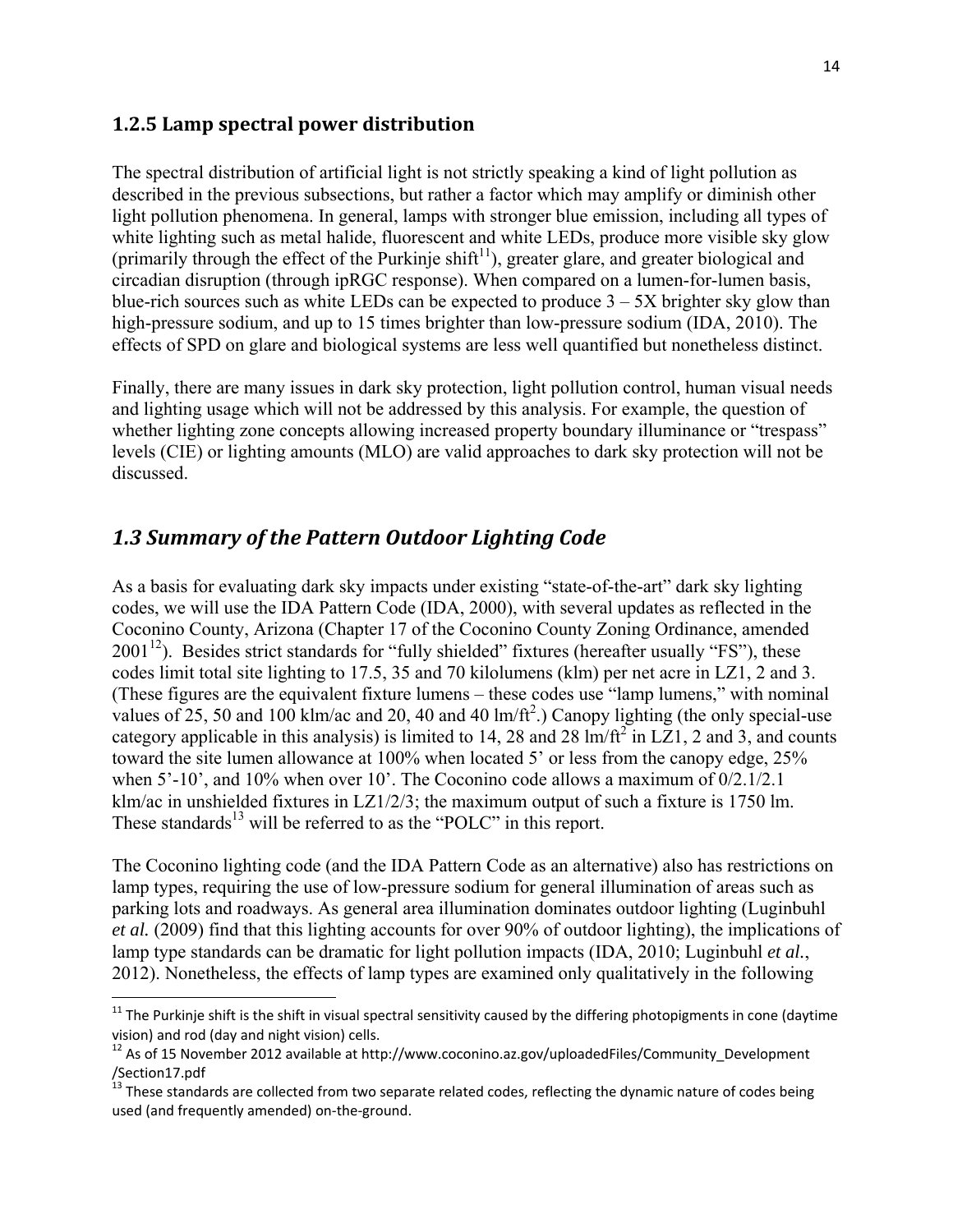### 1.2.5 Lamp spectral power distribution

The spectral distribution of artificial light is not strictly speaking a kind of light pollution as described in the previous subsections, but rather a factor which may amplify or diminish other light pollution phenomena. In general, lamps with stronger blue emission, including all types of white lighting such as metal halide, fluorescent and white LEDs, produce more visible sky glow (primarily through the effect of the Purkinje shift[11]), greater glare, and greater biological and circadian disruption (through ipRGC response). When compared on a lumen-for-lumen basis, blue-rich sources such as white LEDs can be expected to produce 3 – 5X brighter sky glow than high-pressure sodium, and up to 15 times brighter than low-pressure sodium (IDA, 2010). The effects of SPD on glare and biological systems are less well quantified but nonetheless distinct.

Finally, there are many issues in dark sky protection, light pollution control, human visual needs and lighting usage which will not be addressed by this analysis. For example, the question of whether lighting zone concepts allowing increased property boundary illuminance or "trespass" levels (CIE) or lighting amounts (MLO) are valid approaches to dark sky protection will not be discussed.

## *1.3 Summary of the Pattern Outdoor Lighting Code*

As a basis for evaluating dark sky impacts under existing "state-of-the-art" dark sky lighting codes, we will use the IDA Pattern Code (IDA, 2000), with several updates as reflected in the Coconino County, Arizona (Chapter 17 of the Coconino County Zoning Ordinance, amended 2001[12]). Besides strict standards for "fully shielded" fixtures (hereafter usually "FS"), these codes limit total site lighting to 17.5, 35 and 70 kilolumens (klm) per net acre in LZ1, 2 and 3. (These figures are the equivalent fixture lumens – these codes use "lamp lumens," with nominal values of 25, 50 and 100 klm/ac and 20, 40 and 40 lm/ft$^2$.) Canopy lighting (the only special-use category applicable in this analysis) is limited to 14, 28 and 28 lm/ft$^2$ in LZ1, 2 and 3, and counts toward the site lumen allowance at 100% when located 5' or less from the canopy edge, 25% when 5'-10', and 10% when over 10'. The Coconino code allows a maximum of 0/2.1/2.1 klm/ac in unshielded fixtures in LZ1/2/3; the maximum output of such a fixture is 1750 lm. These standards[13] will be referred to as the "POLC" in this report.

The Coconino lighting code (and the IDA Pattern Code as an alternative) also has restrictions on lamp types, requiring the use of low-pressure sodium for general illumination of areas such as parking lots and roadways. As general area illumination dominates outdoor lighting (Luginbuhl *et al.* (2009) find that this lighting accounts for over 90% of outdoor lighting), the implications of lamp type standards can be dramatic for light pollution impacts (IDA, 2010; Luginbuhl *et al.*, 2012). Nonetheless, the effects of lamp types are examined only qualitatively in the following

---

[11] The Purkinje shift is the shift in visual spectral sensitivity caused by the differing photopigments in cone (daytime vision) and rod (day and night vision) cells.

[12] As of 15 November 2012 available at http://www.coconino.az.gov/uploadedFiles/Community_Development/Section17.pdf

[13] These standards are collected from two separate related codes, reflecting the dynamic nature of codes being used (and frequently amended) on-the-ground.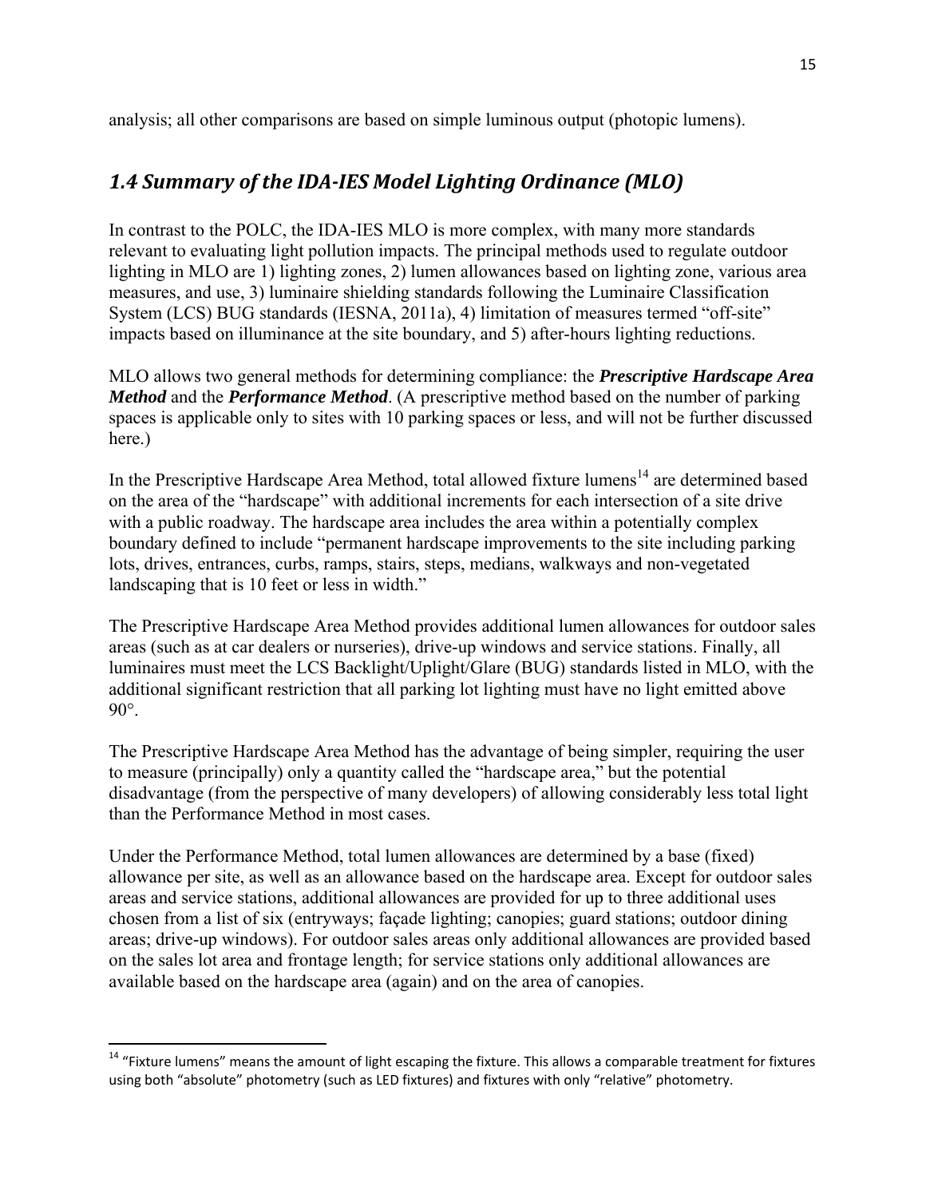analysis; all other comparisons are based on simple luminous output (photopic lumens).

## *1.4 Summary of the IDA-IES Model Lighting Ordinance (MLO)*

In contrast to the POLC, the IDA-IES MLO is more complex, with many more standards relevant to evaluating light pollution impacts. The principal methods used to regulate outdoor lighting in MLO are 1) lighting zones, 2) lumen allowances based on lighting zone, various area measures, and use, 3) luminaire shielding standards following the Luminaire Classification System (LCS) BUG standards (IESNA, 2011a), 4) limitation of measures termed "off-site" impacts based on illuminance at the site boundary, and 5) after-hours lighting reductions.

MLO allows two general methods for determining compliance: the ***Prescriptive Hardscape Area Method*** and the ***Performance Method***. (A prescriptive method based on the number of parking spaces is applicable only to sites with 10 parking spaces or less, and will not be further discussed here.)

In the Prescriptive Hardscape Area Method, total allowed fixture lumens[14] are determined based on the area of the "hardscape" with additional increments for each intersection of a site drive with a public roadway. The hardscape area includes the area within a potentially complex boundary defined to include "permanent hardscape improvements to the site including parking lots, drives, entrances, curbs, ramps, stairs, steps, medians, walkways and non-vegetated landscaping that is 10 feet or less in width."

The Prescriptive Hardscape Area Method provides additional lumen allowances for outdoor sales areas (such as at car dealers or nurseries), drive-up windows and service stations. Finally, all luminaires must meet the LCS Backlight/Uplight/Glare (BUG) standards listed in MLO, with the additional significant restriction that all parking lot lighting must have no light emitted above 90°.

The Prescriptive Hardscape Area Method has the advantage of being simpler, requiring the user to measure (principally) only a quantity called the "hardscape area," but the potential disadvantage (from the perspective of many developers) of allowing considerably less total light than the Performance Method in most cases.

Under the Performance Method, total lumen allowances are determined by a base (fixed) allowance per site, as well as an allowance based on the hardscape area. Except for outdoor sales areas and service stations, additional allowances are provided for up to three additional uses chosen from a list of six (entryways; façade lighting; canopies; guard stations; outdoor dining areas; drive-up windows). For outdoor sales areas only additional allowances are provided based on the sales lot area and frontage length; for service stations only additional allowances are available based on the hardscape area (again) and on the area of canopies.

[14] "Fixture lumens" means the amount of light escaping the fixture. This allows a comparable treatment for fixtures using both "absolute" photometry (such as LED fixtures) and fixtures with only "relative" photometry.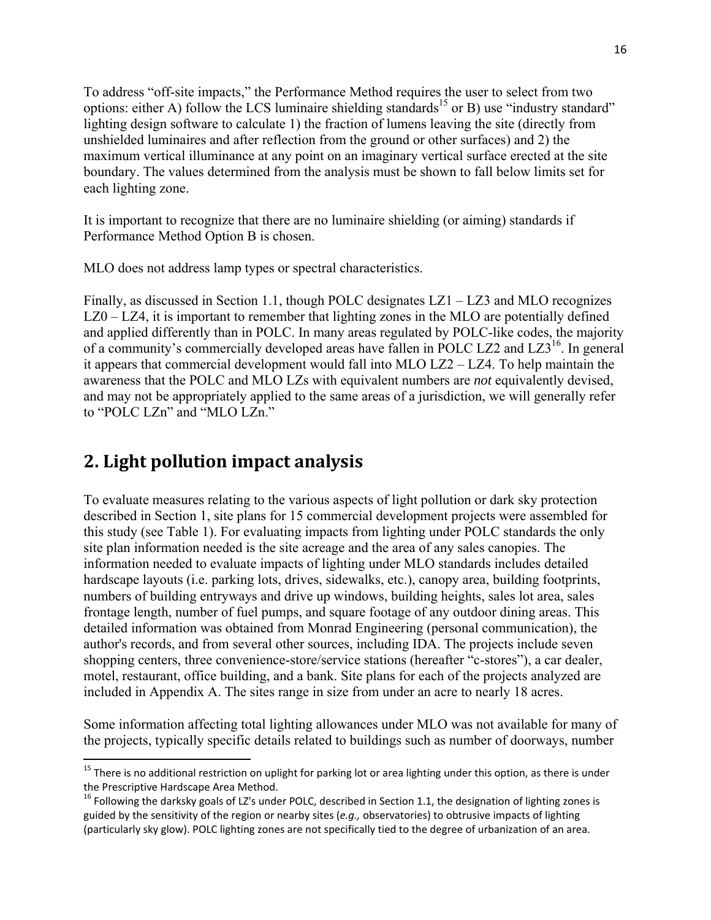To address "off-site impacts," the Performance Method requires the user to select from two options: either A) follow the LCS luminaire shielding standards[15] or B) use "industry standard" lighting design software to calculate 1) the fraction of lumens leaving the site (directly from unshielded luminaires and after reflection from the ground or other surfaces) and 2) the maximum vertical illuminance at any point on an imaginary vertical surface erected at the site boundary. The values determined from the analysis must be shown to fall below limits set for each lighting zone.

It is important to recognize that there are no luminaire shielding (or aiming) standards if Performance Method Option B is chosen.

MLO does not address lamp types or spectral characteristics.

Finally, as discussed in Section 1.1, though POLC designates LZ1 – LZ3 and MLO recognizes LZ0 – LZ4, it is important to remember that lighting zones in the MLO are potentially defined and applied differently than in POLC. In many areas regulated by POLC-like codes, the majority of a community's commercially developed areas have fallen in POLC LZ2 and LZ3[16]. In general it appears that commercial development would fall into MLO LZ2 – LZ4. To help maintain the awareness that the POLC and MLO LZs with equivalent numbers are *not* equivalently devised, and may not be appropriately applied to the same areas of a jurisdiction, we will generally refer to "POLC LZn" and "MLO LZn."

## 2. Light pollution impact analysis

To evaluate measures relating to the various aspects of light pollution or dark sky protection described in Section 1, site plans for 15 commercial development projects were assembled for this study (see Table 1). For evaluating impacts from lighting under POLC standards the only site plan information needed is the site acreage and the area of any sales canopies. The information needed to evaluate impacts of lighting under MLO standards includes detailed hardscape layouts (i.e. parking lots, drives, sidewalks, etc.), canopy area, building footprints, numbers of building entryways and drive up windows, building heights, sales lot area, sales frontage length, number of fuel pumps, and square footage of any outdoor dining areas. This detailed information was obtained from Monrad Engineering (personal communication), the author's records, and from several other sources, including IDA. The projects include seven shopping centers, three convenience-store/service stations (hereafter "c-stores"), a car dealer, motel, restaurant, office building, and a bank. Site plans for each of the projects analyzed are included in Appendix A. The sites range in size from under an acre to nearly 18 acres.

Some information affecting total lighting allowances under MLO was not available for many of the projects, typically specific details related to buildings such as number of doorways, number

[15] There is no additional restriction on uplight for parking lot or area lighting under this option, as there is under the Prescriptive Hardscape Area Method.

[16] Following the darksky goals of LZ's under POLC, described in Section 1.1, the designation of lighting zones is guided by the sensitivity of the region or nearby sites (*e.g.,* observatories) to obtrusive impacts of lighting (particularly sky glow). POLC lighting zones are not specifically tied to the degree of urbanization of an area.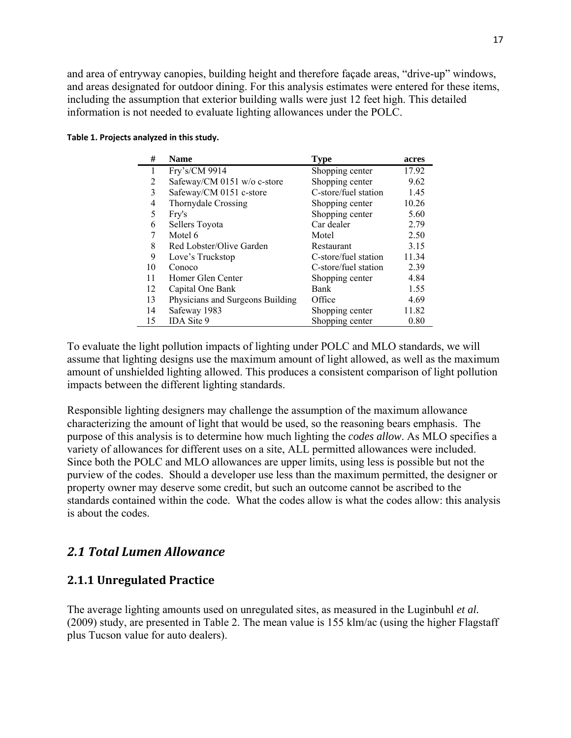and area of entryway canopies, building height and therefore façade areas, "drive-up" windows, and areas designated for outdoor dining. For this analysis estimates were entered for these items, including the assumption that exterior building walls were just 12 feet high. This detailed information is not needed to evaluate lighting allowances under the POLC.

**Table 1. Projects analyzed in this study.**

| # | Name | Type | acres |
|---|---|---|---|
| 1 | Fry's/CM 9914 | Shopping center | 17.92 |
| 2 | Safeway/CM 0151 w/o c-store | Shopping center | 9.62 |
| 3 | Safeway/CM 0151 c-store | C-store/fuel station | 1.45 |
| 4 | Thornydale Crossing | Shopping center | 10.26 |
| 5 | Fry's | Shopping center | 5.60 |
| 6 | Sellers Toyota | Car dealer | 2.79 |
| 7 | Motel 6 | Motel | 2.50 |
| 8 | Red Lobster/Olive Garden | Restaurant | 3.15 |
| 9 | Love's Truckstop | C-store/fuel station | 11.34 |
| 10 | Conoco | C-store/fuel station | 2.39 |
| 11 | Homer Glen Center | Shopping center | 4.84 |
| 12 | Capital One Bank | Bank | 1.55 |
| 13 | Physicians and Surgeons Building | Office | 4.69 |
| 14 | Safeway 1983 | Shopping center | 11.82 |
| 15 | IDA Site 9 | Shopping center | 0.80 |

To evaluate the light pollution impacts of lighting under POLC and MLO standards, we will assume that lighting designs use the maximum amount of light allowed, as well as the maximum amount of unshielded lighting allowed. This produces a consistent comparison of light pollution impacts between the different lighting standards.

Responsible lighting designers may challenge the assumption of the maximum allowance characterizing the amount of light that would be used, so the reasoning bears emphasis. The purpose of this analysis is to determine how much lighting the *codes allow*. As MLO specifies a variety of allowances for different uses on a site, ALL permitted allowances were included. Since both the POLC and MLO allowances are upper limits, using less is possible but not the purview of the codes. Should a developer use less than the maximum permitted, the designer or property owner may deserve some credit, but such an outcome cannot be ascribed to the standards contained within the code. What the codes allow is what the codes allow: this analysis is about the codes.

## *2.1 Total Lumen Allowance*

### 2.1.1 Unregulated Practice

The average lighting amounts used on unregulated sites, as measured in the Luginbuhl *et al.* (2009) study, are presented in Table 2. The mean value is 155 klm/ac (using the higher Flagstaff plus Tucson value for auto dealers).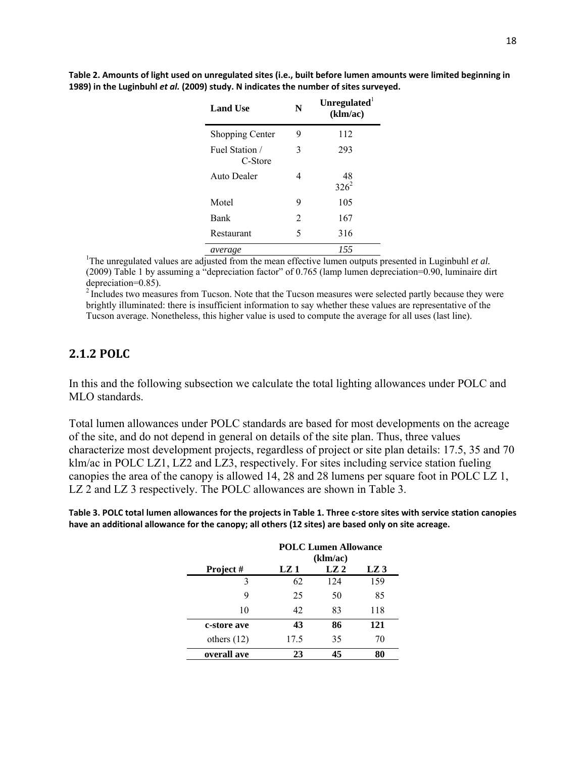**Table 2. Amounts of light used on unregulated sites (i.e., built before lumen amounts were limited beginning in 1989) in the Luginbuhl *et al.* (2009) study. N indicates the number of sites surveyed.**

| Land Use | N | Unregulated[1] (klm/ac) |
|---|---|---|
| Shopping Center | 9 | 112 |
| Fuel Station / C-Store | 3 | 293 |
| Auto Dealer | 4 | 48<br>326[2] |
| Motel | 9 | 105 |
| Bank | 2 | 167 |
| Restaurant | 5 | 316 |
| *average* | | *155* |

[1]The unregulated values are adjusted from the mean effective lumen outputs presented in Luginbuhl *et al.* (2009) Table 1 by assuming a "depreciation factor" of 0.765 (lamp lumen depreciation=0.90, luminaire dirt depreciation=0.85).

[2] Includes two measures from Tucson. Note that the Tucson measures were selected partly because they were brightly illuminated: there is insufficient information to say whether these values are representative of the Tucson average. Nonetheless, this higher value is used to compute the average for all uses (last line).

## 2.1.2 POLC

In this and the following subsection we calculate the total lighting allowances under POLC and MLO standards.

Total lumen allowances under POLC standards are based for most developments on the acreage of the site, and do not depend in general on details of the site plan. Thus, three values characterize most development projects, regardless of project or site plan details: 17.5, 35 and 70 klm/ac in POLC LZ1, LZ2 and LZ3, respectively. For sites including service station fueling canopies the area of the canopy is allowed 14, 28 and 28 lumens per square foot in POLC LZ 1, LZ 2 and LZ 3 respectively. The POLC allowances are shown in Table 3.

**Table 3. POLC total lumen allowances for the projects in Table 1. Three c-store sites with service station canopies have an additional allowance for the canopy; all others (12 sites) are based only on site acreage.**

| | POLC Lumen Allowance (klm/ac) | | |
|---|---|---|---|
| **Project #** | **LZ 1** | **LZ 2** | **LZ 3** |
| 3 | 62 | 124 | 159 |
| 9 | 25 | 50 | 85 |
| 10 | 42 | 83 | 118 |
| **c-store ave** | **43** | **86** | **121** |
| others (12) | 17.5 | 35 | 70 |
| **overall ave** | **23** | **45** | **80** |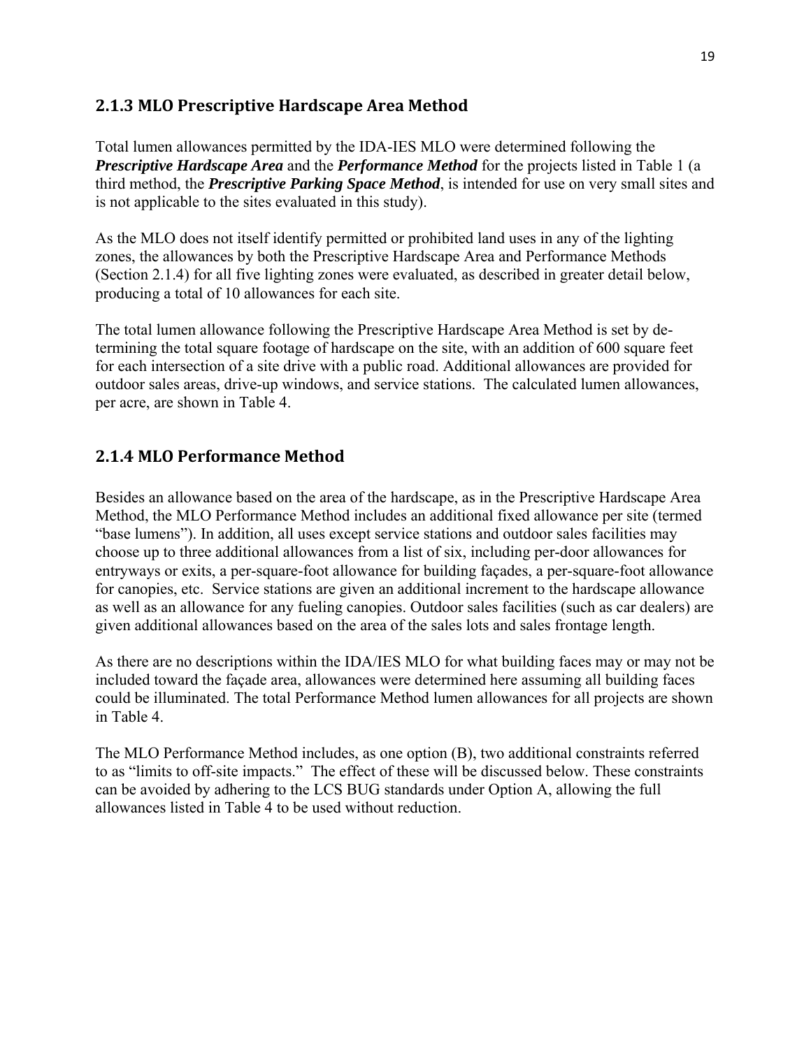### 2.1.3 MLO Prescriptive Hardscape Area Method

Total lumen allowances permitted by the IDA-IES MLO were determined following the ***Prescriptive Hardscape Area*** and the ***Performance Method*** for the projects listed in Table 1 (a third method, the ***Prescriptive Parking Space Method***, is intended for use on very small sites and is not applicable to the sites evaluated in this study).

As the MLO does not itself identify permitted or prohibited land uses in any of the lighting zones, the allowances by both the Prescriptive Hardscape Area and Performance Methods (Section 2.1.4) for all five lighting zones were evaluated, as described in greater detail below, producing a total of 10 allowances for each site.

The total lumen allowance following the Prescriptive Hardscape Area Method is set by determining the total square footage of hardscape on the site, with an addition of 600 square feet for each intersection of a site drive with a public road. Additional allowances are provided for outdoor sales areas, drive-up windows, and service stations. The calculated lumen allowances, per acre, are shown in Table 4.

### 2.1.4 MLO Performance Method

Besides an allowance based on the area of the hardscape, as in the Prescriptive Hardscape Area Method, the MLO Performance Method includes an additional fixed allowance per site (termed "base lumens"). In addition, all uses except service stations and outdoor sales facilities may choose up to three additional allowances from a list of six, including per-door allowances for entryways or exits, a per-square-foot allowance for building façades, a per-square-foot allowance for canopies, etc. Service stations are given an additional increment to the hardscape allowance as well as an allowance for any fueling canopies. Outdoor sales facilities (such as car dealers) are given additional allowances based on the area of the sales lots and sales frontage length.

As there are no descriptions within the IDA/IES MLO for what building faces may or may not be included toward the façade area, allowances were determined here assuming all building faces could be illuminated. The total Performance Method lumen allowances for all projects are shown in Table 4.

The MLO Performance Method includes, as one option (B), two additional constraints referred to as "limits to off-site impacts." The effect of these will be discussed below. These constraints can be avoided by adhering to the LCS BUG standards under Option A, allowing the full allowances listed in Table 4 to be used without reduction.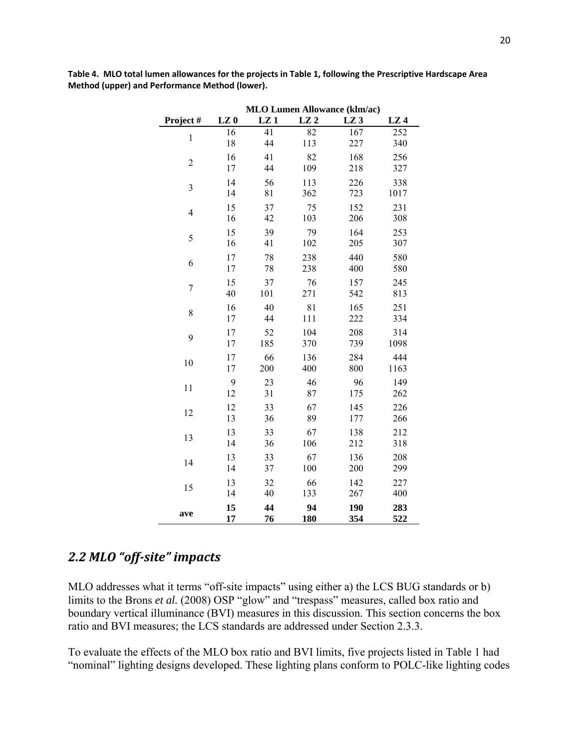**Table 4. MLO total lumen allowances for the projects in Table 1, following the Prescriptive Hardscape Area Method (upper) and Performance Method (lower).**

| | MLO Lumen Allowance (klm/ac) | | | | |
|---|---|---|---|---|---|
| **Project #** | **LZ 0** | **LZ 1** | **LZ 2** | **LZ 3** | **LZ 4** |
| 1 | 16 | 41 | 82 | 167 | 252 |
| | 18 | 44 | 113 | 227 | 340 |
| 2 | 16 | 41 | 82 | 168 | 256 |
| | 17 | 44 | 109 | 218 | 327 |
| 3 | 14 | 56 | 113 | 226 | 338 |
| | 14 | 81 | 362 | 723 | 1017 |
| 4 | 15 | 37 | 75 | 152 | 231 |
| | 16 | 42 | 103 | 206 | 308 |
| 5 | 15 | 39 | 79 | 164 | 253 |
| | 16 | 41 | 102 | 205 | 307 |
| 6 | 17 | 78 | 238 | 440 | 580 |
| | 17 | 78 | 238 | 400 | 580 |
| 7 | 15 | 37 | 76 | 157 | 245 |
| | 40 | 101 | 271 | 542 | 813 |
| 8 | 16 | 40 | 81 | 165 | 251 |
| | 17 | 44 | 111 | 222 | 334 |
| 9 | 17 | 52 | 104 | 208 | 314 |
| | 17 | 185 | 370 | 739 | 1098 |
| 10 | 17 | 66 | 136 | 284 | 444 |
| | 17 | 200 | 400 | 800 | 1163 |
| 11 | 9 | 23 | 46 | 96 | 149 |
| | 12 | 31 | 87 | 175 | 262 |
| 12 | 12 | 33 | 67 | 145 | 226 |
| | 13 | 36 | 89 | 177 | 266 |
| 13 | 13 | 33 | 67 | 138 | 212 |
| | 14 | 36 | 106 | 212 | 318 |
| 14 | 13 | 33 | 67 | 136 | 208 |
| | 14 | 37 | 100 | 200 | 299 |
| 15 | 13 | 32 | 66 | 142 | 227 |
| | 14 | 40 | 133 | 267 | 400 |
| **ave** | **15** | **44** | **94** | **190** | **283** |
| | **17** | **76** | **180** | **354** | **522** |

## *2.2 MLO "off-site" impacts*

MLO addresses what it terms "off-site impacts" using either a) the LCS BUG standards or b) limits to the Brons *et al.* (2008) OSP "glow" and "trespass" measures, called box ratio and boundary vertical illuminance (BVI) measures in this discussion. This section concerns the box ratio and BVI measures; the LCS standards are addressed under Section 2.3.3.

To evaluate the effects of the MLO box ratio and BVI limits, five projects listed in Table 1 had "nominal" lighting designs developed. These lighting plans conform to POLC-like lighting codes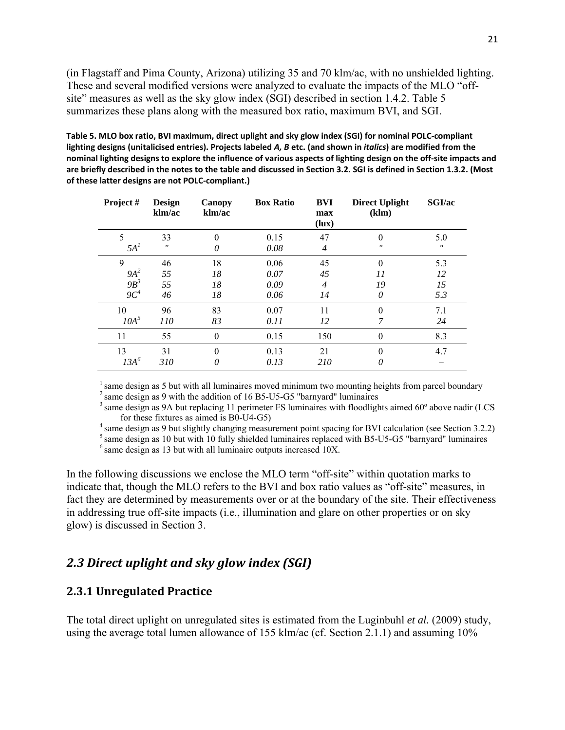(in Flagstaff and Pima County, Arizona) utilizing 35 and 70 klm/ac, with no unshielded lighting. These and several modified versions were analyzed to evaluate the impacts of the MLO "off-site" measures as well as the sky glow index (SGI) described in section 1.4.2. Table 5 summarizes these plans along with the measured box ratio, maximum BVI, and SGI.

**Table 5. MLO box ratio, BVI maximum, direct uplight and sky glow index (SGI) for nominal POLC-compliant lighting designs (unitalicised entries). Projects labeled *A, B* etc. (and shown in *italics*) are modified from the nominal lighting designs to explore the influence of various aspects of lighting design on the off-site impacts and are briefly described in the notes to the table and discussed in Section 3.2. SGI is defined in Section 1.3.2. (Most of these latter designs are not POLC-compliant.)**

| Project # | Design klm/ac | Canopy klm/ac | Box Ratio | BVI max (lux) | Direct Uplight (klm) | SGI/ac |
|---|---|---|---|---|---|---|
| 5 | 33 | 0 | 0.15 | 47 | 0 | 5.0 |
| *5A*[1] | " | *0* | *0.08* | *4* | " | " |
| 9 | 46 | 18 | 0.06 | 45 | 0 | 5.3 |
| *9A*[2] | *55* | *18* | *0.07* | *45* | *11* | *12* |
| *9B*[3] | *55* | *18* | *0.09* | *4* | *19* | *15* |
| *9C*[4] | *46* | *18* | *0.06* | *14* | *0* | *5.3* |
| 10 | 96 | 83 | 0.07 | 11 | 0 | 7.1 |
| *10A*[5] | *110* | *83* | *0.11* | *12* | *7* | *24* |
| 11 | 55 | 0 | 0.15 | 150 | 0 | 8.3 |
| 13 | 31 | 0 | 0.13 | 21 | 0 | 4.7 |
| *13A*[6] | *310* | *0* | *0.13* | *210* | *0* | – |

[1] same design as 5 but with all luminaires moved minimum two mounting heights from parcel boundary
[2] same design as 9 with the addition of 16 B5-U5-G5 "barnyard" luminaires
[3] same design as 9A but replacing 11 perimeter FS luminaires with floodlights aimed 60º above nadir (LCS for these fixtures as aimed is B0-U4-G5)
[4] same design as 9 but slightly changing measurement point spacing for BVI calculation (see Section 3.2.2)
[5] same design as 10 but with 10 fully shielded luminaires replaced with B5-U5-G5 "barnyard" luminaires
[6] same design as 13 but with all luminaire outputs increased 10X.

In the following discussions we enclose the MLO term "off-site" within quotation marks to indicate that, though the MLO refers to the BVI and box ratio values as "off-site" measures, in fact they are determined by measurements over or at the boundary of the site. Their effectiveness in addressing true off-site impacts (i.e., illumination and glare on other properties or on sky glow) is discussed in Section 3.

## *2.3 Direct uplight and sky glow index (SGI)*

### 2.3.1 Unregulated Practice

The total direct uplight on unregulated sites is estimated from the Luginbuhl *et al.* (2009) study, using the average total lumen allowance of 155 klm/ac (cf. Section 2.1.1) and assuming 10%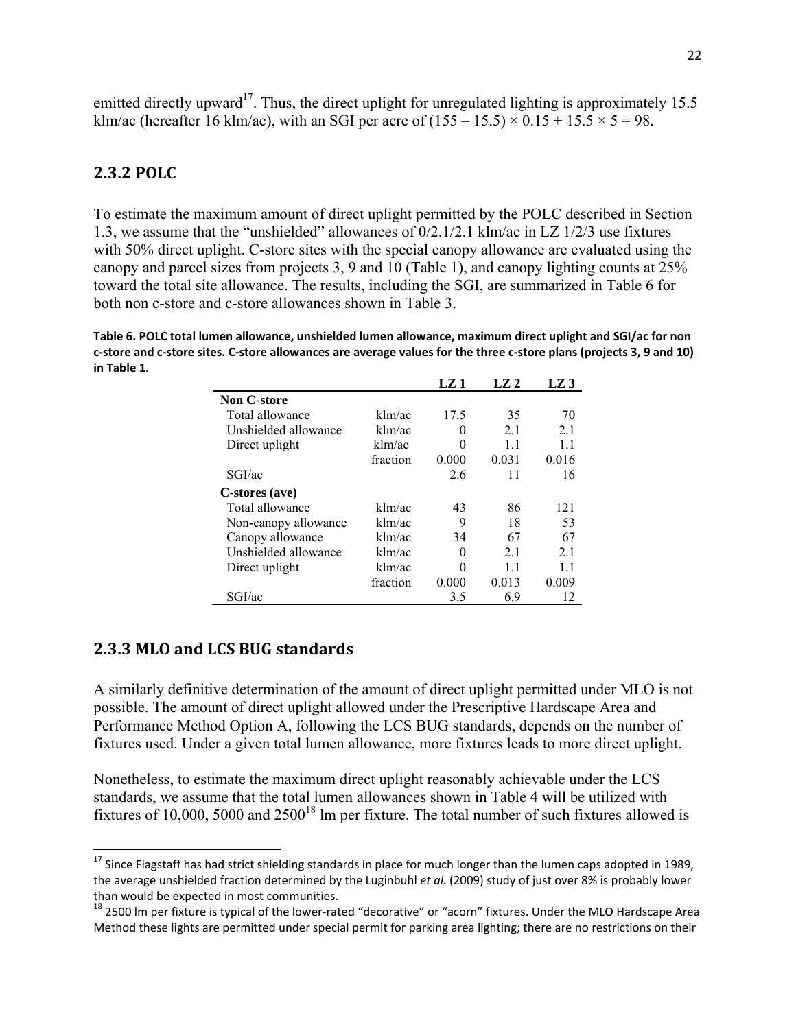emitted directly upward[17]. Thus, the direct uplight for unregulated lighting is approximately 15.5 klm/ac (hereafter 16 klm/ac), with an SGI per acre of $(155 - 15.5) \times 0.15 + 15.5 \times 5 = 98$.

## 2.3.2 POLC

To estimate the maximum amount of direct uplight permitted by the POLC described in Section 1.3, we assume that the "unshielded" allowances of 0/2.1/2.1 klm/ac in LZ 1/2/3 use fixtures with 50% direct uplight. C-store sites with the special canopy allowance are evaluated using the canopy and parcel sizes from projects 3, 9 and 10 (Table 1), and canopy lighting counts at 25% toward the total site allowance. The results, including the SGI, are summarized in Table 6 for both non c-store and c-store allowances shown in Table 3.

**Table 6. POLC total lumen allowance, unshielded lumen allowance, maximum direct uplight and SGI/ac for non c-store and c-store sites. C-store allowances are average values for the three c-store plans (projects 3, 9 and 10) in Table 1.**

| | | LZ 1 | LZ 2 | LZ 3 |
|---|---|---|---|---|
| **Non C-store** | | | | |
| Total allowance | klm/ac | 17.5 | 35 | 70 |
| Unshielded allowance | klm/ac | 0 | 2.1 | 2.1 |
| Direct uplight | klm/ac | 0 | 1.1 | 1.1 |
| | fraction | 0.000 | 0.031 | 0.016 |
| SGI/ac | | 2.6 | 11 | 16 |
| **C-stores (ave)** | | | | |
| Total allowance | klm/ac | 43 | 86 | 121 |
| Non-canopy allowance | klm/ac | 9 | 18 | 53 |
| Canopy allowance | klm/ac | 34 | 67 | 67 |
| Unshielded allowance | klm/ac | 0 | 2.1 | 2.1 |
| Direct uplight | klm/ac | 0 | 1.1 | 1.1 |
| | fraction | 0.000 | 0.013 | 0.009 |
| SGI/ac | | 3.5 | 6.9 | 12 |

## 2.3.3 MLO and LCS BUG standards

A similarly definitive determination of the amount of direct uplight permitted under MLO is not possible. The amount of direct uplight allowed under the Prescriptive Hardscape Area and Performance Method Option A, following the LCS BUG standards, depends on the number of fixtures used. Under a given total lumen allowance, more fixtures leads to more direct uplight.

Nonetheless, to estimate the maximum direct uplight reasonably achievable under the LCS standards, we assume that the total lumen allowances shown in Table 4 will be utilized with fixtures of 10,000, 5000 and 2500[18] lm per fixture. The total number of such fixtures allowed is

[17] Since Flagstaff has had strict shielding standards in place for much longer than the lumen caps adopted in 1989, the average unshielded fraction determined by the Luginbuhl *et al.* (2009) study of just over 8% is probably lower than would be expected in most communities.

[18] 2500 lm per fixture is typical of the lower-rated "decorative" or "acorn" fixtures. Under the MLO Hardscape Area Method these lights are permitted under special permit for parking area lighting; there are no restrictions on their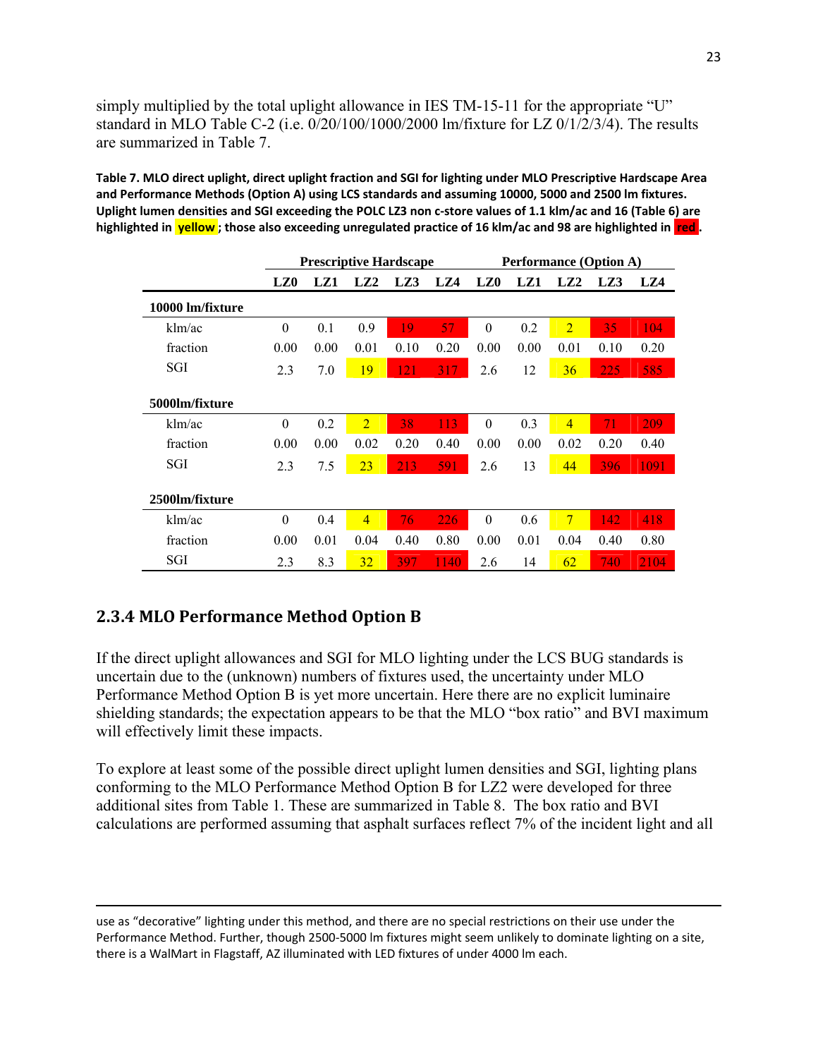simply multiplied by the total uplight allowance in IES TM-15-11 for the appropriate "U" standard in MLO Table C-2 (i.e. 0/20/100/1000/2000 lm/fixture for LZ 0/1/2/3/4). The results are summarized in Table 7.

**Table 7. MLO direct uplight, direct uplight fraction and SGI for lighting under MLO Prescriptive Hardscape Area and Performance Methods (Option A) using LCS standards and assuming 10000, 5000 and 2500 lm fixtures. Uplight lumen densities and SGI exceeding the POLC LZ3 non c-store values of 1.1 klm/ac and 16 (Table 6) are highlighted in yellow; those also exceeding unregulated practice of 16 klm/ac and 98 are highlighted in red.**

| | Prescriptive Hardscape | | | | | Performance (Option A) | | | | |
|---|---|---|---|---|---|---|---|---|---|---|
| | **LZ0** | **LZ1** | **LZ2** | **LZ3** | **LZ4** | **LZ0** | **LZ1** | **LZ2** | **LZ3** | **LZ4** |
| **10000 lm/fixture** | | | | | | | | | | |
| klm/ac | 0 | 0.1 | 0.9 | 19 | 57 | 0 | 0.2 | 2 | 35 | 104 |
| fraction | 0.00 | 0.00 | 0.01 | 0.10 | 0.20 | 0.00 | 0.00 | 0.01 | 0.10 | 0.20 |
| SGI | 2.3 | 7.0 | 19 | 121 | 317 | 2.6 | 12 | 36 | 225 | 585 |
| **5000lm/fixture** | | | | | | | | | | |
| klm/ac | 0 | 0.2 | 2 | 38 | 113 | 0 | 0.3 | 4 | 71 | 209 |
| fraction | 0.00 | 0.00 | 0.02 | 0.20 | 0.40 | 0.00 | 0.00 | 0.02 | 0.20 | 0.40 |
| SGI | 2.3 | 7.5 | 23 | 213 | 591 | 2.6 | 13 | 44 | 396 | 1091 |
| **2500lm/fixture** | | | | | | | | | | |
| klm/ac | 0 | 0.4 | 4 | 76 | 226 | 0 | 0.6 | 7 | 142 | 418 |
| fraction | 0.00 | 0.01 | 0.04 | 0.40 | 0.80 | 0.00 | 0.01 | 0.04 | 0.40 | 0.80 |
| SGI | 2.3 | 8.3 | 32 | 397 | 1140 | 2.6 | 14 | 62 | 740 | 2104 |

## 2.3.4 MLO Performance Method Option B

If the direct uplight allowances and SGI for MLO lighting under the LCS BUG standards is uncertain due to the (unknown) numbers of fixtures used, the uncertainty under MLO Performance Method Option B is yet more uncertain. Here there are no explicit luminaire shielding standards; the expectation appears to be that the MLO "box ratio" and BVI maximum will effectively limit these impacts.

To explore at least some of the possible direct uplight lumen densities and SGI, lighting plans conforming to the MLO Performance Method Option B for LZ2 were developed for three additional sites from Table 1. These are summarized in Table 8. The box ratio and BVI calculations are performed assuming that asphalt surfaces reflect 7% of the incident light and all

---

use as "decorative" lighting under this method, and there are no special restrictions on their use under the Performance Method. Further, though 2500-5000 lm fixtures might seem unlikely to dominate lighting on a site, there is a WalMart in Flagstaff, AZ illuminated with LED fixtures of under 4000 lm each.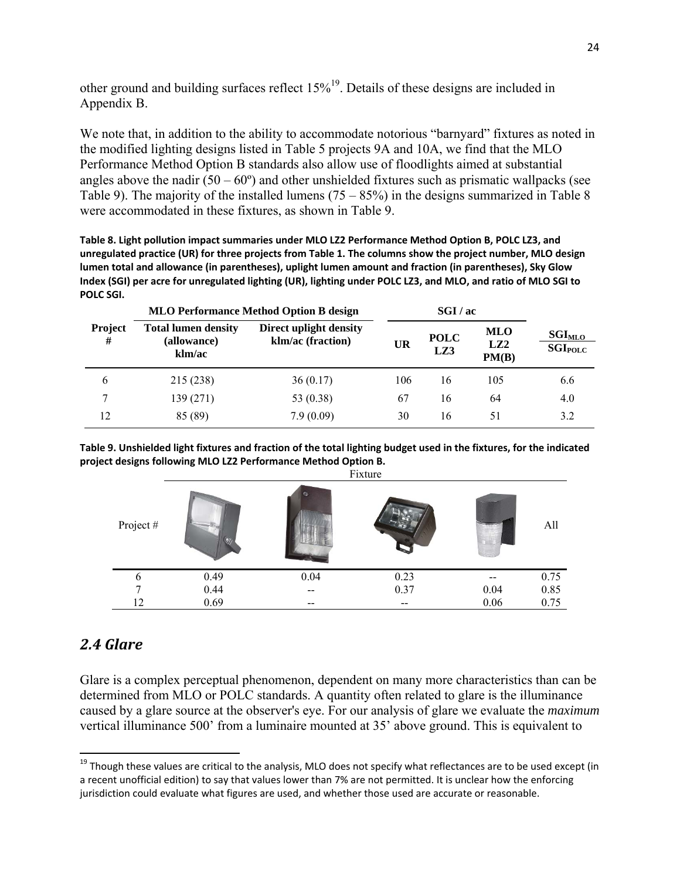other ground and building surfaces reflect 15%[19]. Details of these designs are included in Appendix B.

We note that, in addition to the ability to accommodate notorious "barnyard" fixtures as noted in the modified lighting designs listed in Table 5 projects 9A and 10A, we find that the MLO Performance Method Option B standards also allow use of floodlights aimed at substantial angles above the nadir (50 – 60º) and other unshielded fixtures such as prismatic wallpacks (see Table 9). The majority of the installed lumens (75 – 85%) in the designs summarized in Table 8 were accommodated in these fixtures, as shown in Table 9.

**Table 8. Light pollution impact summaries under MLO LZ2 Performance Method Option B, POLC LZ3, and unregulated practice (UR) for three projects from Table 1. The columns show the project number, MLO design lumen total and allowance (in parentheses), uplight lumen amount and fraction (in parentheses), Sky Glow Index (SGI) per acre for unregulated lighting (UR), lighting under POLC LZ3, and MLO, and ratio of MLO SGI to POLC SGI.**

| | MLO Performance Method Option B design | | SGI / ac | | | |
|---|---|---|---|---|---|---|
| Project # | Total lumen density (allowance) klm/ac | Direct uplight density klm/ac (fraction) | UR | POLC LZ3 | MLO LZ2 PM(B) | $\frac{SGI_{MLO}}{SGI_{POLC}}$ |
| 6 | 215 (238) | 36 (0.17) | 106 | 16 | 105 | 6.6 |
| 7 | 139 (271) | 53 (0.38) | 67 | 16 | 64 | 4.0 |
| 12 | 85 (89) | 7.9 (0.09) | 30 | 16 | 51 | 3.2 |

**Table 9. Unshielded light fixtures and fraction of the total lighting budget used in the fixtures, for the indicated project designs following MLO LZ2 Performance Method Option B.**

| Project # | Fixture 1 | Fixture 2 | Fixture 3 | Fixture 4 | All |
|---|---|---|---|---|---|
| 6 | 0.49 | 0.04 | 0.23 | -- | 0.75 |
| 7 | 0.44 | -- | 0.37 | 0.04 | 0.85 |
| 12 | 0.69 | -- | -- | 0.06 | 0.75 |

## *2.4 Glare*

Glare is a complex perceptual phenomenon, dependent on many more characteristics than can be determined from MLO or POLC standards. A quantity often related to glare is the illuminance caused by a glare source at the observer's eye. For our analysis of glare we evaluate the *maximum* vertical illuminance 500' from a luminaire mounted at 35' above ground. This is equivalent to

[19] Though these values are critical to the analysis, MLO does not specify what reflectances are to be used except (in a recent unofficial edition) to say that values lower than 7% are not permitted. It is unclear how the enforcing jurisdiction could evaluate what figures are used, and whether those used are accurate or reasonable.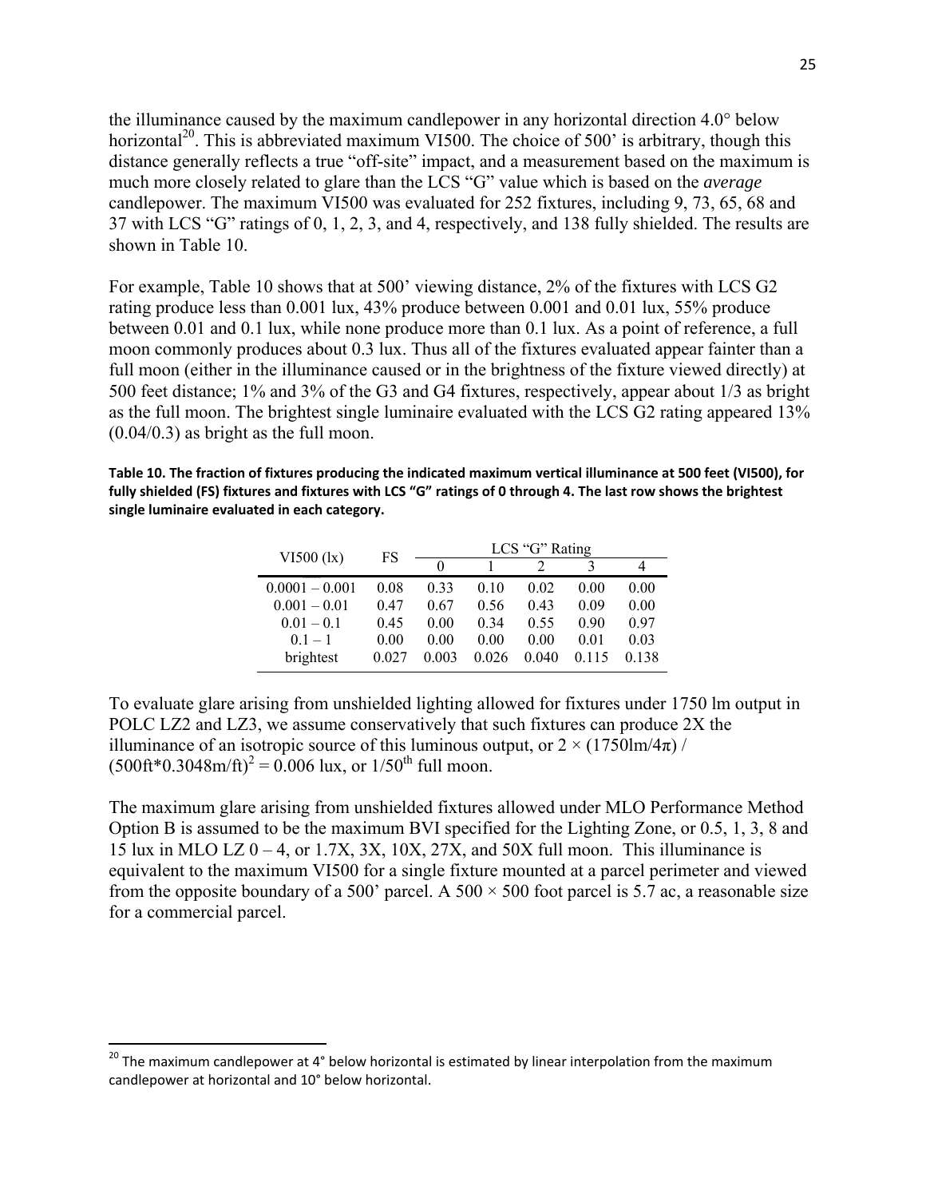the illuminance caused by the maximum candlepower in any horizontal direction 4.0° below horizontal[20]. This is abbreviated maximum VI500. The choice of 500' is arbitrary, though this distance generally reflects a true "off-site" impact, and a measurement based on the maximum is much more closely related to glare than the LCS "G" value which is based on the *average* candlepower. The maximum VI500 was evaluated for 252 fixtures, including 9, 73, 65, 68 and 37 with LCS "G" ratings of 0, 1, 2, 3, and 4, respectively, and 138 fully shielded. The results are shown in Table 10.

For example, Table 10 shows that at 500' viewing distance, 2% of the fixtures with LCS G2 rating produce less than 0.001 lux, 43% produce between 0.001 and 0.01 lux, 55% produce between 0.01 and 0.1 lux, while none produce more than 0.1 lux. As a point of reference, a full moon commonly produces about 0.3 lux. Thus all of the fixtures evaluated appear fainter than a full moon (either in the illuminance caused or in the brightness of the fixture viewed directly) at 500 feet distance; 1% and 3% of the G3 and G4 fixtures, respectively, appear about 1/3 as bright as the full moon. The brightest single luminaire evaluated with the LCS G2 rating appeared 13% (0.04/0.3) as bright as the full moon.

**Table 10. The fraction of fixtures producing the indicated maximum vertical illuminance at 500 feet (VI500), for fully shielded (FS) fixtures and fixtures with LCS "G" ratings of 0 through 4. The last row shows the brightest single luminaire evaluated in each category.**

| VI500 (lx) | FS | LCS "G" Rating | | | | |
|---|---|---|---|---|---|---|
| | | 0 | 1 | 2 | 3 | 4 |
| 0.0001 – 0.001 | 0.08 | 0.33 | 0.10 | 0.02 | 0.00 | 0.00 |
| 0.001 – 0.01 | 0.47 | 0.67 | 0.56 | 0.43 | 0.09 | 0.00 |
| 0.01 – 0.1 | 0.45 | 0.00 | 0.34 | 0.55 | 0.90 | 0.97 |
| 0.1 – 1 | 0.00 | 0.00 | 0.00 | 0.00 | 0.01 | 0.03 |
| brightest | 0.027 | 0.003 | 0.026 | 0.040 | 0.115 | 0.138 |

To evaluate glare arising from unshielded lighting allowed for fixtures under 1750 lm output in POLC LZ2 and LZ3, we assume conservatively that such fixtures can produce 2X the illuminance of an isotropic source of this luminous output, or $2 \times (1750\text{lm}/4\pi) / (500\text{ft}*0.3048\text{m/ft})^2 = 0.006$ lux, or 1/50th full moon.

The maximum glare arising from unshielded fixtures allowed under MLO Performance Method Option B is assumed to be the maximum BVI specified for the Lighting Zone, or 0.5, 1, 3, 8 and 15 lux in MLO LZ 0 – 4, or 1.7X, 3X, 10X, 27X, and 50X full moon. This illuminance is equivalent to the maximum VI500 for a single fixture mounted at a parcel perimeter and viewed from the opposite boundary of a 500' parcel. A 500 × 500 foot parcel is 5.7 ac, a reasonable size for a commercial parcel.

[20] The maximum candlepower at 4° below horizontal is estimated by linear interpolation from the maximum candlepower at horizontal and 10° below horizontal.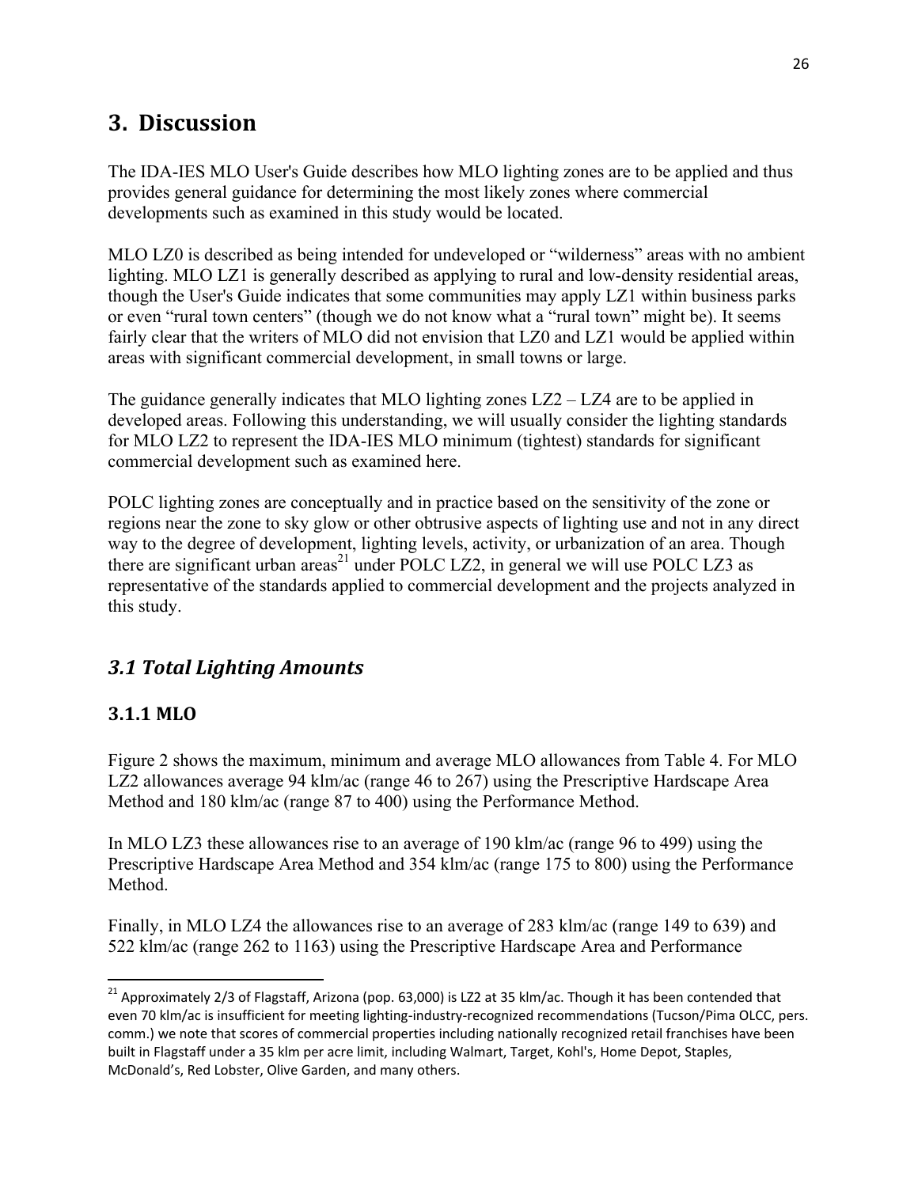# 3. Discussion

The IDA-IES MLO User's Guide describes how MLO lighting zones are to be applied and thus provides general guidance for determining the most likely zones where commercial developments such as examined in this study would be located.

MLO LZ0 is described as being intended for undeveloped or "wilderness" areas with no ambient lighting. MLO LZ1 is generally described as applying to rural and low-density residential areas, though the User's Guide indicates that some communities may apply LZ1 within business parks or even "rural town centers" (though we do not know what a "rural town" might be). It seems fairly clear that the writers of MLO did not envision that LZ0 and LZ1 would be applied within areas with significant commercial development, in small towns or large.

The guidance generally indicates that MLO lighting zones LZ2 – LZ4 are to be applied in developed areas. Following this understanding, we will usually consider the lighting standards for MLO LZ2 to represent the IDA-IES MLO minimum (tightest) standards for significant commercial development such as examined here.

POLC lighting zones are conceptually and in practice based on the sensitivity of the zone or regions near the zone to sky glow or other obtrusive aspects of lighting use and not in any direct way to the degree of development, lighting levels, activity, or urbanization of an area. Though there are significant urban areas[21] under POLC LZ2, in general we will use POLC LZ3 as representative of the standards applied to commercial development and the projects analyzed in this study.

## *3.1 Total Lighting Amounts*

### 3.1.1 MLO

Figure 2 shows the maximum, minimum and average MLO allowances from Table 4. For MLO LZ2 allowances average 94 klm/ac (range 46 to 267) using the Prescriptive Hardscape Area Method and 180 klm/ac (range 87 to 400) using the Performance Method.

In MLO LZ3 these allowances rise to an average of 190 klm/ac (range 96 to 499) using the Prescriptive Hardscape Area Method and 354 klm/ac (range 175 to 800) using the Performance Method.

Finally, in MLO LZ4 the allowances rise to an average of 283 klm/ac (range 149 to 639) and 522 klm/ac (range 262 to 1163) using the Prescriptive Hardscape Area and Performance

---

[21] Approximately 2/3 of Flagstaff, Arizona (pop. 63,000) is LZ2 at 35 klm/ac. Though it has been contended that even 70 klm/ac is insufficient for meeting lighting-industry-recognized recommendations (Tucson/Pima OLCC, pers. comm.) we note that scores of commercial properties including nationally recognized retail franchises have been built in Flagstaff under a 35 klm per acre limit, including Walmart, Target, Kohl's, Home Depot, Staples, McDonald's, Red Lobster, Olive Garden, and many others.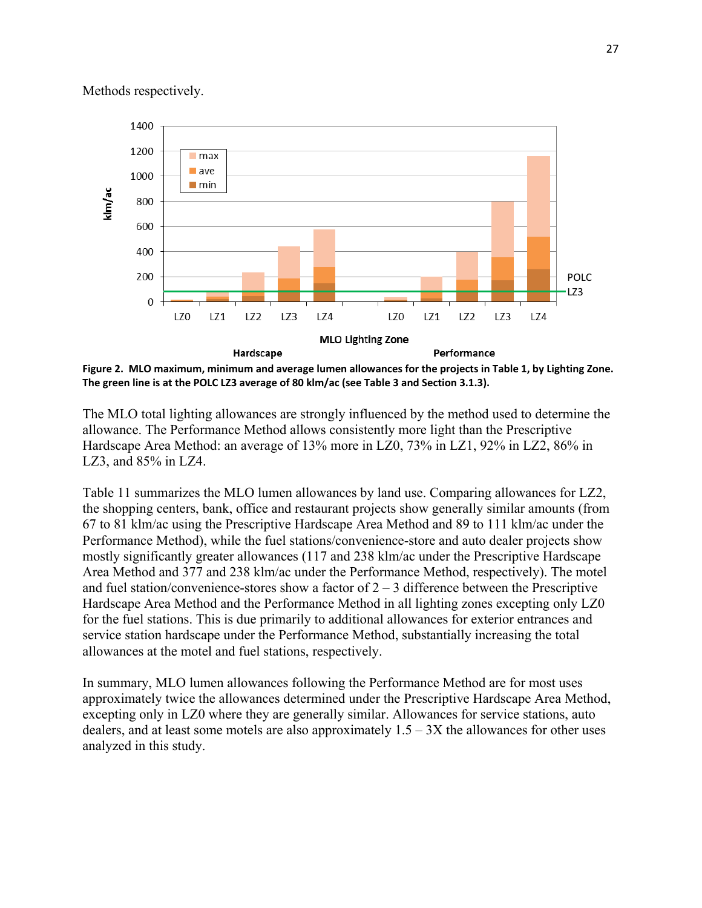Methods respectively.

**Figure 2. MLO maximum, minimum and average lumen allowances for the projects in Table 1, by Lighting Zone. The green line is at the POLC LZ3 average of 80 klm/ac (see Table 3 and Section 3.1.3).**

The MLO total lighting allowances are strongly influenced by the method used to determine the allowance. The Performance Method allows consistently more light than the Prescriptive Hardscape Area Method: an average of 13% more in LZ0, 73% in LZ1, 92% in LZ2, 86% in LZ3, and 85% in LZ4.

Table 11 summarizes the MLO lumen allowances by land use. Comparing allowances for LZ2, the shopping centers, bank, office and restaurant projects show generally similar amounts (from 67 to 81 klm/ac using the Prescriptive Hardscape Area Method and 89 to 111 klm/ac under the Performance Method), while the fuel stations/convenience-store and auto dealer projects show mostly significantly greater allowances (117 and 238 klm/ac under the Prescriptive Hardscape Area Method and 377 and 238 klm/ac under the Performance Method, respectively). The motel and fuel station/convenience-stores show a factor of 2 – 3 difference between the Prescriptive Hardscape Area Method and the Performance Method in all lighting zones excepting only LZ0 for the fuel stations. This is due primarily to additional allowances for exterior entrances and service station hardscape under the Performance Method, substantially increasing the total allowances at the motel and fuel stations, respectively.

In summary, MLO lumen allowances following the Performance Method are for most uses approximately twice the allowances determined under the Prescriptive Hardscape Area Method, excepting only in LZ0 where they are generally similar. Allowances for service stations, auto dealers, and at least some motels are also approximately 1.5 – 3X the allowances for other uses analyzed in this study.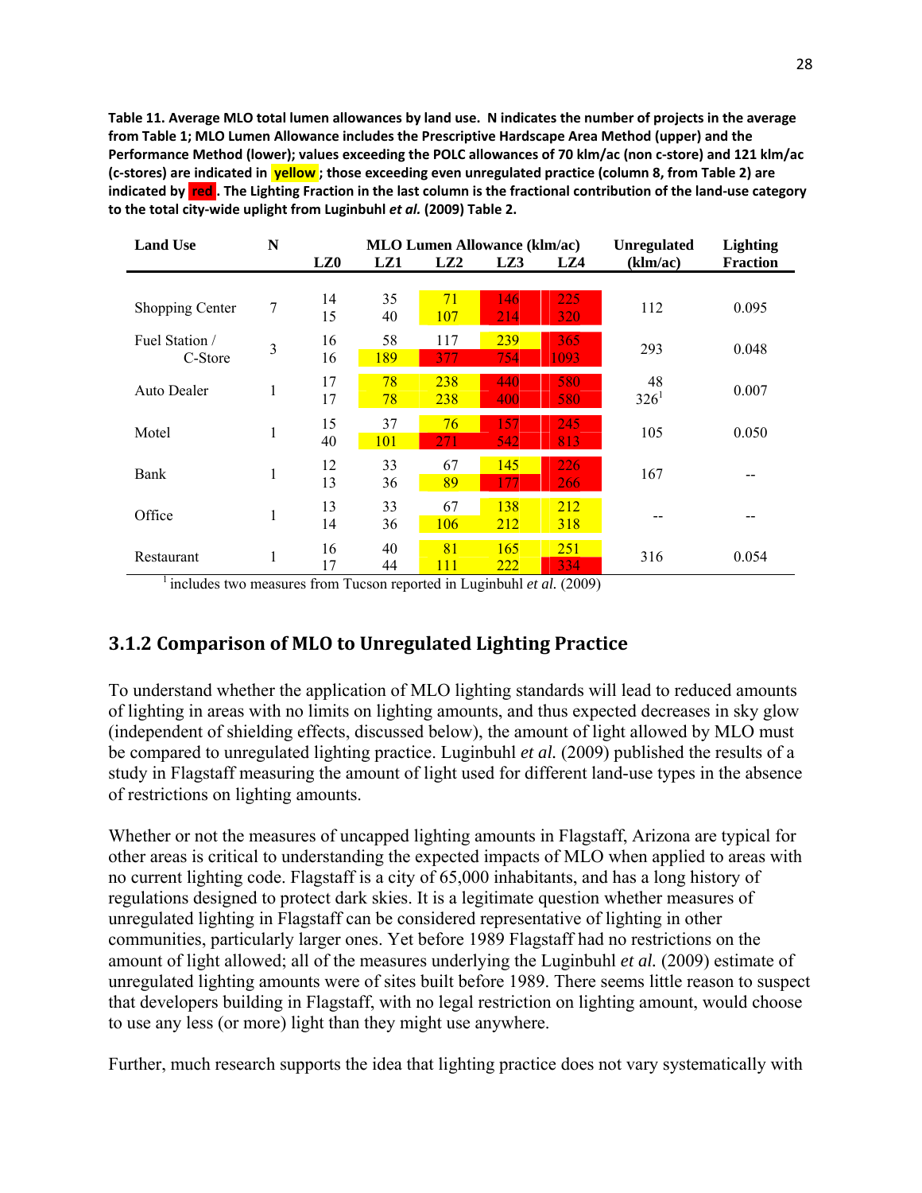**Table 11. Average MLO total lumen allowances by land use. N indicates the number of projects in the average from Table 1; MLO Lumen Allowance includes the Prescriptive Hardscape Area Method (upper) and the Performance Method (lower); values exceeding the POLC allowances of 70 klm/ac (non c-store) and 121 klm/ac (c-stores) are indicated in yellow; those exceeding even unregulated practice (column 8, from Table 2) are indicated by red. The Lighting Fraction in the last column is the fractional contribution of the land-use category to the total city-wide uplight from Luginbuhl *et al.* (2009) Table 2.**

| Land Use | N | MLO Lumen Allowance (klm/ac) | | | | | Unregulated (klm/ac) | Lighting Fraction |
|---|---|---|---|---|---|---|---|---|
| | | LZ0 | LZ1 | LZ2 | LZ3 | LZ4 | | |
| Shopping Center | 7 | 14<br>15 | 35<br>40 | 71<br>107 | 146<br>214 | 225<br>320 | 112 | 0.095 |
| Fuel Station / C-Store | 3 | 16<br>16 | 58<br>189 | 117<br>377 | 239<br>754 | 365<br>1093 | 293 | 0.048 |
| Auto Dealer | 1 | 17<br>17 | 78<br>78 | 238<br>238 | 440<br>400 | 580<br>580 | 48<br>326[1] | 0.007 |
| Motel | 1 | 15<br>40 | 37<br>101 | 76<br>271 | 157<br>542 | 245<br>813 | 105 | 0.050 |
| Bank | 1 | 12<br>13 | 33<br>36 | 67<br>89 | 145<br>177 | 226<br>266 | 167 | -- |
| Office | 1 | 13<br>14 | 33<br>36 | 67<br>106 | 138<br>212 | 212<br>318 | -- | -- |
| Restaurant | 1 | 16<br>17 | 40<br>44 | 81<br>111 | 165<br>222 | 251<br>334 | 316 | 0.054 |

[1] includes two measures from Tucson reported in Luginbuhl *et al.* (2009)

### 3.1.2 Comparison of MLO to Unregulated Lighting Practice

To understand whether the application of MLO lighting standards will lead to reduced amounts of lighting in areas with no limits on lighting amounts, and thus expected decreases in sky glow (independent of shielding effects, discussed below), the amount of light allowed by MLO must be compared to unregulated lighting practice. Luginbuhl *et al.* (2009) published the results of a study in Flagstaff measuring the amount of light used for different land-use types in the absence of restrictions on lighting amounts.

Whether or not the measures of uncapped lighting amounts in Flagstaff, Arizona are typical for other areas is critical to understanding the expected impacts of MLO when applied to areas with no current lighting code. Flagstaff is a city of 65,000 inhabitants, and has a long history of regulations designed to protect dark skies. It is a legitimate question whether measures of unregulated lighting in Flagstaff can be considered representative of lighting in other communities, particularly larger ones. Yet before 1989 Flagstaff had no restrictions on the amount of light allowed; all of the measures underlying the Luginbuhl *et al.* (2009) estimate of unregulated lighting amounts were of sites built before 1989. There seems little reason to suspect that developers building in Flagstaff, with no legal restriction on lighting amount, would choose to use any less (or more) light than they might use anywhere.

Further, much research supports the idea that lighting practice does not vary systematically with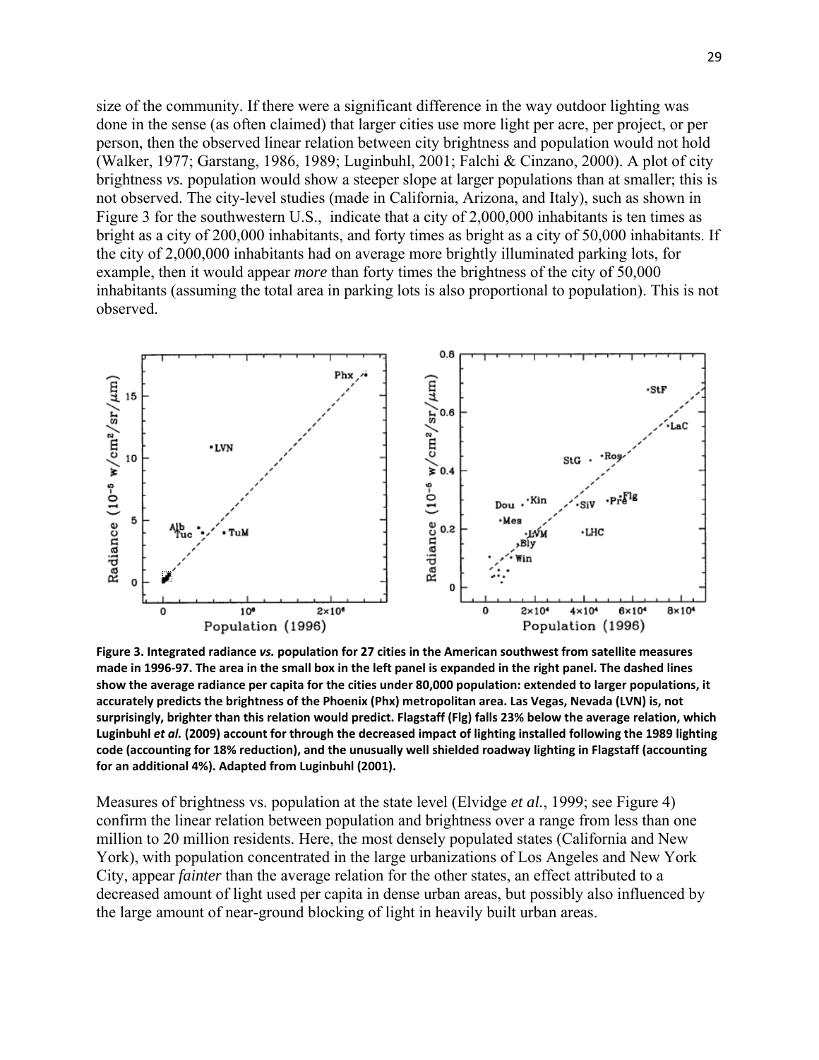size of the community. If there were a significant difference in the way outdoor lighting was done in the sense (as often claimed) that larger cities use more light per acre, per project, or per person, then the observed linear relation between city brightness and population would not hold (Walker, 1977; Garstang, 1986, 1989; Luginbuhl, 2001; Falchi & Cinzano, 2000). A plot of city brightness *vs.* population would show a steeper slope at larger populations than at smaller; this is not observed. The city-level studies (made in California, Arizona, and Italy), such as shown in Figure 3 for the southwestern U.S., indicate that a city of 2,000,000 inhabitants is ten times as bright as a city of 200,000 inhabitants, and forty times as bright as a city of 50,000 inhabitants. If the city of 2,000,000 inhabitants had on average more brightly illuminated parking lots, for example, then it would appear *more* than forty times the brightness of the city of 50,000 inhabitants (assuming the total area in parking lots is also proportional to population). This is not observed.

**Figure 3. Integrated radiance *vs.* population for 27 cities in the American southwest from satellite measures made in 1996-97. The area in the small box in the left panel is expanded in the right panel. The dashed lines show the average radiance per capita for the cities under 80,000 population: extended to larger populations, it accurately predicts the brightness of the Phoenix (Phx) metropolitan area. Las Vegas, Nevada (LVN) is, not surprisingly, brighter than this relation would predict. Flagstaff (Flg) falls 23% below the average relation, which Luginbuhl *et al.* (2009) account for through the decreased impact of lighting installed following the 1989 lighting code (accounting for 18% reduction), and the unusually well shielded roadway lighting in Flagstaff (accounting for an additional 4%). Adapted from Luginbuhl (2001).**

Measures of brightness vs. population at the state level (Elvidge *et al.*, 1999; see Figure 4) confirm the linear relation between population and brightness over a range from less than one million to 20 million residents. Here, the most densely populated states (California and New York), with population concentrated in the large urbanizations of Los Angeles and New York City, appear *fainter* than the average relation for the other states, an effect attributed to a decreased amount of light used per capita in dense urban areas, but possibly also influenced by the large amount of near-ground blocking of light in heavily built urban areas.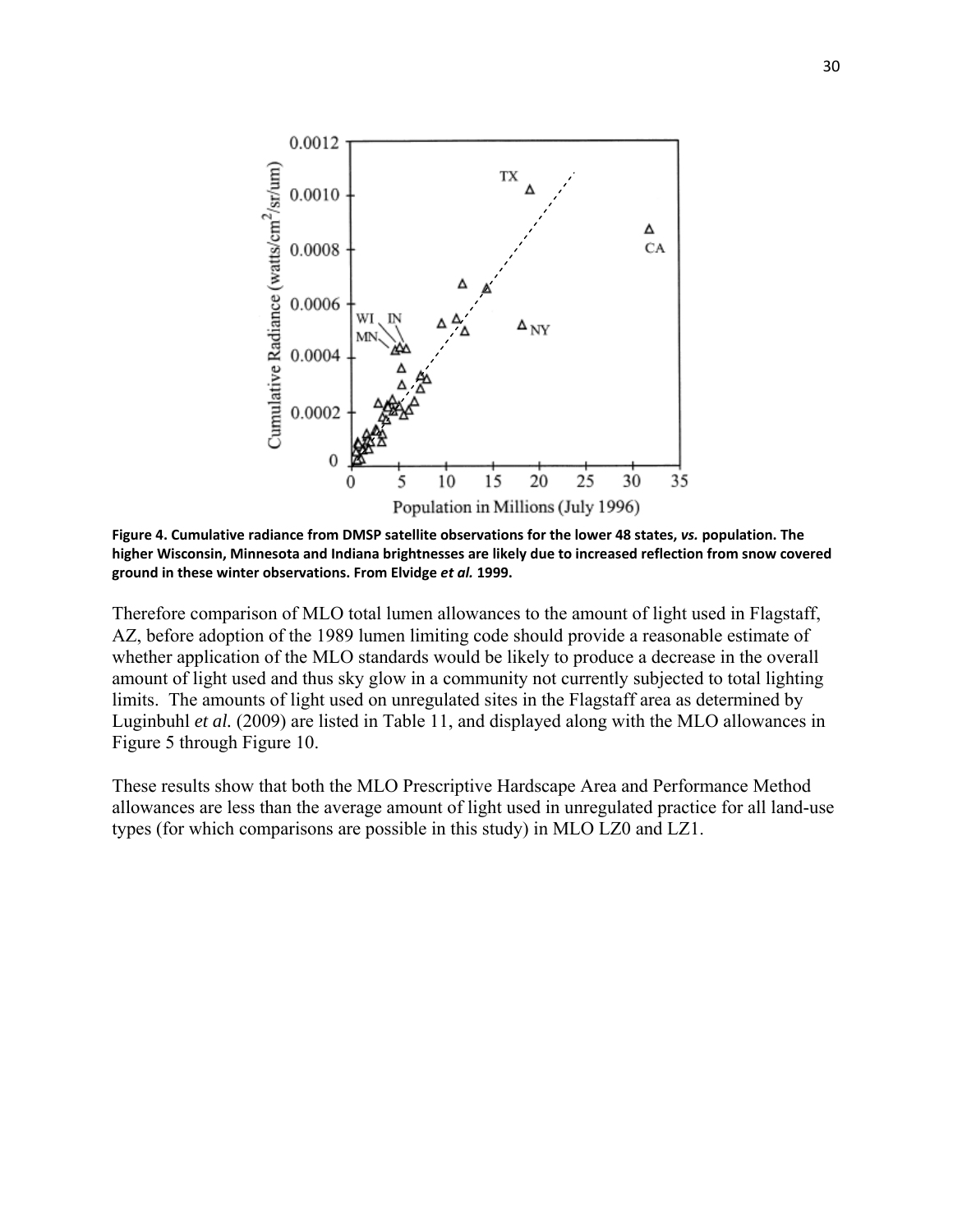**Figure 4. Cumulative radiance from DMSP satellite observations for the lower 48 states, *vs.* population. The higher Wisconsin, Minnesota and Indiana brightnesses are likely due to increased reflection from snow covered ground in these winter observations. From Elvidge *et al.* 1999.**

Therefore comparison of MLO total lumen allowances to the amount of light used in Flagstaff, AZ, before adoption of the 1989 lumen limiting code should provide a reasonable estimate of whether application of the MLO standards would be likely to produce a decrease in the overall amount of light used and thus sky glow in a community not currently subjected to total lighting limits. The amounts of light used on unregulated sites in the Flagstaff area as determined by Luginbuhl *et al.* (2009) are listed in Table 11, and displayed along with the MLO allowances in Figure 5 through Figure 10.

These results show that both the MLO Prescriptive Hardscape Area and Performance Method allowances are less than the average amount of light used in unregulated practice for all land-use types (for which comparisons are possible in this study) in MLO LZ0 and LZ1.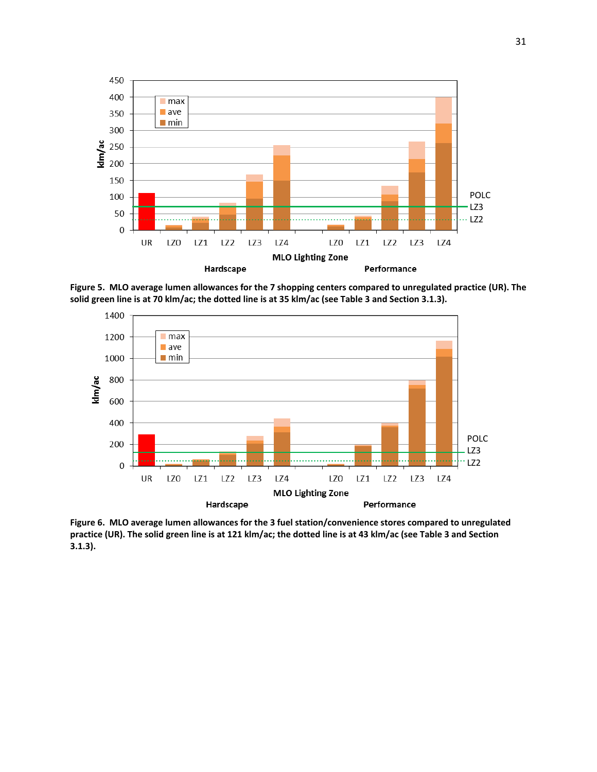Figure 5. MLO average lumen allowances for the 7 shopping centers compared to unregulated practice (UR). The solid green line is at 70 klm/ac; the dotted line is at 35 klm/ac (see Table 3 and Section 3.1.3).

Figure 6. MLO average lumen allowances for the 3 fuel station/convenience stores compared to unregulated practice (UR). The solid green line is at 121 klm/ac; the dotted line is at 43 klm/ac (see Table 3 and Section 3.1.3).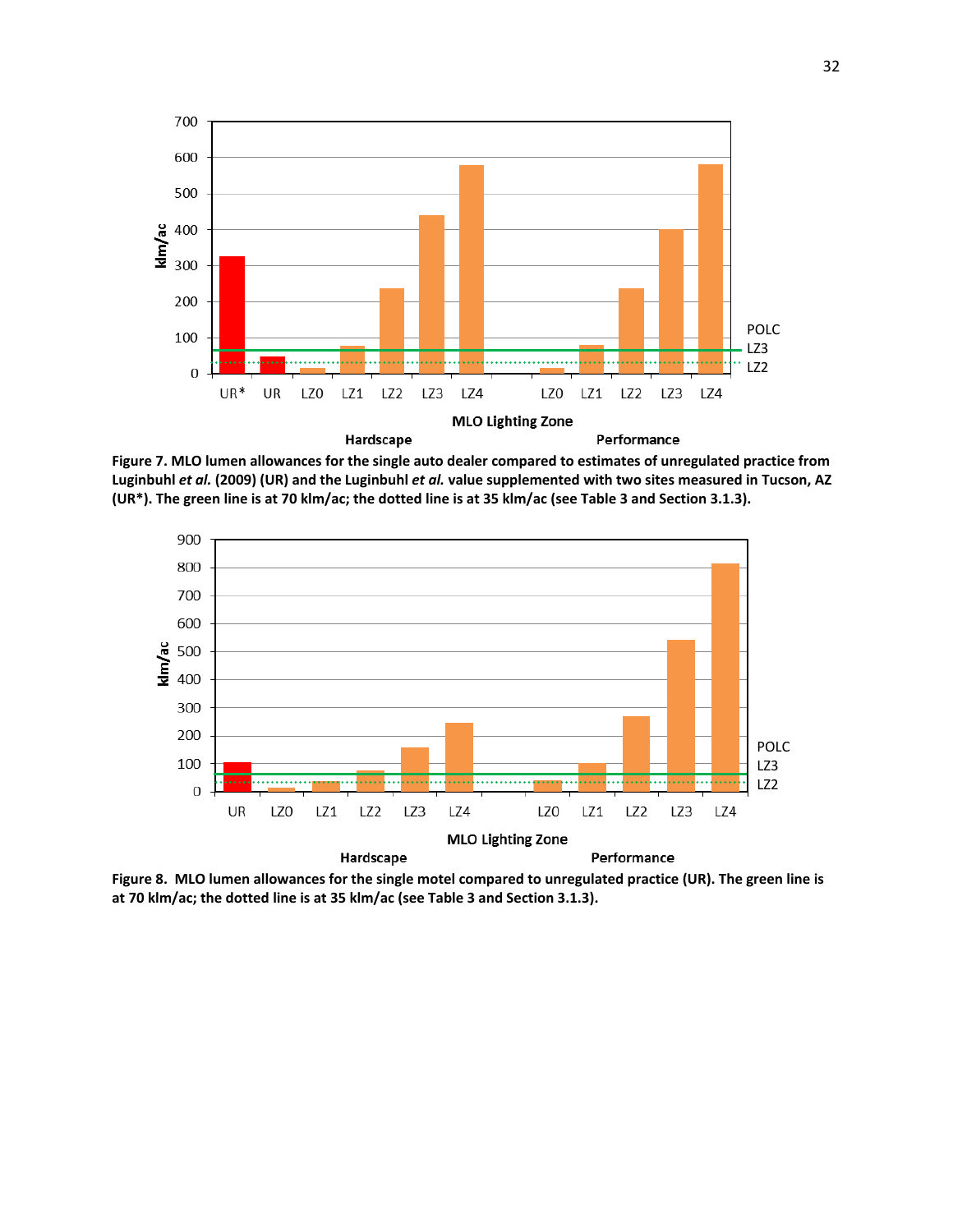**Figure 7. MLO lumen allowances for the single auto dealer compared to estimates of unregulated practice from Luginbuhl *et al.* (2009) (UR) and the Luginbuhl *et al.* value supplemented with two sites measured in Tucson, AZ (UR\*). The green line is at 70 klm/ac; the dotted line is at 35 klm/ac (see Table 3 and Section 3.1.3).**

**Figure 8. MLO lumen allowances for the single motel compared to unregulated practice (UR). The green line is at 70 klm/ac; the dotted line is at 35 klm/ac (see Table 3 and Section 3.1.3).**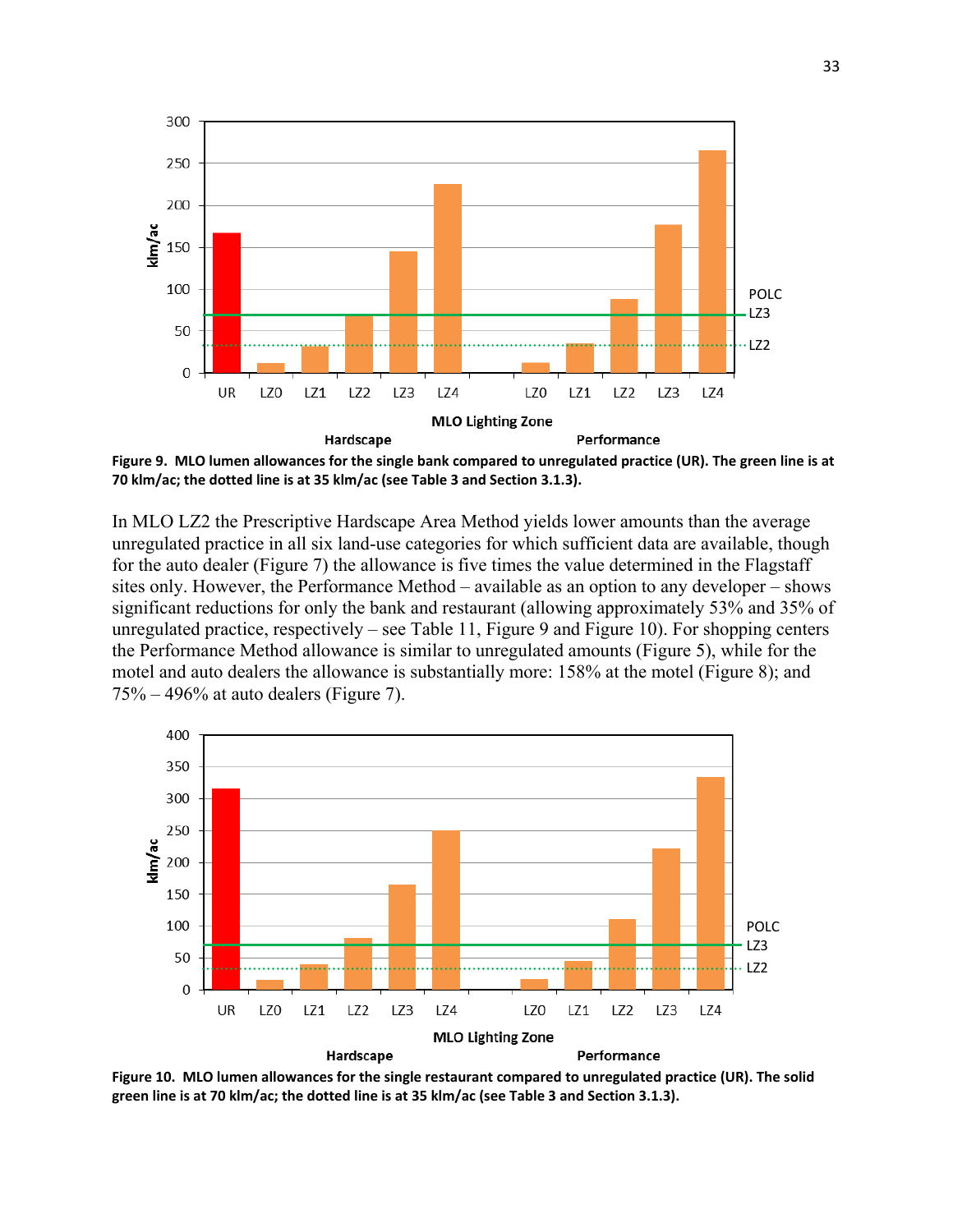**Figure 9. MLO lumen allowances for the single bank compared to unregulated practice (UR). The green line is at 70 klm/ac; the dotted line is at 35 klm/ac (see Table 3 and Section 3.1.3).**

In MLO LZ2 the Prescriptive Hardscape Area Method yields lower amounts than the average unregulated practice in all six land-use categories for which sufficient data are available, though for the auto dealer (Figure 7) the allowance is five times the value determined in the Flagstaff sites only. However, the Performance Method – available as an option to any developer – shows significant reductions for only the bank and restaurant (allowing approximately 53% and 35% of unregulated practice, respectively – see Table 11, Figure 9 and Figure 10). For shopping centers the Performance Method allowance is similar to unregulated amounts (Figure 5), while for the motel and auto dealers the allowance is substantially more: 158% at the motel (Figure 8); and 75% – 496% at auto dealers (Figure 7).

**Figure 10. MLO lumen allowances for the single restaurant compared to unregulated practice (UR). The solid green line is at 70 klm/ac; the dotted line is at 35 klm/ac (see Table 3 and Section 3.1.3).**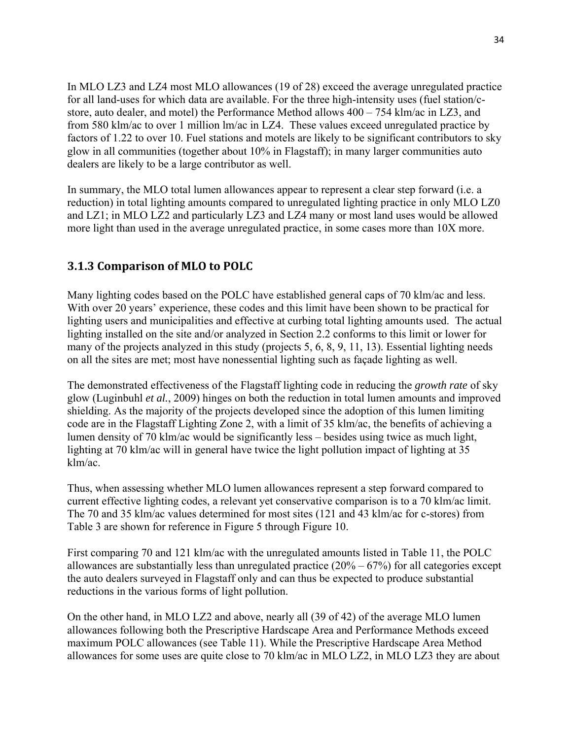In MLO LZ3 and LZ4 most MLO allowances (19 of 28) exceed the average unregulated practice for all land-uses for which data are available. For the three high-intensity uses (fuel station/c-store, auto dealer, and motel) the Performance Method allows 400 – 754 klm/ac in LZ3, and from 580 klm/ac to over 1 million lm/ac in LZ4. These values exceed unregulated practice by factors of 1.22 to over 10. Fuel stations and motels are likely to be significant contributors to sky glow in all communities (together about 10% in Flagstaff); in many larger communities auto dealers are likely to be a large contributor as well.

In summary, the MLO total lumen allowances appear to represent a clear step forward (i.e. a reduction) in total lighting amounts compared to unregulated lighting practice in only MLO LZ0 and LZ1; in MLO LZ2 and particularly LZ3 and LZ4 many or most land uses would be allowed more light than used in the average unregulated practice, in some cases more than 10X more.

### 3.1.3 Comparison of MLO to POLC

Many lighting codes based on the POLC have established general caps of 70 klm/ac and less. With over 20 years' experience, these codes and this limit have been shown to be practical for lighting users and municipalities and effective at curbing total lighting amounts used. The actual lighting installed on the site and/or analyzed in Section 2.2 conforms to this limit or lower for many of the projects analyzed in this study (projects 5, 6, 8, 9, 11, 13). Essential lighting needs on all the sites are met; most have nonessential lighting such as façade lighting as well.

The demonstrated effectiveness of the Flagstaff lighting code in reducing the *growth rate* of sky glow (Luginbuhl *et al.*, 2009) hinges on both the reduction in total lumen amounts and improved shielding. As the majority of the projects developed since the adoption of this lumen limiting code are in the Flagstaff Lighting Zone 2, with a limit of 35 klm/ac, the benefits of achieving a lumen density of 70 klm/ac would be significantly less – besides using twice as much light, lighting at 70 klm/ac will in general have twice the light pollution impact of lighting at 35 klm/ac.

Thus, when assessing whether MLO lumen allowances represent a step forward compared to current effective lighting codes, a relevant yet conservative comparison is to a 70 klm/ac limit. The 70 and 35 klm/ac values determined for most sites (121 and 43 klm/ac for c-stores) from Table 3 are shown for reference in Figure 5 through Figure 10.

First comparing 70 and 121 klm/ac with the unregulated amounts listed in Table 11, the POLC allowances are substantially less than unregulated practice (20% – 67%) for all categories except the auto dealers surveyed in Flagstaff only and can thus be expected to produce substantial reductions in the various forms of light pollution.

On the other hand, in MLO LZ2 and above, nearly all (39 of 42) of the average MLO lumen allowances following both the Prescriptive Hardscape Area and Performance Methods exceed maximum POLC allowances (see Table 11). While the Prescriptive Hardscape Area Method allowances for some uses are quite close to 70 klm/ac in MLO LZ2, in MLO LZ3 they are about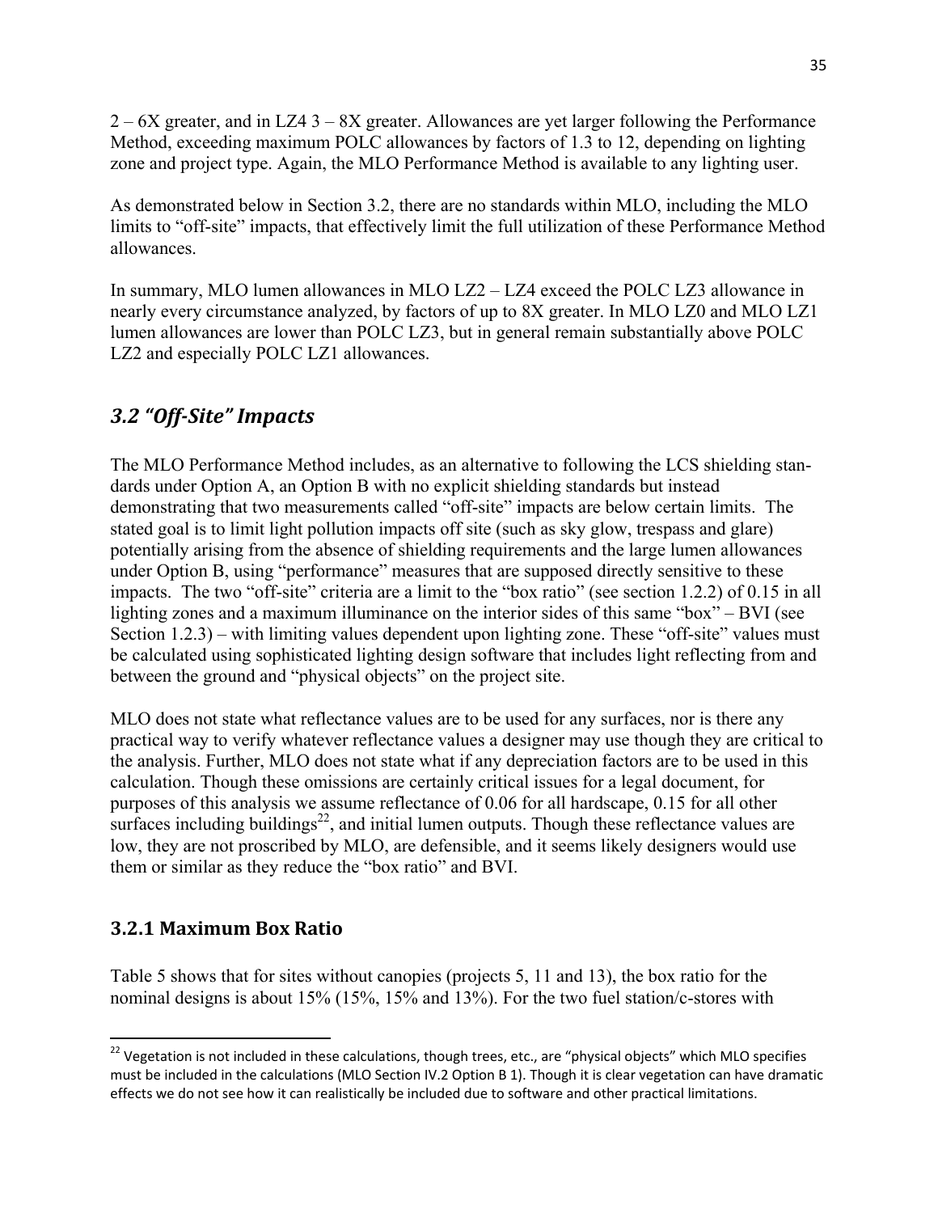2 – 6X greater, and in LZ4 3 – 8X greater. Allowances are yet larger following the Performance Method, exceeding maximum POLC allowances by factors of 1.3 to 12, depending on lighting zone and project type. Again, the MLO Performance Method is available to any lighting user.

As demonstrated below in Section 3.2, there are no standards within MLO, including the MLO limits to "off-site" impacts, that effectively limit the full utilization of these Performance Method allowances.

In summary, MLO lumen allowances in MLO LZ2 – LZ4 exceed the POLC LZ3 allowance in nearly every circumstance analyzed, by factors of up to 8X greater. In MLO LZ0 and MLO LZ1 lumen allowances are lower than POLC LZ3, but in general remain substantially above POLC LZ2 and especially POLC LZ1 allowances.

## *3.2 "Off-Site" Impacts*

The MLO Performance Method includes, as an alternative to following the LCS shielding standards under Option A, an Option B with no explicit shielding standards but instead demonstrating that two measurements called "off-site" impacts are below certain limits. The stated goal is to limit light pollution impacts off site (such as sky glow, trespass and glare) potentially arising from the absence of shielding requirements and the large lumen allowances under Option B, using "performance" measures that are supposed directly sensitive to these impacts. The two "off-site" criteria are a limit to the "box ratio" (see section 1.2.2) of 0.15 in all lighting zones and a maximum illuminance on the interior sides of this same "box" – BVI (see Section 1.2.3) – with limiting values dependent upon lighting zone. These "off-site" values must be calculated using sophisticated lighting design software that includes light reflecting from and between the ground and "physical objects" on the project site.

MLO does not state what reflectance values are to be used for any surfaces, nor is there any practical way to verify whatever reflectance values a designer may use though they are critical to the analysis. Further, MLO does not state what if any depreciation factors are to be used in this calculation. Though these omissions are certainly critical issues for a legal document, for purposes of this analysis we assume reflectance of 0.06 for all hardscape, 0.15 for all other surfaces including buildings[22], and initial lumen outputs. Though these reflectance values are low, they are not proscribed by MLO, are defensible, and it seems likely designers would use them or similar as they reduce the "box ratio" and BVI.

### 3.2.1 Maximum Box Ratio

Table 5 shows that for sites without canopies (projects 5, 11 and 13), the box ratio for the nominal designs is about 15% (15%, 15% and 13%). For the two fuel station/c-stores with

[22] Vegetation is not included in these calculations, though trees, etc., are "physical objects" which MLO specifies must be included in the calculations (MLO Section IV.2 Option B 1). Though it is clear vegetation can have dramatic effects we do not see how it can realistically be included due to software and other practical limitations.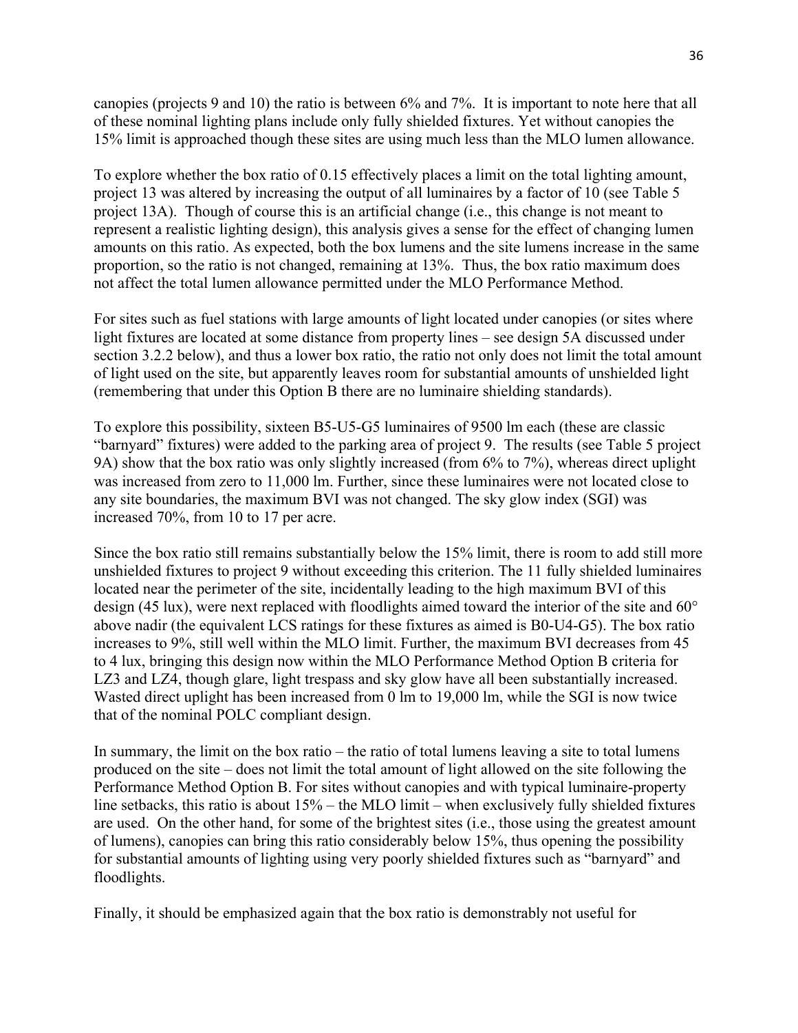canopies (projects 9 and 10) the ratio is between 6% and 7%. It is important to note here that all of these nominal lighting plans include only fully shielded fixtures. Yet without canopies the 15% limit is approached though these sites are using much less than the MLO lumen allowance.

To explore whether the box ratio of 0.15 effectively places a limit on the total lighting amount, project 13 was altered by increasing the output of all luminaires by a factor of 10 (see Table 5 project 13A). Though of course this is an artificial change (i.e., this change is not meant to represent a realistic lighting design), this analysis gives a sense for the effect of changing lumen amounts on this ratio. As expected, both the box lumens and the site lumens increase in the same proportion, so the ratio is not changed, remaining at 13%. Thus, the box ratio maximum does not affect the total lumen allowance permitted under the MLO Performance Method.

For sites such as fuel stations with large amounts of light located under canopies (or sites where light fixtures are located at some distance from property lines – see design 5A discussed under section 3.2.2 below), and thus a lower box ratio, the ratio not only does not limit the total amount of light used on the site, but apparently leaves room for substantial amounts of unshielded light (remembering that under this Option B there are no luminaire shielding standards).

To explore this possibility, sixteen B5-U5-G5 luminaires of 9500 lm each (these are classic "barnyard" fixtures) were added to the parking area of project 9. The results (see Table 5 project 9A) show that the box ratio was only slightly increased (from 6% to 7%), whereas direct uplight was increased from zero to 11,000 lm. Further, since these luminaires were not located close to any site boundaries, the maximum BVI was not changed. The sky glow index (SGI) was increased 70%, from 10 to 17 per acre.

Since the box ratio still remains substantially below the 15% limit, there is room to add still more unshielded fixtures to project 9 without exceeding this criterion. The 11 fully shielded luminaires located near the perimeter of the site, incidentally leading to the high maximum BVI of this design (45 lux), were next replaced with floodlights aimed toward the interior of the site and 60° above nadir (the equivalent LCS ratings for these fixtures as aimed is B0-U4-G5). The box ratio increases to 9%, still well within the MLO limit. Further, the maximum BVI decreases from 45 to 4 lux, bringing this design now within the MLO Performance Method Option B criteria for LZ3 and LZ4, though glare, light trespass and sky glow have all been substantially increased. Wasted direct uplight has been increased from 0 lm to 19,000 lm, while the SGI is now twice that of the nominal POLC compliant design.

In summary, the limit on the box ratio – the ratio of total lumens leaving a site to total lumens produced on the site – does not limit the total amount of light allowed on the site following the Performance Method Option B. For sites without canopies and with typical luminaire-property line setbacks, this ratio is about 15% – the MLO limit – when exclusively fully shielded fixtures are used. On the other hand, for some of the brightest sites (i.e., those using the greatest amount of lumens), canopies can bring this ratio considerably below 15%, thus opening the possibility for substantial amounts of lighting using very poorly shielded fixtures such as "barnyard" and floodlights.

Finally, it should be emphasized again that the box ratio is demonstrably not useful for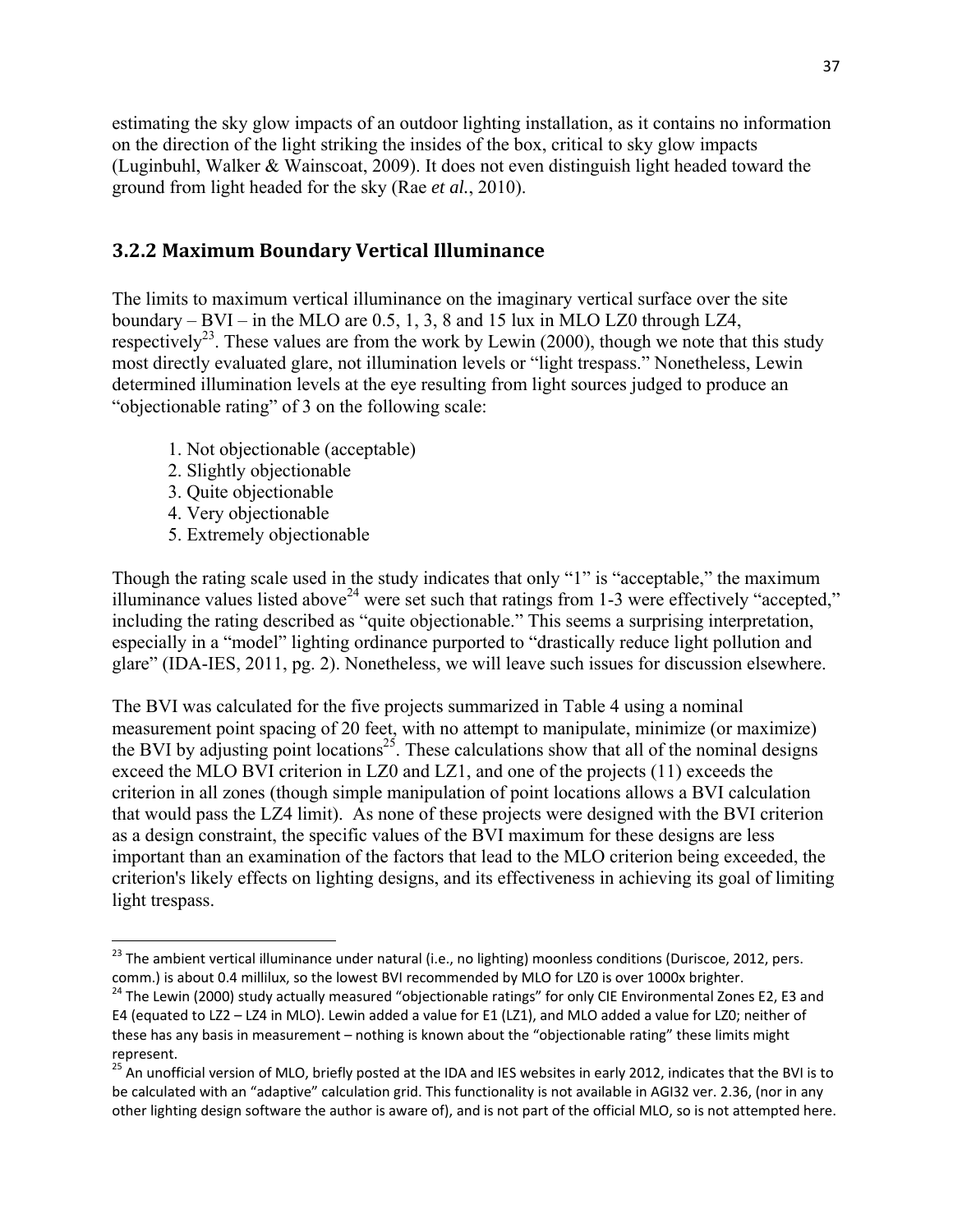estimating the sky glow impacts of an outdoor lighting installation, as it contains no information on the direction of the light striking the insides of the box, critical to sky glow impacts (Luginbuhl, Walker & Wainscoat, 2009). It does not even distinguish light headed toward the ground from light headed for the sky (Rae *et al.*, 2010).

### 3.2.2 Maximum Boundary Vertical Illuminance

The limits to maximum vertical illuminance on the imaginary vertical surface over the site boundary – BVI – in the MLO are 0.5, 1, 3, 8 and 15 lux in MLO LZ0 through LZ4, respectively[23]. These values are from the work by Lewin (2000), though we note that this study most directly evaluated glare, not illumination levels or "light trespass." Nonetheless, Lewin determined illumination levels at the eye resulting from light sources judged to produce an "objectionable rating" of 3 on the following scale:

1. Not objectionable (acceptable)
2. Slightly objectionable
3. Quite objectionable
4. Very objectionable
5. Extremely objectionable

Though the rating scale used in the study indicates that only "1" is "acceptable," the maximum illuminance values listed above[24] were set such that ratings from 1-3 were effectively "accepted," including the rating described as "quite objectionable." This seems a surprising interpretation, especially in a "model" lighting ordinance purported to "drastically reduce light pollution and glare" (IDA-IES, 2011, pg. 2). Nonetheless, we will leave such issues for discussion elsewhere.

The BVI was calculated for the five projects summarized in Table 4 using a nominal measurement point spacing of 20 feet, with no attempt to manipulate, minimize (or maximize) the BVI by adjusting point locations[25]. These calculations show that all of the nominal designs exceed the MLO BVI criterion in LZ0 and LZ1, and one of the projects (11) exceeds the criterion in all zones (though simple manipulation of point locations allows a BVI calculation that would pass the LZ4 limit). As none of these projects were designed with the BVI criterion as a design constraint, the specific values of the BVI maximum for these designs are less important than an examination of the factors that lead to the MLO criterion being exceeded, the criterion's likely effects on lighting designs, and its effectiveness in achieving its goal of limiting light trespass.

---

[23] The ambient vertical illuminance under natural (i.e., no lighting) moonless conditions (Duriscoe, 2012, pers. comm.) is about 0.4 millilux, so the lowest BVI recommended by MLO for LZ0 is over 1000x brighter.

[24] The Lewin (2000) study actually measured "objectionable ratings" for only CIE Environmental Zones E2, E3 and E4 (equated to LZ2 – LZ4 in MLO). Lewin added a value for E1 (LZ1), and MLO added a value for LZ0; neither of these has any basis in measurement – nothing is known about the "objectionable rating" these limits might represent.

[25] An unofficial version of MLO, briefly posted at the IDA and IES websites in early 2012, indicates that the BVI is to be calculated with an "adaptive" calculation grid. This functionality is not available in AGI32 ver. 2.36, (nor in any other lighting design software the author is aware of), and is not part of the official MLO, so is not attempted here.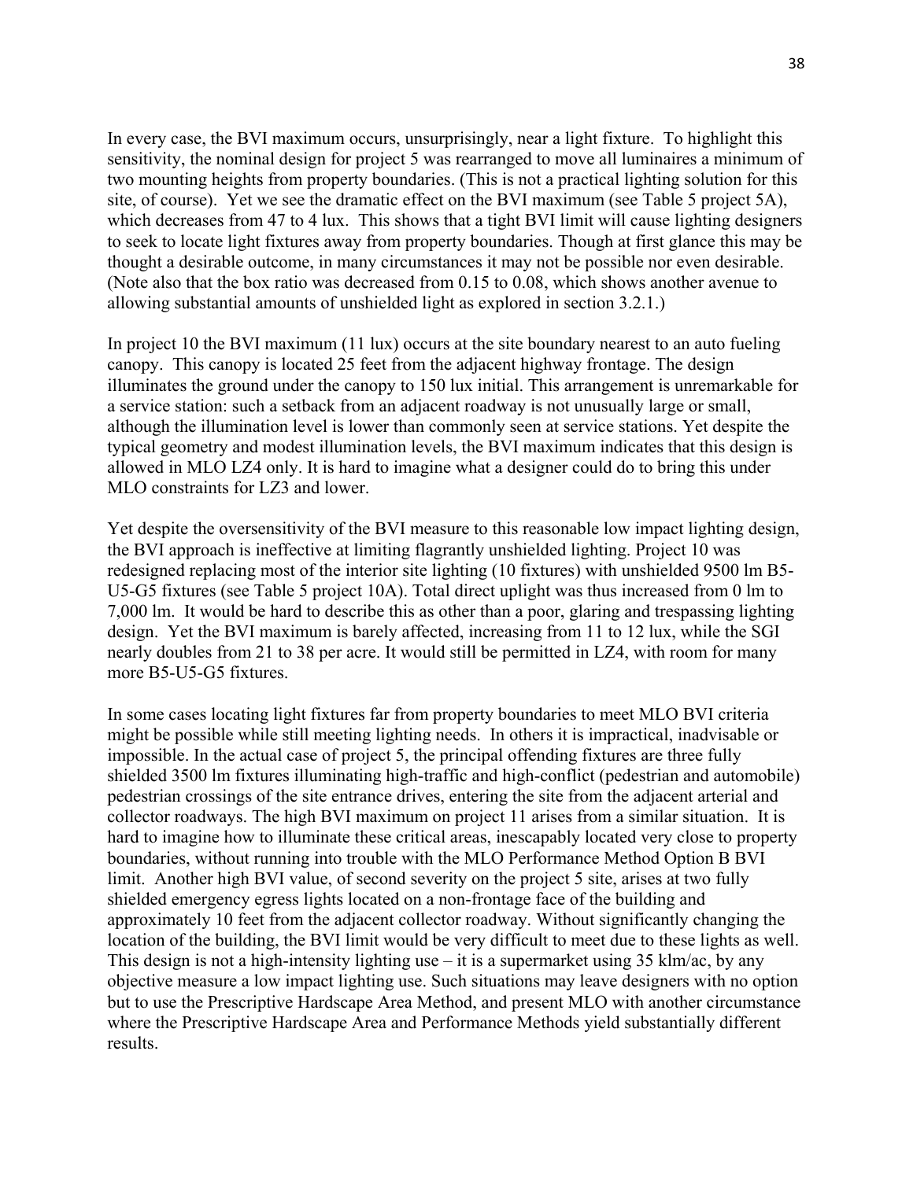In every case, the BVI maximum occurs, unsurprisingly, near a light fixture. To highlight this sensitivity, the nominal design for project 5 was rearranged to move all luminaires a minimum of two mounting heights from property boundaries. (This is not a practical lighting solution for this site, of course). Yet we see the dramatic effect on the BVI maximum (see Table 5 project 5A), which decreases from 47 to 4 lux. This shows that a tight BVI limit will cause lighting designers to seek to locate light fixtures away from property boundaries. Though at first glance this may be thought a desirable outcome, in many circumstances it may not be possible nor even desirable. (Note also that the box ratio was decreased from 0.15 to 0.08, which shows another avenue to allowing substantial amounts of unshielded light as explored in section 3.2.1.)

In project 10 the BVI maximum (11 lux) occurs at the site boundary nearest to an auto fueling canopy. This canopy is located 25 feet from the adjacent highway frontage. The design illuminates the ground under the canopy to 150 lux initial. This arrangement is unremarkable for a service station: such a setback from an adjacent roadway is not unusually large or small, although the illumination level is lower than commonly seen at service stations. Yet despite the typical geometry and modest illumination levels, the BVI maximum indicates that this design is allowed in MLO LZ4 only. It is hard to imagine what a designer could do to bring this under MLO constraints for LZ3 and lower.

Yet despite the oversensitivity of the BVI measure to this reasonable low impact lighting design, the BVI approach is ineffective at limiting flagrantly unshielded lighting. Project 10 was redesigned replacing most of the interior site lighting (10 fixtures) with unshielded 9500 lm B5-U5-G5 fixtures (see Table 5 project 10A). Total direct uplight was thus increased from 0 lm to 7,000 lm. It would be hard to describe this as other than a poor, glaring and trespassing lighting design. Yet the BVI maximum is barely affected, increasing from 11 to 12 lux, while the SGI nearly doubles from 21 to 38 per acre. It would still be permitted in LZ4, with room for many more B5-U5-G5 fixtures.

In some cases locating light fixtures far from property boundaries to meet MLO BVI criteria might be possible while still meeting lighting needs. In others it is impractical, inadvisable or impossible. In the actual case of project 5, the principal offending fixtures are three fully shielded 3500 lm fixtures illuminating high-traffic and high-conflict (pedestrian and automobile) pedestrian crossings of the site entrance drives, entering the site from the adjacent arterial and collector roadways. The high BVI maximum on project 11 arises from a similar situation. It is hard to imagine how to illuminate these critical areas, inescapably located very close to property boundaries, without running into trouble with the MLO Performance Method Option B BVI limit. Another high BVI value, of second severity on the project 5 site, arises at two fully shielded emergency egress lights located on a non-frontage face of the building and approximately 10 feet from the adjacent collector roadway. Without significantly changing the location of the building, the BVI limit would be very difficult to meet due to these lights as well. This design is not a high-intensity lighting use – it is a supermarket using 35 klm/ac, by any objective measure a low impact lighting use. Such situations may leave designers with no option but to use the Prescriptive Hardscape Area Method, and present MLO with another circumstance where the Prescriptive Hardscape Area and Performance Methods yield substantially different results.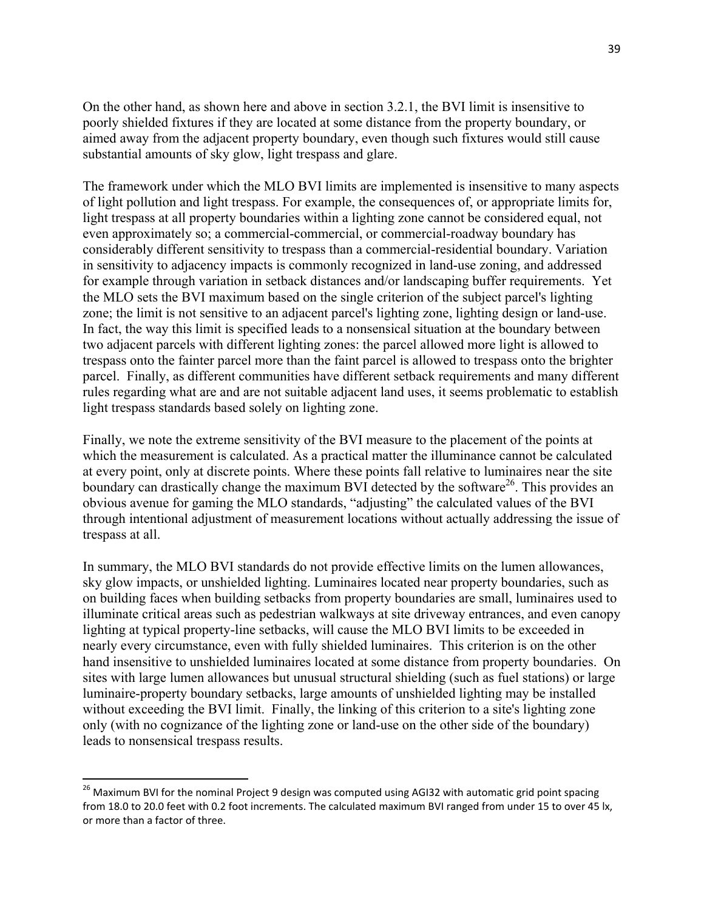On the other hand, as shown here and above in section 3.2.1, the BVI limit is insensitive to poorly shielded fixtures if they are located at some distance from the property boundary, or aimed away from the adjacent property boundary, even though such fixtures would still cause substantial amounts of sky glow, light trespass and glare.

The framework under which the MLO BVI limits are implemented is insensitive to many aspects of light pollution and light trespass. For example, the consequences of, or appropriate limits for, light trespass at all property boundaries within a lighting zone cannot be considered equal, not even approximately so; a commercial-commercial, or commercial-roadway boundary has considerably different sensitivity to trespass than a commercial-residential boundary. Variation in sensitivity to adjacency impacts is commonly recognized in land-use zoning, and addressed for example through variation in setback distances and/or landscaping buffer requirements. Yet the MLO sets the BVI maximum based on the single criterion of the subject parcel's lighting zone; the limit is not sensitive to an adjacent parcel's lighting zone, lighting design or land-use. In fact, the way this limit is specified leads to a nonsensical situation at the boundary between two adjacent parcels with different lighting zones: the parcel allowed more light is allowed to trespass onto the fainter parcel more than the faint parcel is allowed to trespass onto the brighter parcel. Finally, as different communities have different setback requirements and many different rules regarding what are and are not suitable adjacent land uses, it seems problematic to establish light trespass standards based solely on lighting zone.

Finally, we note the extreme sensitivity of the BVI measure to the placement of the points at which the measurement is calculated. As a practical matter the illuminance cannot be calculated at every point, only at discrete points. Where these points fall relative to luminaires near the site boundary can drastically change the maximum BVI detected by the software[26]. This provides an obvious avenue for gaming the MLO standards, "adjusting" the calculated values of the BVI through intentional adjustment of measurement locations without actually addressing the issue of trespass at all.

In summary, the MLO BVI standards do not provide effective limits on the lumen allowances, sky glow impacts, or unshielded lighting. Luminaires located near property boundaries, such as on building faces when building setbacks from property boundaries are small, luminaires used to illuminate critical areas such as pedestrian walkways at site driveway entrances, and even canopy lighting at typical property-line setbacks, will cause the MLO BVI limits to be exceeded in nearly every circumstance, even with fully shielded luminaires. This criterion is on the other hand insensitive to unshielded luminaires located at some distance from property boundaries. On sites with large lumen allowances but unusual structural shielding (such as fuel stations) or large luminaire-property boundary setbacks, large amounts of unshielded lighting may be installed without exceeding the BVI limit. Finally, the linking of this criterion to a site's lighting zone only (with no cognizance of the lighting zone or land-use on the other side of the boundary) leads to nonsensical trespass results.

---

[26] Maximum BVI for the nominal Project 9 design was computed using AGI32 with automatic grid point spacing from 18.0 to 20.0 feet with 0.2 foot increments. The calculated maximum BVI ranged from under 15 to over 45 lx, or more than a factor of three.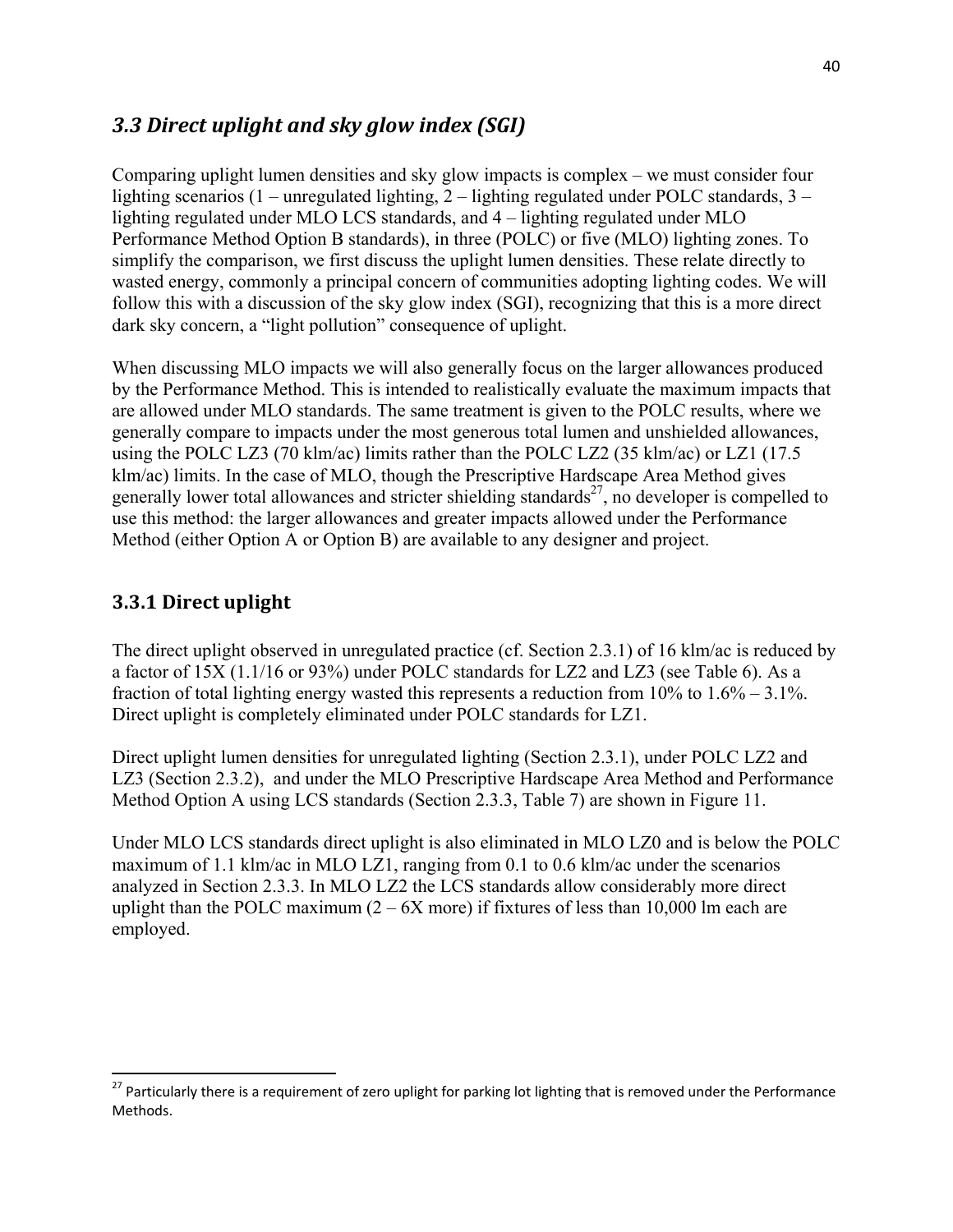## *3.3 Direct uplight and sky glow index (SGI)*

Comparing uplight lumen densities and sky glow impacts is complex – we must consider four lighting scenarios (1 – unregulated lighting, 2 – lighting regulated under POLC standards, 3 – lighting regulated under MLO LCS standards, and 4 – lighting regulated under MLO Performance Method Option B standards), in three (POLC) or five (MLO) lighting zones. To simplify the comparison, we first discuss the uplight lumen densities. These relate directly to wasted energy, commonly a principal concern of communities adopting lighting codes. We will follow this with a discussion of the sky glow index (SGI), recognizing that this is a more direct dark sky concern, a "light pollution" consequence of uplight.

When discussing MLO impacts we will also generally focus on the larger allowances produced by the Performance Method. This is intended to realistically evaluate the maximum impacts that are allowed under MLO standards. The same treatment is given to the POLC results, where we generally compare to impacts under the most generous total lumen and unshielded allowances, using the POLC LZ3 (70 klm/ac) limits rather than the POLC LZ2 (35 klm/ac) or LZ1 (17.5 klm/ac) limits. In the case of MLO, though the Prescriptive Hardscape Area Method gives generally lower total allowances and stricter shielding standards[27], no developer is compelled to use this method: the larger allowances and greater impacts allowed under the Performance Method (either Option A or Option B) are available to any designer and project.

### 3.3.1 Direct uplight

The direct uplight observed in unregulated practice (cf. Section 2.3.1) of 16 klm/ac is reduced by a factor of 15X (1.1/16 or 93%) under POLC standards for LZ2 and LZ3 (see Table 6). As a fraction of total lighting energy wasted this represents a reduction from 10% to 1.6% – 3.1%. Direct uplight is completely eliminated under POLC standards for LZ1.

Direct uplight lumen densities for unregulated lighting (Section 2.3.1), under POLC LZ2 and LZ3 (Section 2.3.2), and under the MLO Prescriptive Hardscape Area Method and Performance Method Option A using LCS standards (Section 2.3.3, Table 7) are shown in Figure 11.

Under MLO LCS standards direct uplight is also eliminated in MLO LZ0 and is below the POLC maximum of 1.1 klm/ac in MLO LZ1, ranging from 0.1 to 0.6 klm/ac under the scenarios analyzed in Section 2.3.3. In MLO LZ2 the LCS standards allow considerably more direct uplight than the POLC maximum (2 – 6X more) if fixtures of less than 10,000 lm each are employed.

---

[27] Particularly there is a requirement of zero uplight for parking lot lighting that is removed under the Performance Methods.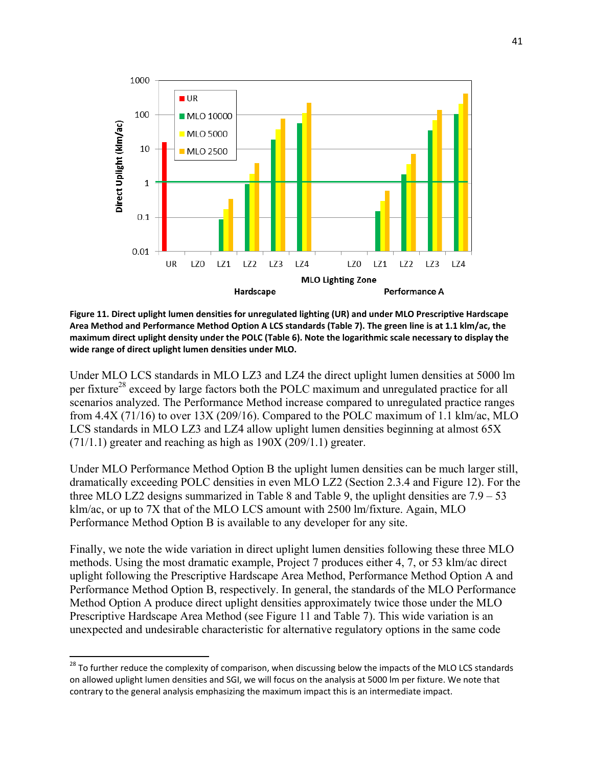**Figure 11. Direct uplight lumen densities for unregulated lighting (UR) and under MLO Prescriptive Hardscape Area Method and Performance Method Option A LCS standards (Table 7). The green line is at 1.1 klm/ac, the maximum direct uplight density under the POLC (Table 6). Note the logarithmic scale necessary to display the wide range of direct uplight lumen densities under MLO.**

Under MLO LCS standards in MLO LZ3 and LZ4 the direct uplight lumen densities at 5000 lm per fixture[28] exceed by large factors both the POLC maximum and unregulated practice for all scenarios analyzed. The Performance Method increase compared to unregulated practice ranges from 4.4X (71/16) to over 13X (209/16). Compared to the POLC maximum of 1.1 klm/ac, MLO LCS standards in MLO LZ3 and LZ4 allow uplight lumen densities beginning at almost 65X (71/1.1) greater and reaching as high as 190X (209/1.1) greater.

Under MLO Performance Method Option B the uplight lumen densities can be much larger still, dramatically exceeding POLC densities in even MLO LZ2 (Section 2.3.4 and Figure 12). For the three MLO LZ2 designs summarized in Table 8 and Table 9, the uplight densities are 7.9 – 53 klm/ac, or up to 7X that of the MLO LCS amount with 2500 lm/fixture. Again, MLO Performance Method Option B is available to any developer for any site.

Finally, we note the wide variation in direct uplight lumen densities following these three MLO methods. Using the most dramatic example, Project 7 produces either 4, 7, or 53 klm/ac direct uplight following the Prescriptive Hardscape Area Method, Performance Method Option A and Performance Method Option B, respectively. In general, the standards of the MLO Performance Method Option A produce direct uplight densities approximately twice those under the MLO Prescriptive Hardscape Area Method (see Figure 11 and Table 7). This wide variation is an unexpected and undesirable characteristic for alternative regulatory options in the same code

[28] To further reduce the complexity of comparison, when discussing below the impacts of the MLO LCS standards on allowed uplight lumen densities and SGI, we will focus on the analysis at 5000 lm per fixture. We note that contrary to the general analysis emphasizing the maximum impact this is an intermediate impact.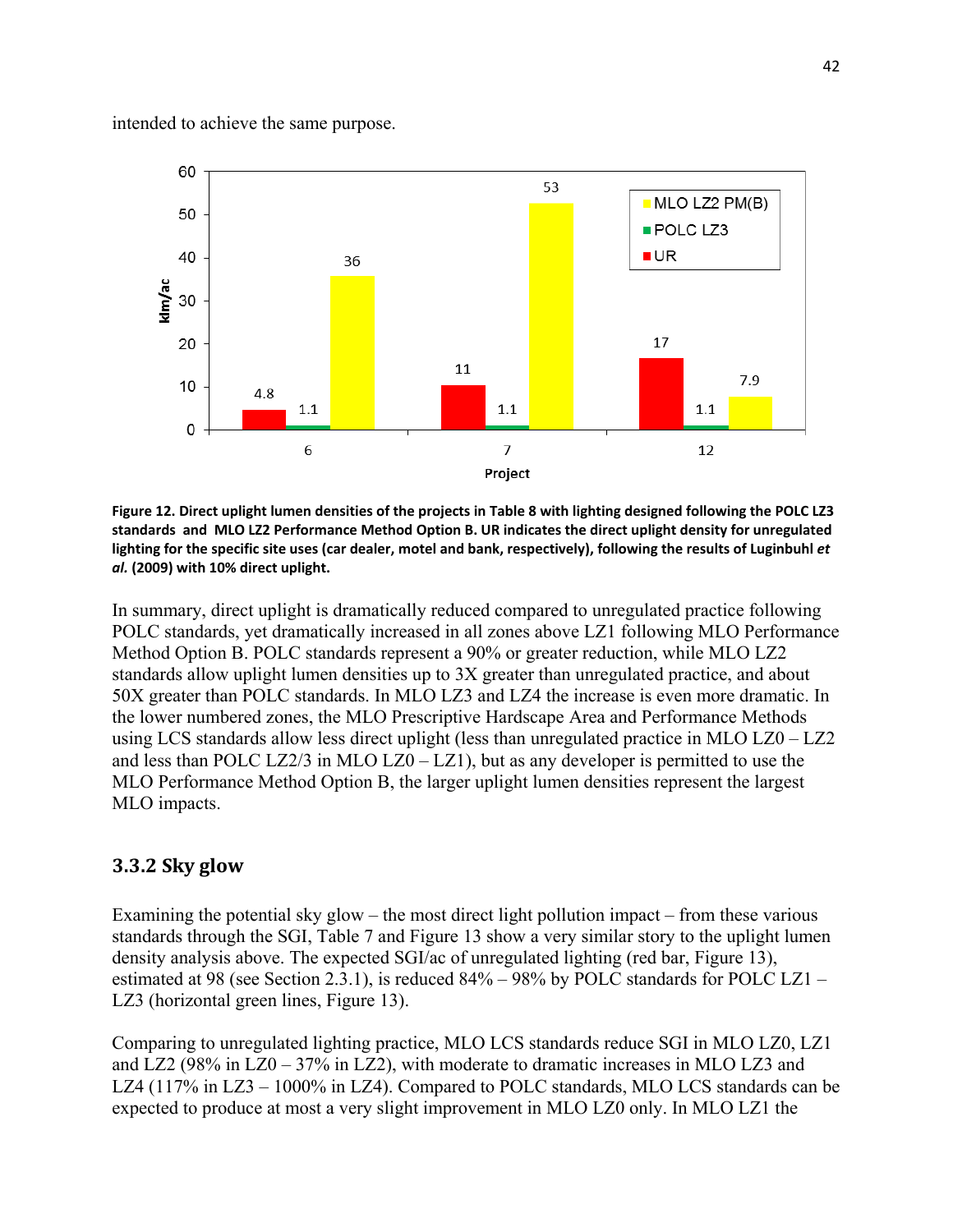intended to achieve the same purpose.

**Figure 12. Direct uplight lumen densities of the projects in Table 8 with lighting designed following the POLC LZ3 standards and MLO LZ2 Performance Method Option B. UR indicates the direct uplight density for unregulated lighting for the specific site uses (car dealer, motel and bank, respectively), following the results of Luginbuhl *et al.* (2009) with 10% direct uplight.**

In summary, direct uplight is dramatically reduced compared to unregulated practice following POLC standards, yet dramatically increased in all zones above LZ1 following MLO Performance Method Option B. POLC standards represent a 90% or greater reduction, while MLO LZ2 standards allow uplight lumen densities up to 3X greater than unregulated practice, and about 50X greater than POLC standards. In MLO LZ3 and LZ4 the increase is even more dramatic. In the lower numbered zones, the MLO Prescriptive Hardscape Area and Performance Methods using LCS standards allow less direct uplight (less than unregulated practice in MLO LZ0 – LZ2 and less than POLC LZ2/3 in MLO LZ0 – LZ1), but as any developer is permitted to use the MLO Performance Method Option B, the larger uplight lumen densities represent the largest MLO impacts.

### 3.3.2 Sky glow

Examining the potential sky glow – the most direct light pollution impact – from these various standards through the SGI, Table 7 and Figure 13 show a very similar story to the uplight lumen density analysis above. The expected SGI/ac of unregulated lighting (red bar, Figure 13), estimated at 98 (see Section 2.3.1), is reduced 84% – 98% by POLC standards for POLC LZ1 – LZ3 (horizontal green lines, Figure 13).

Comparing to unregulated lighting practice, MLO LCS standards reduce SGI in MLO LZ0, LZ1 and LZ2 (98% in LZ0 – 37% in LZ2), with moderate to dramatic increases in MLO LZ3 and LZ4 (117% in LZ3 – 1000% in LZ4). Compared to POLC standards, MLO LCS standards can be expected to produce at most a very slight improvement in MLO LZ0 only. In MLO LZ1 the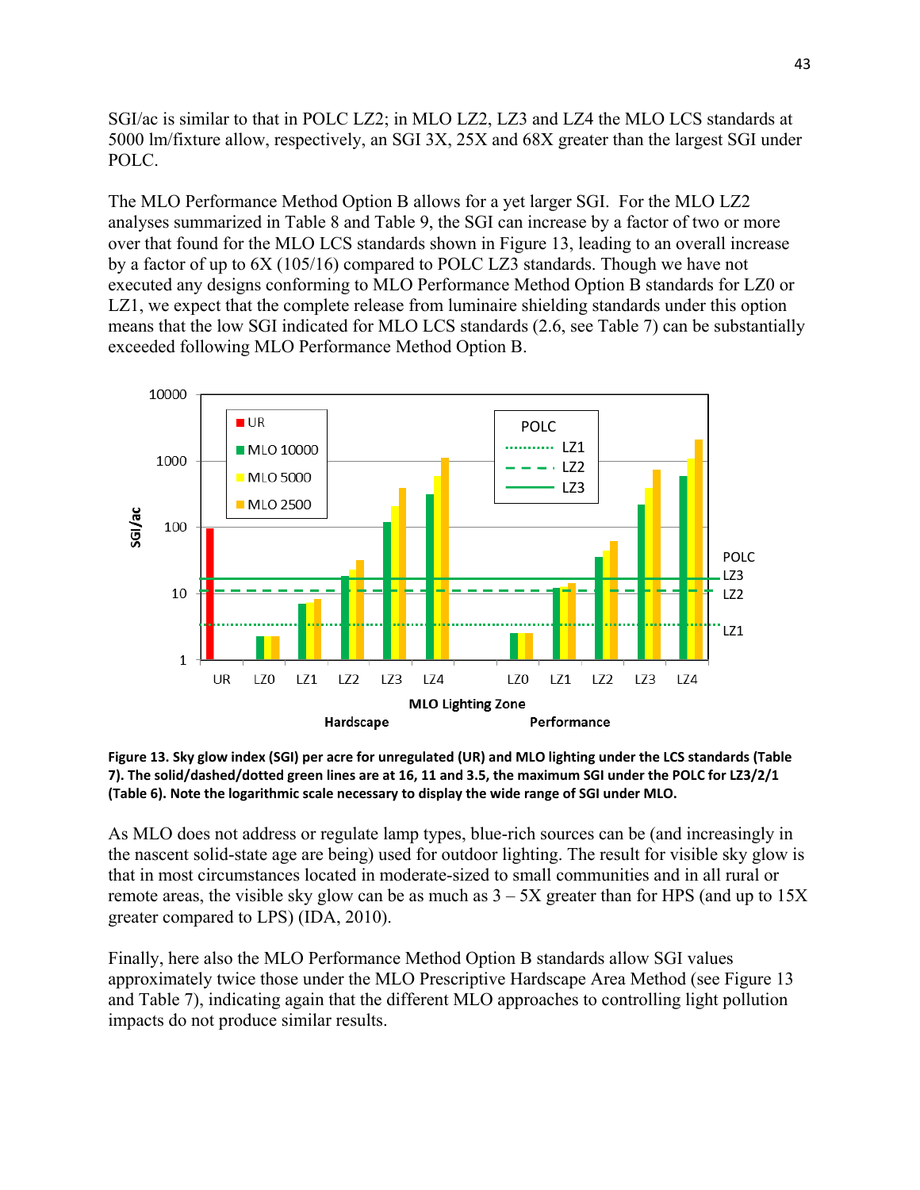SGI/ac is similar to that in POLC LZ2; in MLO LZ2, LZ3 and LZ4 the MLO LCS standards at 5000 lm/fixture allow, respectively, an SGI 3X, 25X and 68X greater than the largest SGI under POLC.

The MLO Performance Method Option B allows for a yet larger SGI. For the MLO LZ2 analyses summarized in Table 8 and Table 9, the SGI can increase by a factor of two or more over that found for the MLO LCS standards shown in Figure 13, leading to an overall increase by a factor of up to 6X (105/16) compared to POLC LZ3 standards. Though we have not executed any designs conforming to MLO Performance Method Option B standards for LZ0 or LZ1, we expect that the complete release from luminaire shielding standards under this option means that the low SGI indicated for MLO LCS standards (2.6, see Table 7) can be substantially exceeded following MLO Performance Method Option B.

**Figure 13. Sky glow index (SGI) per acre for unregulated (UR) and MLO lighting under the LCS standards (Table 7). The solid/dashed/dotted green lines are at 16, 11 and 3.5, the maximum SGI under the POLC for LZ3/2/1 (Table 6). Note the logarithmic scale necessary to display the wide range of SGI under MLO.**

As MLO does not address or regulate lamp types, blue-rich sources can be (and increasingly in the nascent solid-state age are being) used for outdoor lighting. The result for visible sky glow is that in most circumstances located in moderate-sized to small communities and in all rural or remote areas, the visible sky glow can be as much as 3 – 5X greater than for HPS (and up to 15X greater compared to LPS) (IDA, 2010).

Finally, here also the MLO Performance Method Option B standards allow SGI values approximately twice those under the MLO Prescriptive Hardscape Area Method (see Figure 13 and Table 7), indicating again that the different MLO approaches to controlling light pollution impacts do not produce similar results.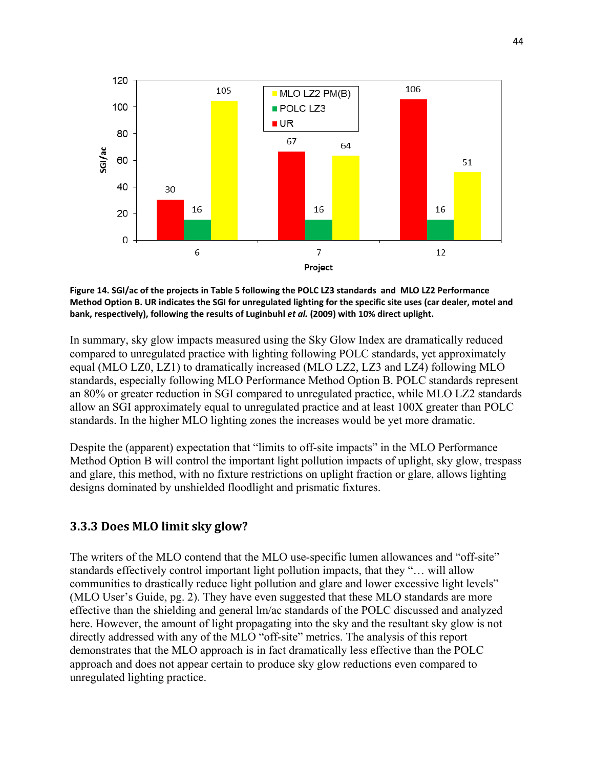**Figure 14. SGI/ac of the projects in Table 5 following the POLC LZ3 standards and MLO LZ2 Performance Method Option B. UR indicates the SGI for unregulated lighting for the specific site uses (car dealer, motel and bank, respectively), following the results of Luginbuhl *et al.* (2009) with 10% direct uplight.**

In summary, sky glow impacts measured using the Sky Glow Index are dramatically reduced compared to unregulated practice with lighting following POLC standards, yet approximately equal (MLO LZ0, LZ1) to dramatically increased (MLO LZ2, LZ3 and LZ4) following MLO standards, especially following MLO Performance Method Option B. POLC standards represent an 80% or greater reduction in SGI compared to unregulated practice, while MLO LZ2 standards allow an SGI approximately equal to unregulated practice and at least 100X greater than POLC standards. In the higher MLO lighting zones the increases would be yet more dramatic.

Despite the (apparent) expectation that "limits to off-site impacts" in the MLO Performance Method Option B will control the important light pollution impacts of uplight, sky glow, trespass and glare, this method, with no fixture restrictions on uplight fraction or glare, allows lighting designs dominated by unshielded floodlight and prismatic fixtures.

### 3.3.3 Does MLO limit sky glow?

The writers of the MLO contend that the MLO use-specific lumen allowances and "off-site" standards effectively control important light pollution impacts, that they "… will allow communities to drastically reduce light pollution and glare and lower excessive light levels" (MLO User's Guide, pg. 2). They have even suggested that these MLO standards are more effective than the shielding and general lm/ac standards of the POLC discussed and analyzed here. However, the amount of light propagating into the sky and the resultant sky glow is not directly addressed with any of the MLO "off-site" metrics. The analysis of this report demonstrates that the MLO approach is in fact dramatically less effective than the POLC approach and does not appear certain to produce sky glow reductions even compared to unregulated lighting practice.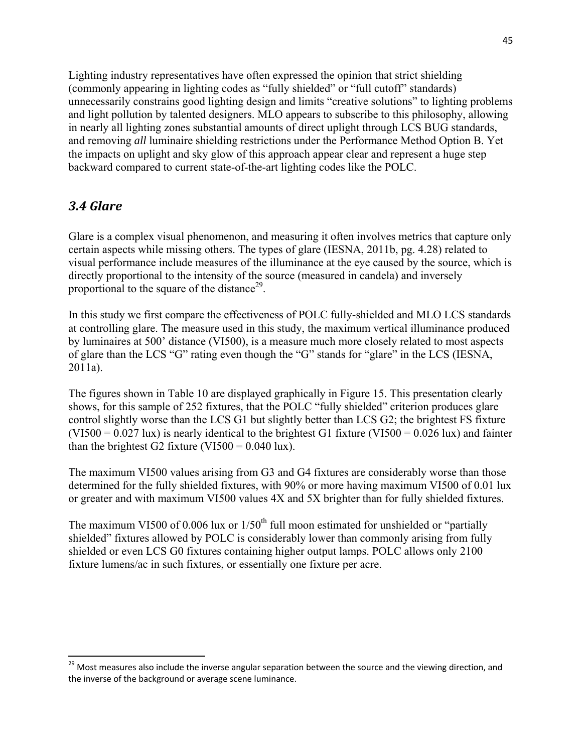Lighting industry representatives have often expressed the opinion that strict shielding (commonly appearing in lighting codes as "fully shielded" or "full cutoff" standards) unnecessarily constrains good lighting design and limits "creative solutions" to lighting problems and light pollution by talented designers. MLO appears to subscribe to this philosophy, allowing in nearly all lighting zones substantial amounts of direct uplight through LCS BUG standards, and removing *all* luminaire shielding restrictions under the Performance Method Option B. Yet the impacts on uplight and sky glow of this approach appear clear and represent a huge step backward compared to current state-of-the-art lighting codes like the POLC.

### *3.4 Glare*

Glare is a complex visual phenomenon, and measuring it often involves metrics that capture only certain aspects while missing others. The types of glare (IESNA, 2011b, pg. 4.28) related to visual performance include measures of the illuminance at the eye caused by the source, which is directly proportional to the intensity of the source (measured in candela) and inversely proportional to the square of the distance[29].

In this study we first compare the effectiveness of POLC fully-shielded and MLO LCS standards at controlling glare. The measure used in this study, the maximum vertical illuminance produced by luminaires at 500' distance (VI500), is a measure much more closely related to most aspects of glare than the LCS "G" rating even though the "G" stands for "glare" in the LCS (IESNA, 2011a).

The figures shown in Table 10 are displayed graphically in Figure 15. This presentation clearly shows, for this sample of 252 fixtures, that the POLC "fully shielded" criterion produces glare control slightly worse than the LCS G1 but slightly better than LCS G2; the brightest FS fixture (VI500 = 0.027 lux) is nearly identical to the brightest G1 fixture (VI500 = 0.026 lux) and fainter than the brightest G2 fixture (VI500 = 0.040 lux).

The maximum VI500 values arising from G3 and G4 fixtures are considerably worse than those determined for the fully shielded fixtures, with 90% or more having maximum VI500 of 0.01 lux or greater and with maximum VI500 values 4X and 5X brighter than for fully shielded fixtures.

The maximum VI500 of 0.006 lux or 1/50$^{th}$ full moon estimated for unshielded or "partially shielded" fixtures allowed by POLC is considerably lower than commonly arising from fully shielded or even LCS G0 fixtures containing higher output lamps. POLC allows only 2100 fixture lumens/ac in such fixtures, or essentially one fixture per acre.

---

[29] Most measures also include the inverse angular separation between the source and the viewing direction, and the inverse of the background or average scene luminance.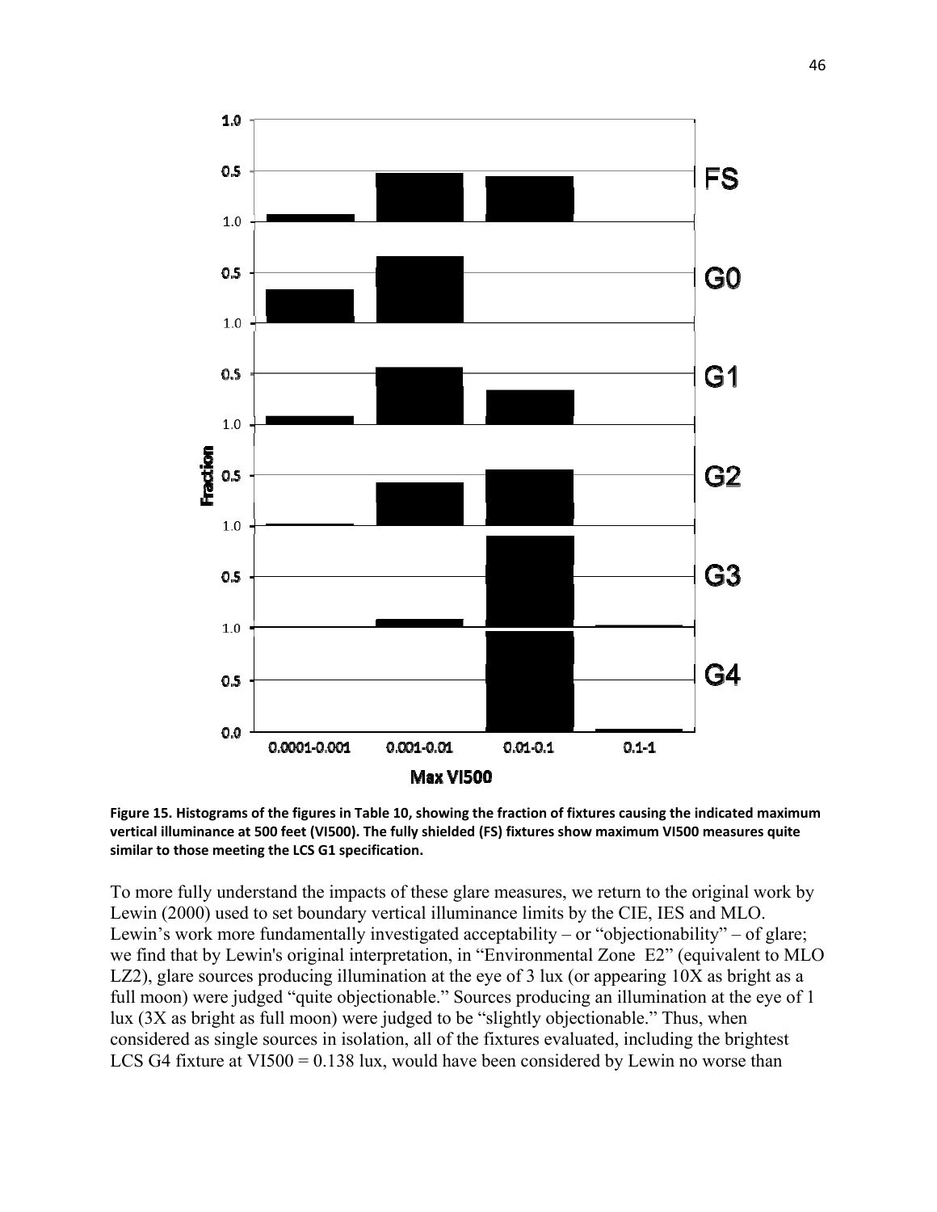**Figure 15. Histograms of the figures in Table 10, showing the fraction of fixtures causing the indicated maximum vertical illuminance at 500 feet (VI500). The fully shielded (FS) fixtures show maximum VI500 measures quite similar to those meeting the LCS G1 specification.**

To more fully understand the impacts of these glare measures, we return to the original work by Lewin (2000) used to set boundary vertical illuminance limits by the CIE, IES and MLO. Lewin's work more fundamentally investigated acceptability – or "objectionability" – of glare; we find that by Lewin's original interpretation, in "Environmental Zone E2" (equivalent to MLO LZ2), glare sources producing illumination at the eye of 3 lux (or appearing 10X as bright as a full moon) were judged "quite objectionable." Sources producing an illumination at the eye of 1 lux (3X as bright as full moon) were judged to be "slightly objectionable." Thus, when considered as single sources in isolation, all of the fixtures evaluated, including the brightest LCS G4 fixture at VI500 = 0.138 lux, would have been considered by Lewin no worse than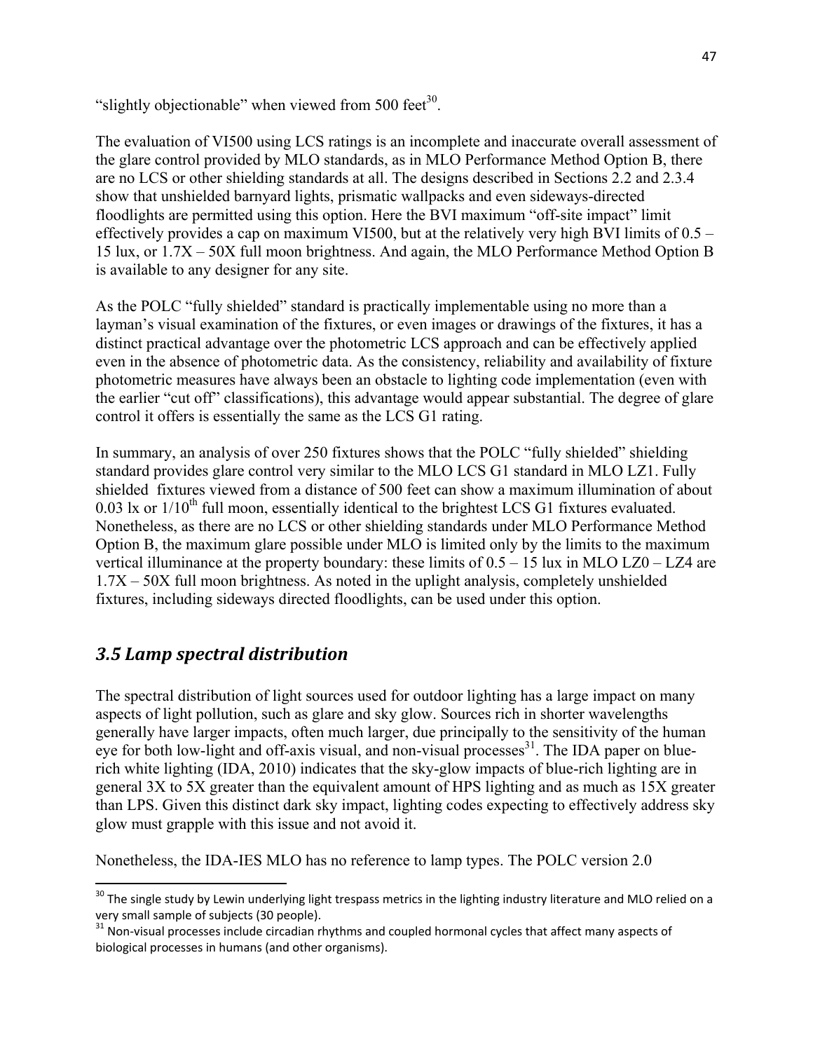"slightly objectionable" when viewed from 500 feet[30].

The evaluation of VI500 using LCS ratings is an incomplete and inaccurate overall assessment of the glare control provided by MLO standards, as in MLO Performance Method Option B, there are no LCS or other shielding standards at all. The designs described in Sections 2.2 and 2.3.4 show that unshielded barnyard lights, prismatic wallpacks and even sideways-directed floodlights are permitted using this option. Here the BVI maximum "off-site impact" limit effectively provides a cap on maximum VI500, but at the relatively very high BVI limits of 0.5 – 15 lux, or 1.7X – 50X full moon brightness. And again, the MLO Performance Method Option B is available to any designer for any site.

As the POLC "fully shielded" standard is practically implementable using no more than a layman's visual examination of the fixtures, or even images or drawings of the fixtures, it has a distinct practical advantage over the photometric LCS approach and can be effectively applied even in the absence of photometric data. As the consistency, reliability and availability of fixture photometric measures have always been an obstacle to lighting code implementation (even with the earlier "cut off" classifications), this advantage would appear substantial. The degree of glare control it offers is essentially the same as the LCS G1 rating.

In summary, an analysis of over 250 fixtures shows that the POLC "fully shielded" shielding standard provides glare control very similar to the MLO LCS G1 standard in MLO LZ1. Fully shielded fixtures viewed from a distance of 500 feet can show a maximum illumination of about 0.03 lx or 1/10th full moon, essentially identical to the brightest LCS G1 fixtures evaluated. Nonetheless, as there are no LCS or other shielding standards under MLO Performance Method Option B, the maximum glare possible under MLO is limited only by the limits to the maximum vertical illuminance at the property boundary: these limits of 0.5 – 15 lux in MLO LZ0 – LZ4 are 1.7X – 50X full moon brightness. As noted in the uplight analysis, completely unshielded fixtures, including sideways directed floodlights, can be used under this option.

## *3.5 Lamp spectral distribution*

The spectral distribution of light sources used for outdoor lighting has a large impact on many aspects of light pollution, such as glare and sky glow. Sources rich in shorter wavelengths generally have larger impacts, often much larger, due principally to the sensitivity of the human eye for both low-light and off-axis visual, and non-visual processes[31]. The IDA paper on blue-rich white lighting (IDA, 2010) indicates that the sky-glow impacts of blue-rich lighting are in general 3X to 5X greater than the equivalent amount of HPS lighting and as much as 15X greater than LPS. Given this distinct dark sky impact, lighting codes expecting to effectively address sky glow must grapple with this issue and not avoid it.

Nonetheless, the IDA-IES MLO has no reference to lamp types. The POLC version 2.0

---

[30] The single study by Lewin underlying light trespass metrics in the lighting industry literature and MLO relied on a very small sample of subjects (30 people).

[31] Non-visual processes include circadian rhythms and coupled hormonal cycles that affect many aspects of biological processes in humans (and other organisms).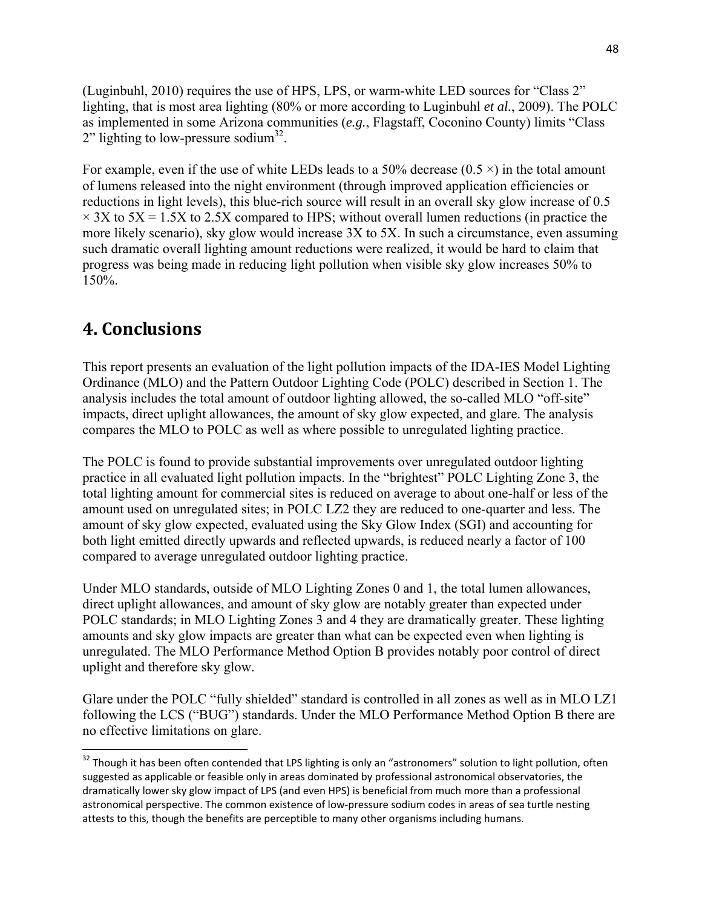(Luginbuhl, 2010) requires the use of HPS, LPS, or warm-white LED sources for "Class 2" lighting, that is most area lighting (80% or more according to Luginbuhl *et al.*, 2009). The POLC as implemented in some Arizona communities (*e.g.*, Flagstaff, Coconino County) limits "Class 2" lighting to low-pressure sodium[32].

For example, even if the use of white LEDs leads to a 50% decrease (0.5 ×) in the total amount of lumens released into the night environment (through improved application efficiencies or reductions in light levels), this blue-rich source will result in an overall sky glow increase of 0.5 × 3X to 5X = 1.5X to 2.5X compared to HPS; without overall lumen reductions (in practice the more likely scenario), sky glow would increase 3X to 5X. In such a circumstance, even assuming such dramatic overall lighting amount reductions were realized, it would be hard to claim that progress was being made in reducing light pollution when visible sky glow increases 50% to 150%.

# 4. Conclusions

This report presents an evaluation of the light pollution impacts of the IDA-IES Model Lighting Ordinance (MLO) and the Pattern Outdoor Lighting Code (POLC) described in Section 1. The analysis includes the total amount of outdoor lighting allowed, the so-called MLO "off-site" impacts, direct uplight allowances, the amount of sky glow expected, and glare. The analysis compares the MLO to POLC as well as where possible to unregulated lighting practice.

The POLC is found to provide substantial improvements over unregulated outdoor lighting practice in all evaluated light pollution impacts. In the "brightest" POLC Lighting Zone 3, the total lighting amount for commercial sites is reduced on average to about one-half or less of the amount used on unregulated sites; in POLC LZ2 they are reduced to one-quarter and less. The amount of sky glow expected, evaluated using the Sky Glow Index (SGI) and accounting for both light emitted directly upwards and reflected upwards, is reduced nearly a factor of 100 compared to average unregulated outdoor lighting practice.

Under MLO standards, outside of MLO Lighting Zones 0 and 1, the total lumen allowances, direct uplight allowances, and amount of sky glow are notably greater than expected under POLC standards; in MLO Lighting Zones 3 and 4 they are dramatically greater. These lighting amounts and sky glow impacts are greater than what can be expected even when lighting is unregulated. The MLO Performance Method Option B provides notably poor control of direct uplight and therefore sky glow.

Glare under the POLC "fully shielded" standard is controlled in all zones as well as in MLO LZ1 following the LCS ("BUG") standards. Under the MLO Performance Method Option B there are no effective limitations on glare.

[32] Though it has been often contended that LPS lighting is only an "astronomers" solution to light pollution, often suggested as applicable or feasible only in areas dominated by professional astronomical observatories, the dramatically lower sky glow impact of LPS (and even HPS) is beneficial from much more than a professional astronomical perspective. The common existence of low-pressure sodium codes in areas of sea turtle nesting attests to this, though the benefits are perceptible to many other organisms including humans.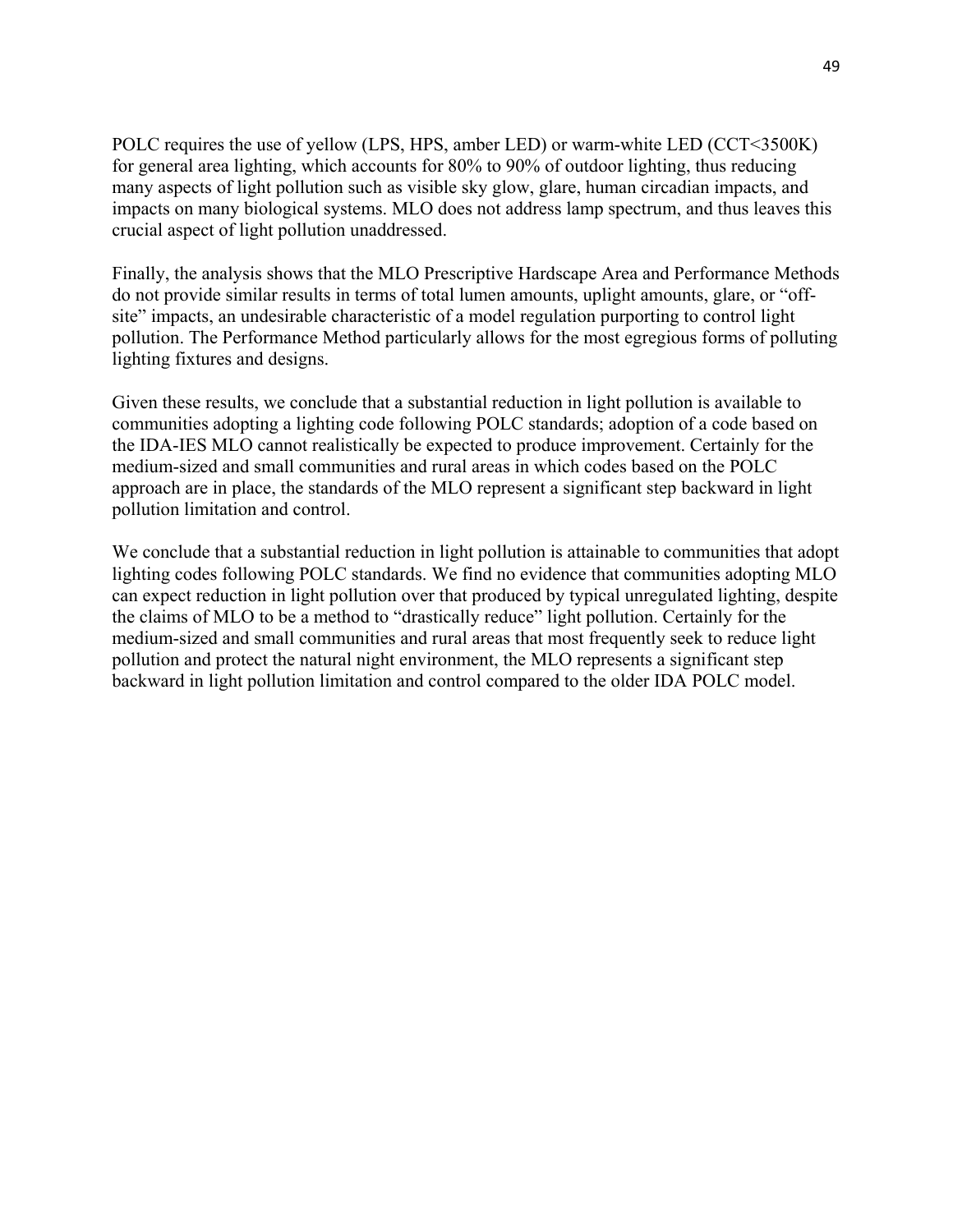POLC requires the use of yellow (LPS, HPS, amber LED) or warm-white LED (CCT<3500K) for general area lighting, which accounts for 80% to 90% of outdoor lighting, thus reducing many aspects of light pollution such as visible sky glow, glare, human circadian impacts, and impacts on many biological systems. MLO does not address lamp spectrum, and thus leaves this crucial aspect of light pollution unaddressed.

Finally, the analysis shows that the MLO Prescriptive Hardscape Area and Performance Methods do not provide similar results in terms of total lumen amounts, uplight amounts, glare, or "off-site" impacts, an undesirable characteristic of a model regulation purporting to control light pollution. The Performance Method particularly allows for the most egregious forms of polluting lighting fixtures and designs.

Given these results, we conclude that a substantial reduction in light pollution is available to communities adopting a lighting code following POLC standards; adoption of a code based on the IDA-IES MLO cannot realistically be expected to produce improvement. Certainly for the medium-sized and small communities and rural areas in which codes based on the POLC approach are in place, the standards of the MLO represent a significant step backward in light pollution limitation and control.

We conclude that a substantial reduction in light pollution is attainable to communities that adopt lighting codes following POLC standards. We find no evidence that communities adopting MLO can expect reduction in light pollution over that produced by typical unregulated lighting, despite the claims of MLO to be a method to "drastically reduce" light pollution. Certainly for the medium-sized and small communities and rural areas that most frequently seek to reduce light pollution and protect the natural night environment, the MLO represents a significant step backward in light pollution limitation and control compared to the older IDA POLC model.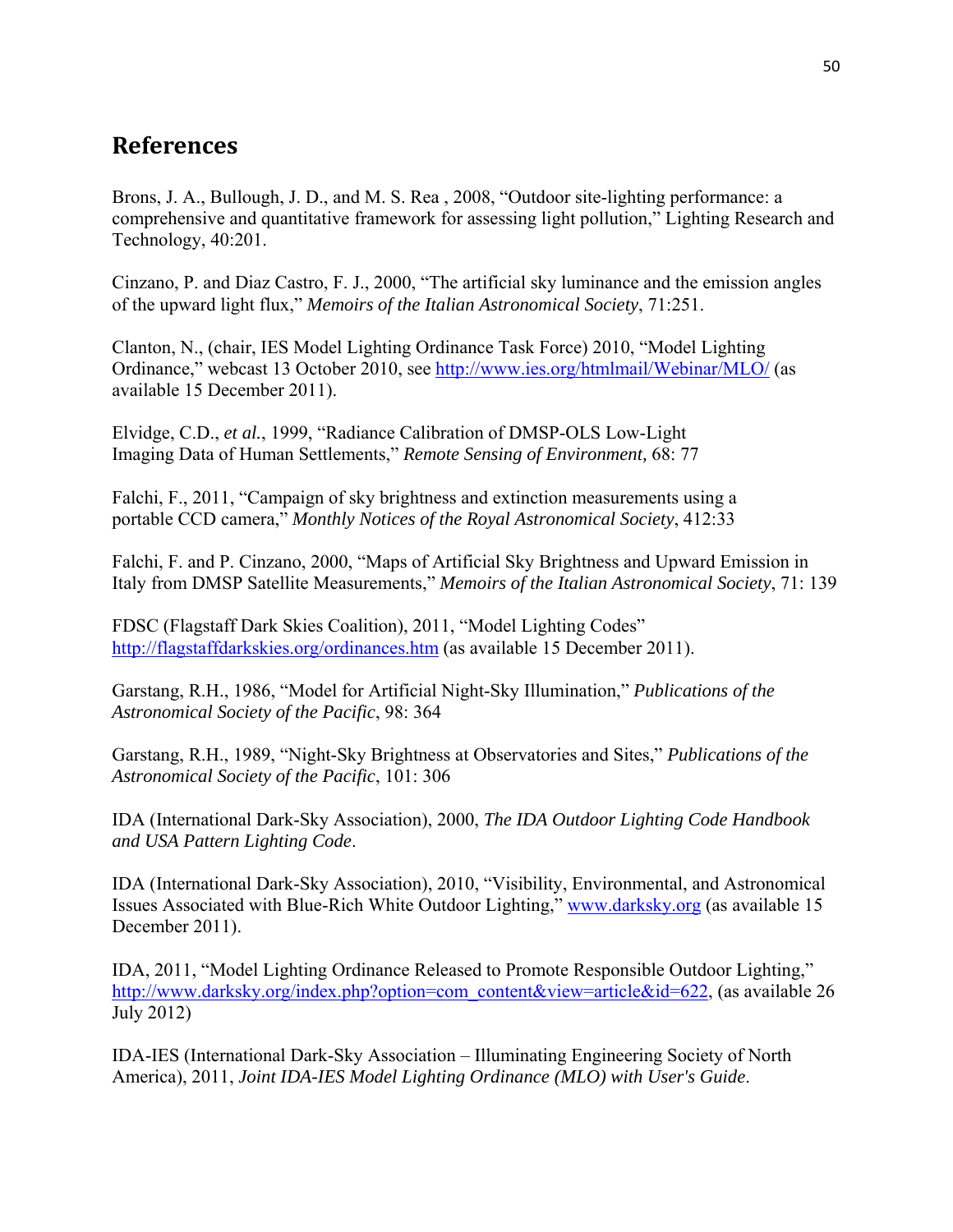## References

Brons, J. A., Bullough, J. D., and M. S. Rea , 2008, “Outdoor site-lighting performance: a comprehensive and quantitative framework for assessing light pollution,” Lighting Research and Technology, 40:201.

Cinzano, P. and Diaz Castro, F. J., 2000, “The artificial sky luminance and the emission angles of the upward light flux,” *Memoirs of the Italian Astronomical Society*, 71:251.

Clanton, N., (chair, IES Model Lighting Ordinance Task Force) 2010, “Model Lighting Ordinance,” webcast 13 October 2010, see http://www.ies.org/htmlmail/Webinar/MLO/ (as available 15 December 2011).

Elvidge, C.D., *et al.*, 1999, “Radiance Calibration of DMSP-OLS Low-Light Imaging Data of Human Settlements,” *Remote Sensing of Environment,* 68: 77

Falchi, F., 2011, “Campaign of sky brightness and extinction measurements using a portable CCD camera,” *Monthly Notices of the Royal Astronomical Society*, 412:33

Falchi, F. and P. Cinzano, 2000, “Maps of Artificial Sky Brightness and Upward Emission in Italy from DMSP Satellite Measurements,” *Memoirs of the Italian Astronomical Society*, 71: 139

FDSC (Flagstaff Dark Skies Coalition), 2011, “Model Lighting Codes” http://flagstaffdarkskies.org/ordinances.htm (as available 15 December 2011).

Garstang, R.H., 1986, “Model for Artificial Night-Sky Illumination,” *Publications of the Astronomical Society of the Pacific*, 98: 364

Garstang, R.H., 1989, “Night-Sky Brightness at Observatories and Sites,” *Publications of the Astronomical Society of the Pacific*, 101: 306

IDA (International Dark-Sky Association), 2000, *The IDA Outdoor Lighting Code Handbook and USA Pattern Lighting Code*.

IDA (International Dark-Sky Association), 2010, “Visibility, Environmental, and Astronomical Issues Associated with Blue-Rich White Outdoor Lighting,” www.darksky.org (as available 15 December 2011).

IDA, 2011, “Model Lighting Ordinance Released to Promote Responsible Outdoor Lighting,” http://www.darksky.org/index.php?option=com_content&view=article&id=622, (as available 26 July 2012)

IDA-IES (International Dark-Sky Association – Illuminating Engineering Society of North America), 2011, *Joint IDA-IES Model Lighting Ordinance (MLO) with User's Guide*.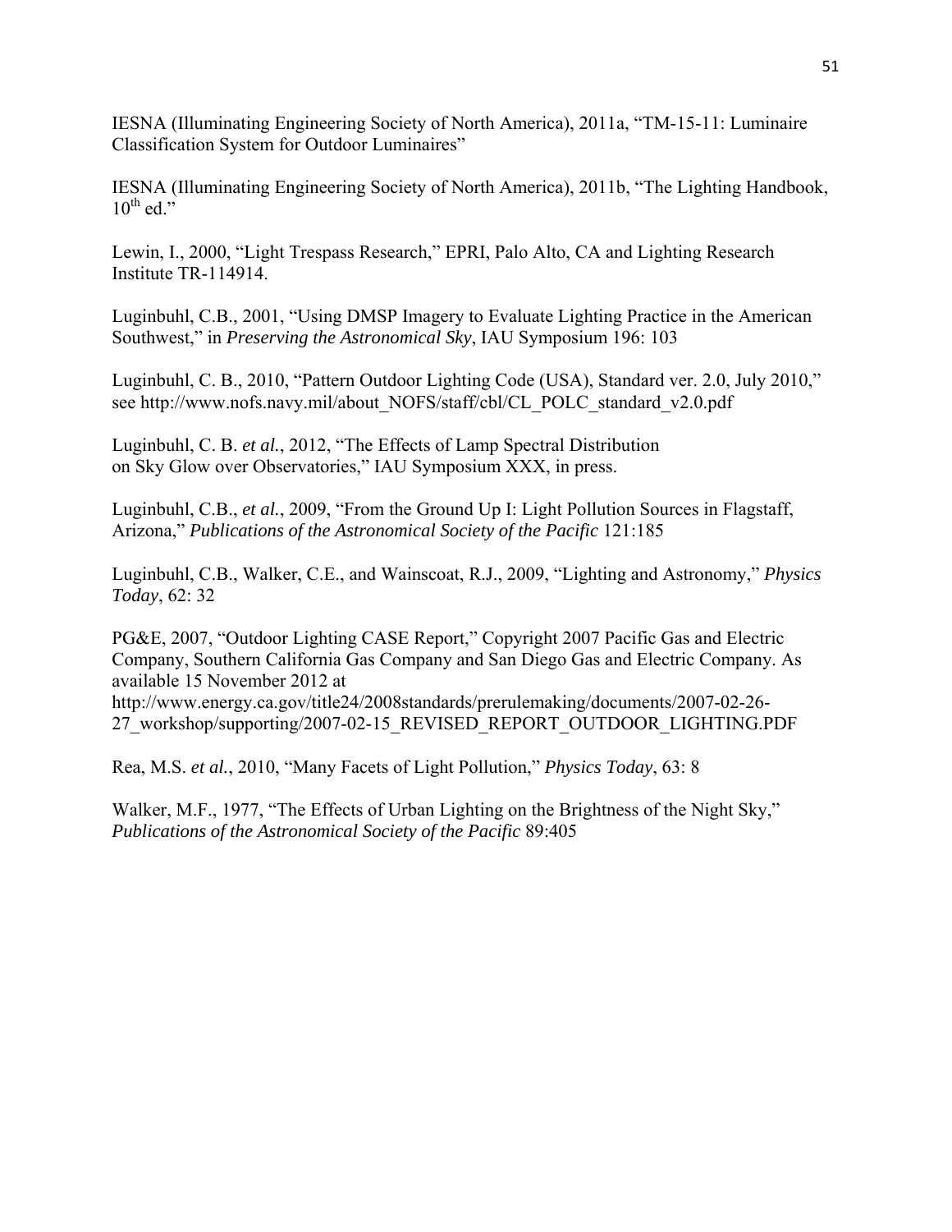IESNA (Illuminating Engineering Society of North America), 2011a, "TM-15-11: Luminaire Classification System for Outdoor Luminaires"

IESNA (Illuminating Engineering Society of North America), 2011b, "The Lighting Handbook, 10th ed."

Lewin, I., 2000, "Light Trespass Research," EPRI, Palo Alto, CA and Lighting Research Institute TR-114914.

Luginbuhl, C.B., 2001, "Using DMSP Imagery to Evaluate Lighting Practice in the American Southwest," in *Preserving the Astronomical Sky*, IAU Symposium 196: 103

Luginbuhl, C. B., 2010, "Pattern Outdoor Lighting Code (USA), Standard ver. 2.0, July 2010," see http://www.nofs.navy.mil/about_NOFS/staff/cbl/CL_POLC_standard_v2.0.pdf

Luginbuhl, C. B. *et al.*, 2012, "The Effects of Lamp Spectral Distribution on Sky Glow over Observatories," IAU Symposium XXX, in press.

Luginbuhl, C.B., *et al.*, 2009, "From the Ground Up I: Light Pollution Sources in Flagstaff, Arizona," *Publications of the Astronomical Society of the Pacific* 121:185

Luginbuhl, C.B., Walker, C.E., and Wainscoat, R.J., 2009, "Lighting and Astronomy," *Physics Today*, 62: 32

PG&E, 2007, "Outdoor Lighting CASE Report," Copyright 2007 Pacific Gas and Electric Company, Southern California Gas Company and San Diego Gas and Electric Company. As available 15 November 2012 at http://www.energy.ca.gov/title24/2008standards/prerulemaking/documents/2007-02-26-27_workshop/supporting/2007-02-15_REVISED_REPORT_OUTDOOR_LIGHTING.PDF

Rea, M.S. *et al.*, 2010, "Many Facets of Light Pollution," *Physics Today*, 63: 8

Walker, M.F., 1977, "The Effects of Urban Lighting on the Brightness of the Night Sky," *Publications of the Astronomical Society of the Pacific* 89:405